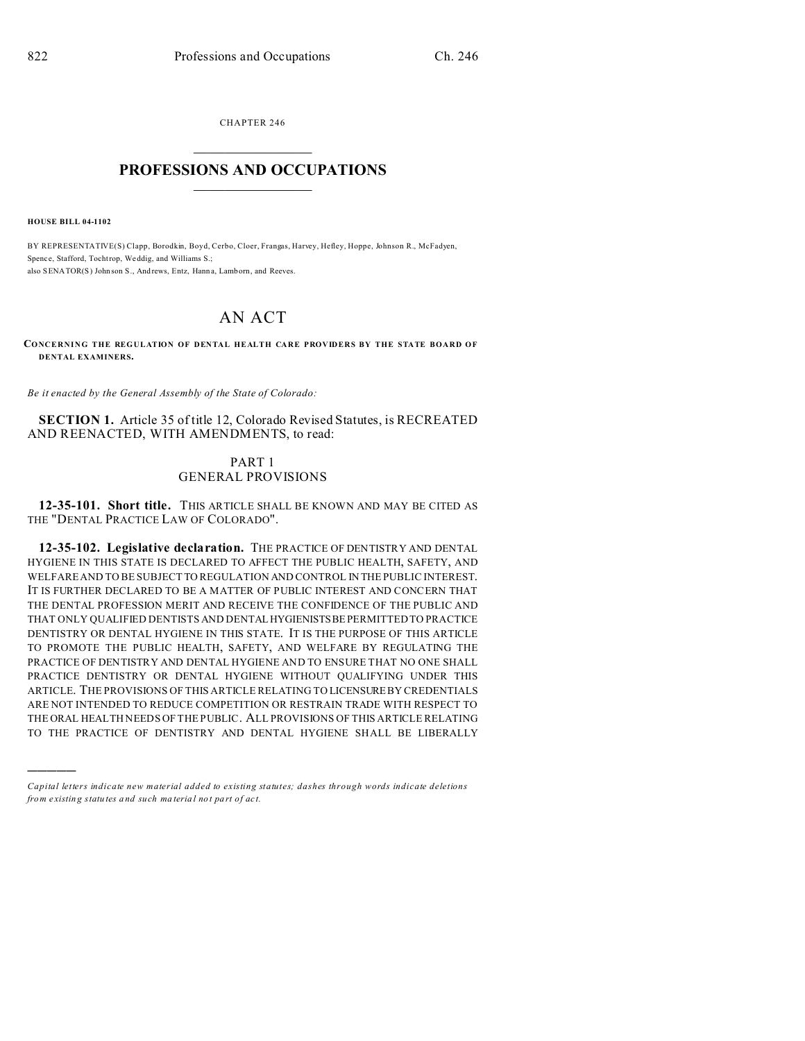CHAPTER 246

# PROFESSIONS AND OCCUPATIONS

**HOUSE BILL 04-1102**

BY REPRESENTATIVE(S) Clapp, Borodkin, Boyd, Cerbo, Cloer, Frangas, Harvey, Hefley, Hoppe, Johnson R., McFadyen, Spence, Stafford, Tochtrop, Weddig, and Williams S.;
also SENATOR(S) Johnson S., Andrews, Entz, Hanna, Lamborn, and Reeves.

# AN ACT

**CONCERNING THE REGULATION OF DENTAL HEALTH CARE PROVIDERS BY THE STATE BOARD OF DENTAL EXAMINERS.**

*Be it enacted by the General Assembly of the State of Colorado:*

**SECTION 1.** Article 35 of title 12, Colorado Revised Statutes, is RECREATED AND REENACTED, WITH AMENDMENTS, to read:

## PART 1
## GENERAL PROVISIONS

**12-35-101. Short title.** THIS ARTICLE SHALL BE KNOWN AND MAY BE CITED AS THE "DENTAL PRACTICE LAW OF COLORADO".

**12-35-102. Legislative declaration.** THE PRACTICE OF DENTISTRY AND DENTAL HYGIENE IN THIS STATE IS DECLARED TO AFFECT THE PUBLIC HEALTH, SAFETY, AND WELFARE AND TO BE SUBJECT TO REGULATION AND CONTROL IN THE PUBLIC INTEREST. IT IS FURTHER DECLARED TO BE A MATTER OF PUBLIC INTEREST AND CONCERN THAT THE DENTAL PROFESSION MERIT AND RECEIVE THE CONFIDENCE OF THE PUBLIC AND THAT ONLY QUALIFIED DENTISTS AND DENTAL HYGIENISTS BE PERMITTED TO PRACTICE DENTISTRY OR DENTAL HYGIENE IN THIS STATE. IT IS THE PURPOSE OF THIS ARTICLE TO PROMOTE THE PUBLIC HEALTH, SAFETY, AND WELFARE BY REGULATING THE PRACTICE OF DENTISTRY AND DENTAL HYGIENE AND TO ENSURE THAT NO ONE SHALL PRACTICE DENTISTRY OR DENTAL HYGIENE WITHOUT QUALIFYING UNDER THIS ARTICLE. THE PROVISIONS OF THIS ARTICLE RELATING TO LICENSURE BY CREDENTIALS ARE NOT INTENDED TO REDUCE COMPETITION OR RESTRAIN TRADE WITH RESPECT TO THE ORAL HEALTH NEEDS OF THE PUBLIC. ALL PROVISIONS OF THIS ARTICLE RELATING TO THE PRACTICE OF DENTISTRY AND DENTAL HYGIENE SHALL BE LIBERALLY

---

*Capital letters indicate new material added to existing statutes; dashes through words indicate deletions from existing statutes and such material not part of act.*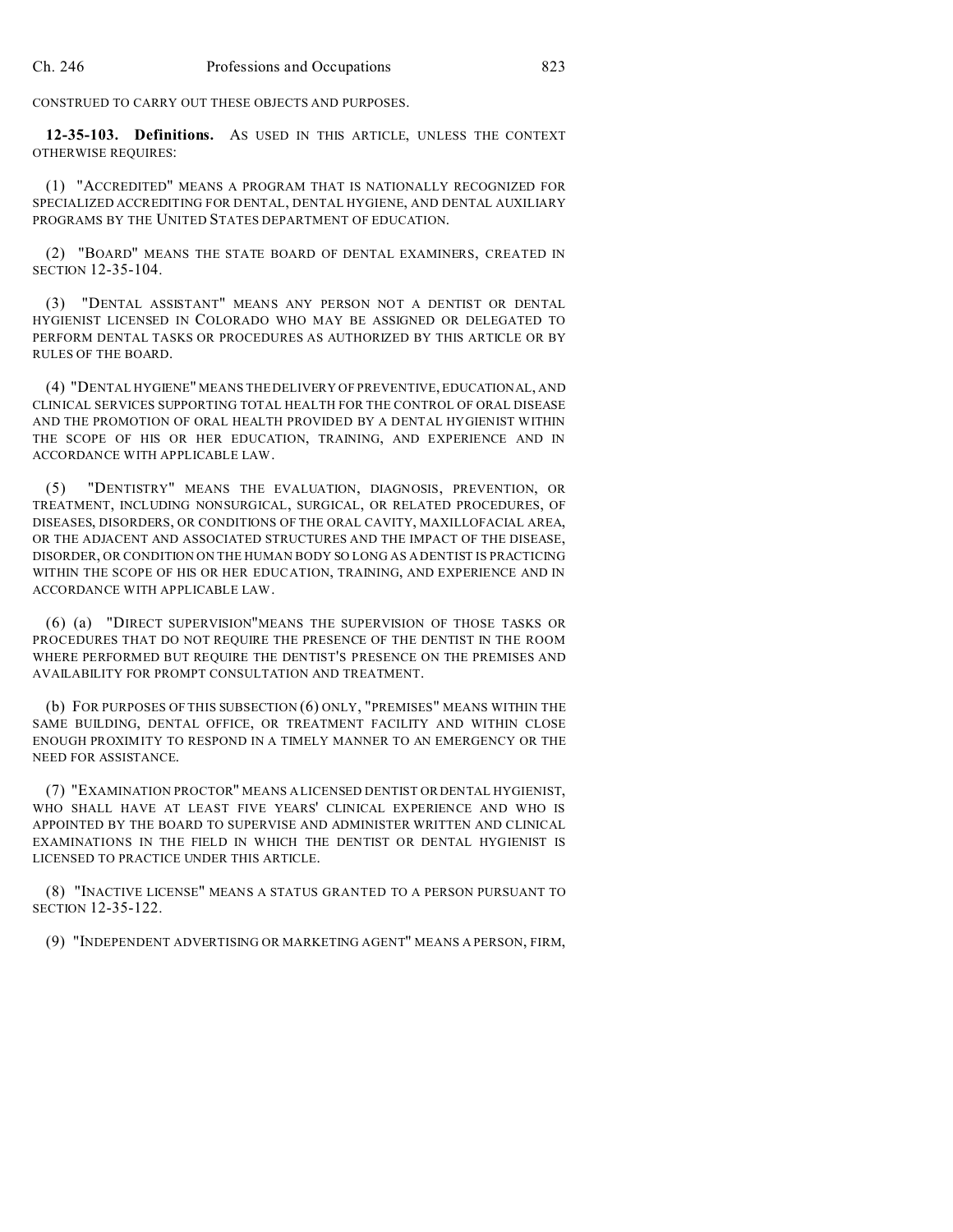CONSTRUED TO CARRY OUT THESE OBJECTS AND PURPOSES.

**12-35-103. Definitions.** AS USED IN THIS ARTICLE, UNLESS THE CONTEXT OTHERWISE REQUIRES:

(1) "ACCREDITED" MEANS A PROGRAM THAT IS NATIONALLY RECOGNIZED FOR SPECIALIZED ACCREDITING FOR DENTAL, DENTAL HYGIENE, AND DENTAL AUXILIARY PROGRAMS BY THE UNITED STATES DEPARTMENT OF EDUCATION.

(2) "BOARD" MEANS THE STATE BOARD OF DENTAL EXAMINERS, CREATED IN SECTION 12-35-104.

(3) "DENTAL ASSISTANT" MEANS ANY PERSON NOT A DENTIST OR DENTAL HYGIENIST LICENSED IN COLORADO WHO MAY BE ASSIGNED OR DELEGATED TO PERFORM DENTAL TASKS OR PROCEDURES AS AUTHORIZED BY THIS ARTICLE OR BY RULES OF THE BOARD.

(4) "DENTAL HYGIENE" MEANS THE DELIVERY OF PREVENTIVE, EDUCATIONAL, AND CLINICAL SERVICES SUPPORTING TOTAL HEALTH FOR THE CONTROL OF ORAL DISEASE AND THE PROMOTION OF ORAL HEALTH PROVIDED BY A DENTAL HYGIENIST WITHIN THE SCOPE OF HIS OR HER EDUCATION, TRAINING, AND EXPERIENCE AND IN ACCORDANCE WITH APPLICABLE LAW.

(5) "DENTISTRY" MEANS THE EVALUATION, DIAGNOSIS, PREVENTION, OR TREATMENT, INCLUDING NONSURGICAL, SURGICAL, OR RELATED PROCEDURES, OF DISEASES, DISORDERS, OR CONDITIONS OF THE ORAL CAVITY, MAXILLOFACIAL AREA, OR THE ADJACENT AND ASSOCIATED STRUCTURES AND THE IMPACT OF THE DISEASE, DISORDER, OR CONDITION ON THE HUMAN BODY SO LONG AS A DENTIST IS PRACTICING WITHIN THE SCOPE OF HIS OR HER EDUCATION, TRAINING, AND EXPERIENCE AND IN ACCORDANCE WITH APPLICABLE LAW.

(6) (a) "DIRECT SUPERVISION" MEANS THE SUPERVISION OF THOSE TASKS OR PROCEDURES THAT DO NOT REQUIRE THE PRESENCE OF THE DENTIST IN THE ROOM WHERE PERFORMED BUT REQUIRE THE DENTIST'S PRESENCE ON THE PREMISES AND AVAILABILITY FOR PROMPT CONSULTATION AND TREATMENT.

(b) FOR PURPOSES OF THIS SUBSECTION (6) ONLY, "PREMISES" MEANS WITHIN THE SAME BUILDING, DENTAL OFFICE, OR TREATMENT FACILITY AND WITHIN CLOSE ENOUGH PROXIMITY TO RESPOND IN A TIMELY MANNER TO AN EMERGENCY OR THE NEED FOR ASSISTANCE.

(7) "EXAMINATION PROCTOR" MEANS A LICENSED DENTIST OR DENTAL HYGIENIST, WHO SHALL HAVE AT LEAST FIVE YEARS' CLINICAL EXPERIENCE AND WHO IS APPOINTED BY THE BOARD TO SUPERVISE AND ADMINISTER WRITTEN AND CLINICAL EXAMINATIONS IN THE FIELD IN WHICH THE DENTIST OR DENTAL HYGIENIST IS LICENSED TO PRACTICE UNDER THIS ARTICLE.

(8) "INACTIVE LICENSE" MEANS A STATUS GRANTED TO A PERSON PURSUANT TO SECTION 12-35-122.

(9) "INDEPENDENT ADVERTISING OR MARKETING AGENT" MEANS A PERSON, FIRM,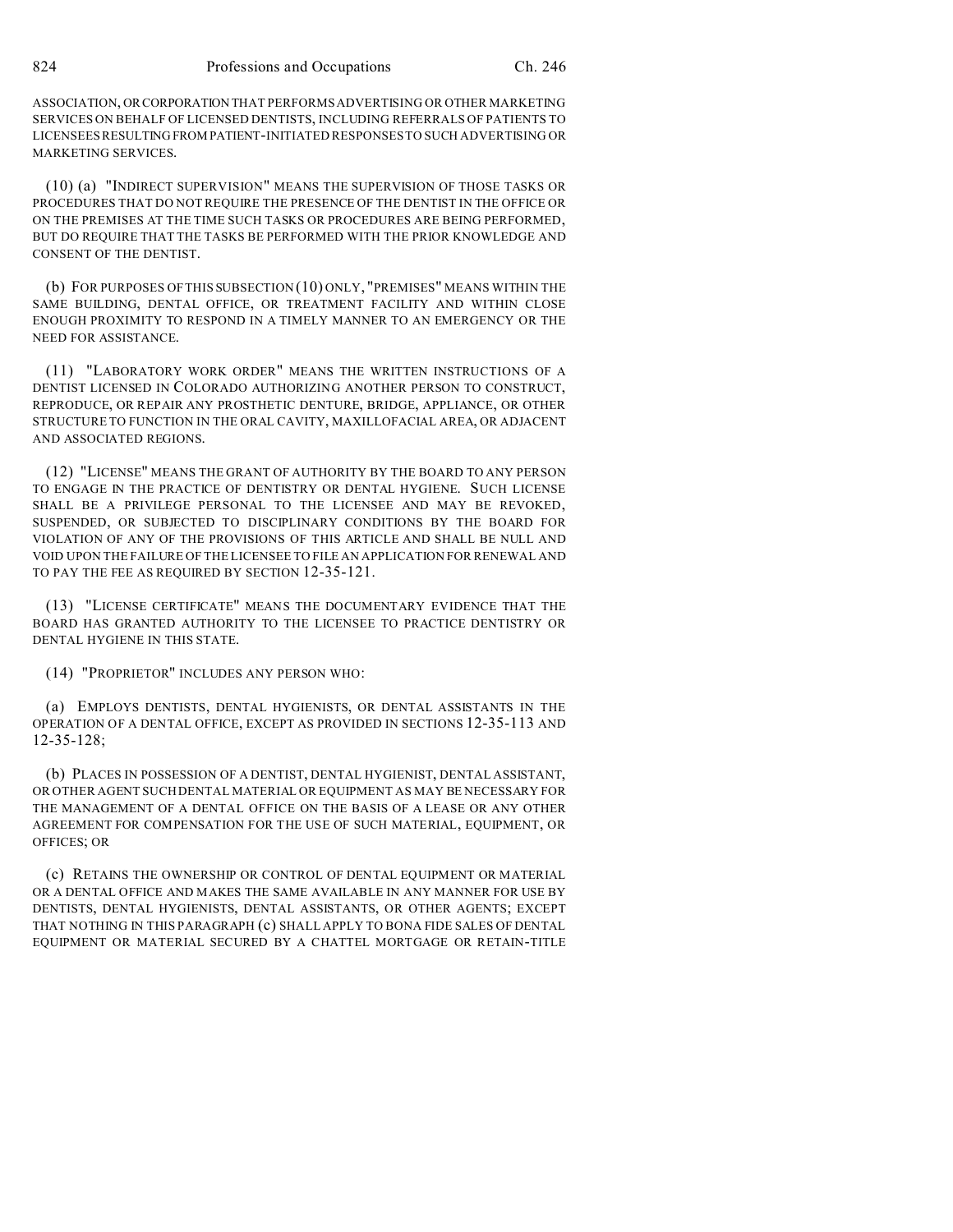ASSOCIATION, OR CORPORATION THAT PERFORMS ADVERTISING OR OTHER MARKETING SERVICES ON BEHALF OF LICENSED DENTISTS, INCLUDING REFERRALS OF PATIENTS TO LICENSEES RESULTING FROM PATIENT-INITIATED RESPONSES TO SUCH ADVERTISING OR MARKETING SERVICES.

(10) (a) "INDIRECT SUPERVISION" MEANS THE SUPERVISION OF THOSE TASKS OR PROCEDURES THAT DO NOT REQUIRE THE PRESENCE OF THE DENTIST IN THE OFFICE OR ON THE PREMISES AT THE TIME SUCH TASKS OR PROCEDURES ARE BEING PERFORMED, BUT DO REQUIRE THAT THE TASKS BE PERFORMED WITH THE PRIOR KNOWLEDGE AND CONSENT OF THE DENTIST.

(b) FOR PURPOSES OF THIS SUBSECTION (10) ONLY, "PREMISES" MEANS WITHIN THE SAME BUILDING, DENTAL OFFICE, OR TREATMENT FACILITY AND WITHIN CLOSE ENOUGH PROXIMITY TO RESPOND IN A TIMELY MANNER TO AN EMERGENCY OR THE NEED FOR ASSISTANCE.

(11) "LABORATORY WORK ORDER" MEANS THE WRITTEN INSTRUCTIONS OF A DENTIST LICENSED IN COLORADO AUTHORIZING ANOTHER PERSON TO CONSTRUCT, REPRODUCE, OR REPAIR ANY PROSTHETIC DENTURE, BRIDGE, APPLIANCE, OR OTHER STRUCTURE TO FUNCTION IN THE ORAL CAVITY, MAXILLOFACIAL AREA, OR ADJACENT AND ASSOCIATED REGIONS.

(12) "LICENSE" MEANS THE GRANT OF AUTHORITY BY THE BOARD TO ANY PERSON TO ENGAGE IN THE PRACTICE OF DENTISTRY OR DENTAL HYGIENE. SUCH LICENSE SHALL BE A PRIVILEGE PERSONAL TO THE LICENSEE AND MAY BE REVOKED, SUSPENDED, OR SUBJECTED TO DISCIPLINARY CONDITIONS BY THE BOARD FOR VIOLATION OF ANY OF THE PROVISIONS OF THIS ARTICLE AND SHALL BE NULL AND VOID UPON THE FAILURE OF THE LICENSEE TO FILE AN APPLICATION FOR RENEWAL AND TO PAY THE FEE AS REQUIRED BY SECTION 12-35-121.

(13) "LICENSE CERTIFICATE" MEANS THE DOCUMENTARY EVIDENCE THAT THE BOARD HAS GRANTED AUTHORITY TO THE LICENSEE TO PRACTICE DENTISTRY OR DENTAL HYGIENE IN THIS STATE.

(14) "PROPRIETOR" INCLUDES ANY PERSON WHO:

(a) EMPLOYS DENTISTS, DENTAL HYGIENISTS, OR DENTAL ASSISTANTS IN THE OPERATION OF A DENTAL OFFICE, EXCEPT AS PROVIDED IN SECTIONS 12-35-113 AND 12-35-128;

(b) PLACES IN POSSESSION OF A DENTIST, DENTAL HYGIENIST, DENTAL ASSISTANT, OR OTHER AGENT SUCH DENTAL MATERIAL OR EQUIPMENT AS MAY BE NECESSARY FOR THE MANAGEMENT OF A DENTAL OFFICE ON THE BASIS OF A LEASE OR ANY OTHER AGREEMENT FOR COMPENSATION FOR THE USE OF SUCH MATERIAL, EQUIPMENT, OR OFFICES; OR

(c) RETAINS THE OWNERSHIP OR CONTROL OF DENTAL EQUIPMENT OR MATERIAL OR A DENTAL OFFICE AND MAKES THE SAME AVAILABLE IN ANY MANNER FOR USE BY DENTISTS, DENTAL HYGIENISTS, DENTAL ASSISTANTS, OR OTHER AGENTS; EXCEPT THAT NOTHING IN THIS PARAGRAPH (c) SHALL APPLY TO BONA FIDE SALES OF DENTAL EQUIPMENT OR MATERIAL SECURED BY A CHATTEL MORTGAGE OR RETAIN-TITLE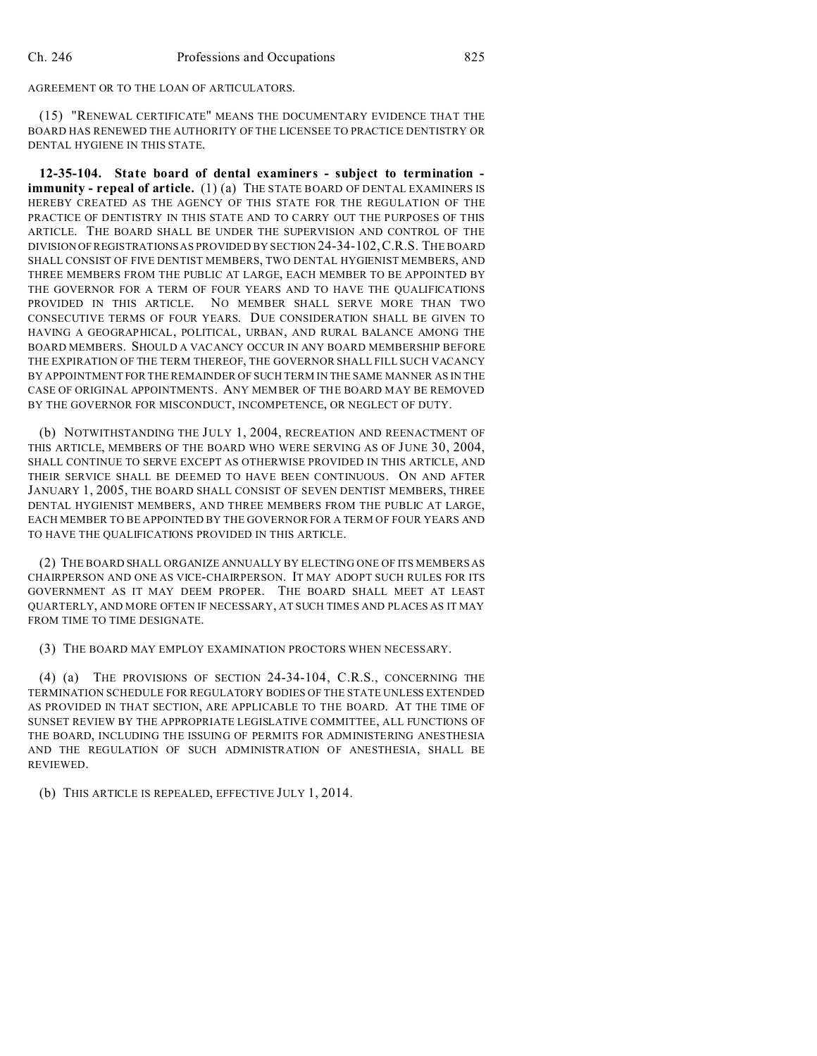AGREEMENT OR TO THE LOAN OF ARTICULATORS.

(15) "RENEWAL CERTIFICATE" MEANS THE DOCUMENTARY EVIDENCE THAT THE BOARD HAS RENEWED THE AUTHORITY OF THE LICENSEE TO PRACTICE DENTISTRY OR DENTAL HYGIENE IN THIS STATE.

**12-35-104. State board of dental examiners - subject to termination - immunity - repeal of article.** (1) (a) THE STATE BOARD OF DENTAL EXAMINERS IS HEREBY CREATED AS THE AGENCY OF THIS STATE FOR THE REGULATION OF THE PRACTICE OF DENTISTRY IN THIS STATE AND TO CARRY OUT THE PURPOSES OF THIS ARTICLE. THE BOARD SHALL BE UNDER THE SUPERVISION AND CONTROL OF THE DIVISION OF REGISTRATIONS AS PROVIDED BY SECTION 24-34-102, C.R.S. THE BOARD SHALL CONSIST OF FIVE DENTIST MEMBERS, TWO DENTAL HYGIENIST MEMBERS, AND THREE MEMBERS FROM THE PUBLIC AT LARGE, EACH MEMBER TO BE APPOINTED BY THE GOVERNOR FOR A TERM OF FOUR YEARS AND TO HAVE THE QUALIFICATIONS PROVIDED IN THIS ARTICLE. NO MEMBER SHALL SERVE MORE THAN TWO CONSECUTIVE TERMS OF FOUR YEARS. DUE CONSIDERATION SHALL BE GIVEN TO HAVING A GEOGRAPHICAL, POLITICAL, URBAN, AND RURAL BALANCE AMONG THE BOARD MEMBERS. SHOULD A VACANCY OCCUR IN ANY BOARD MEMBERSHIP BEFORE THE EXPIRATION OF THE TERM THEREOF, THE GOVERNOR SHALL FILL SUCH VACANCY BY APPOINTMENT FOR THE REMAINDER OF SUCH TERM IN THE SAME MANNER AS IN THE CASE OF ORIGINAL APPOINTMENTS. ANY MEMBER OF THE BOARD MAY BE REMOVED BY THE GOVERNOR FOR MISCONDUCT, INCOMPETENCE, OR NEGLECT OF DUTY.

(b) NOTWITHSTANDING THE JULY 1, 2004, RECREATION AND REENACTMENT OF THIS ARTICLE, MEMBERS OF THE BOARD WHO WERE SERVING AS OF JUNE 30, 2004, SHALL CONTINUE TO SERVE EXCEPT AS OTHERWISE PROVIDED IN THIS ARTICLE, AND THEIR SERVICE SHALL BE DEEMED TO HAVE BEEN CONTINUOUS. ON AND AFTER JANUARY 1, 2005, THE BOARD SHALL CONSIST OF SEVEN DENTIST MEMBERS, THREE DENTAL HYGIENIST MEMBERS, AND THREE MEMBERS FROM THE PUBLIC AT LARGE, EACH MEMBER TO BE APPOINTED BY THE GOVERNOR FOR A TERM OF FOUR YEARS AND TO HAVE THE QUALIFICATIONS PROVIDED IN THIS ARTICLE.

(2) THE BOARD SHALL ORGANIZE ANNUALLY BY ELECTING ONE OF ITS MEMBERS AS CHAIRPERSON AND ONE AS VICE-CHAIRPERSON. IT MAY ADOPT SUCH RULES FOR ITS GOVERNMENT AS IT MAY DEEM PROPER. THE BOARD SHALL MEET AT LEAST QUARTERLY, AND MORE OFTEN IF NECESSARY, AT SUCH TIMES AND PLACES AS IT MAY FROM TIME TO TIME DESIGNATE.

(3) THE BOARD MAY EMPLOY EXAMINATION PROCTORS WHEN NECESSARY.

(4) (a) THE PROVISIONS OF SECTION 24-34-104, C.R.S., CONCERNING THE TERMINATION SCHEDULE FOR REGULATORY BODIES OF THE STATE UNLESS EXTENDED AS PROVIDED IN THAT SECTION, ARE APPLICABLE TO THE BOARD. AT THE TIME OF SUNSET REVIEW BY THE APPROPRIATE LEGISLATIVE COMMITTEE, ALL FUNCTIONS OF THE BOARD, INCLUDING THE ISSUING OF PERMITS FOR ADMINISTERING ANESTHESIA AND THE REGULATION OF SUCH ADMINISTRATION OF ANESTHESIA, SHALL BE REVIEWED.

(b) THIS ARTICLE IS REPEALED, EFFECTIVE JULY 1, 2014.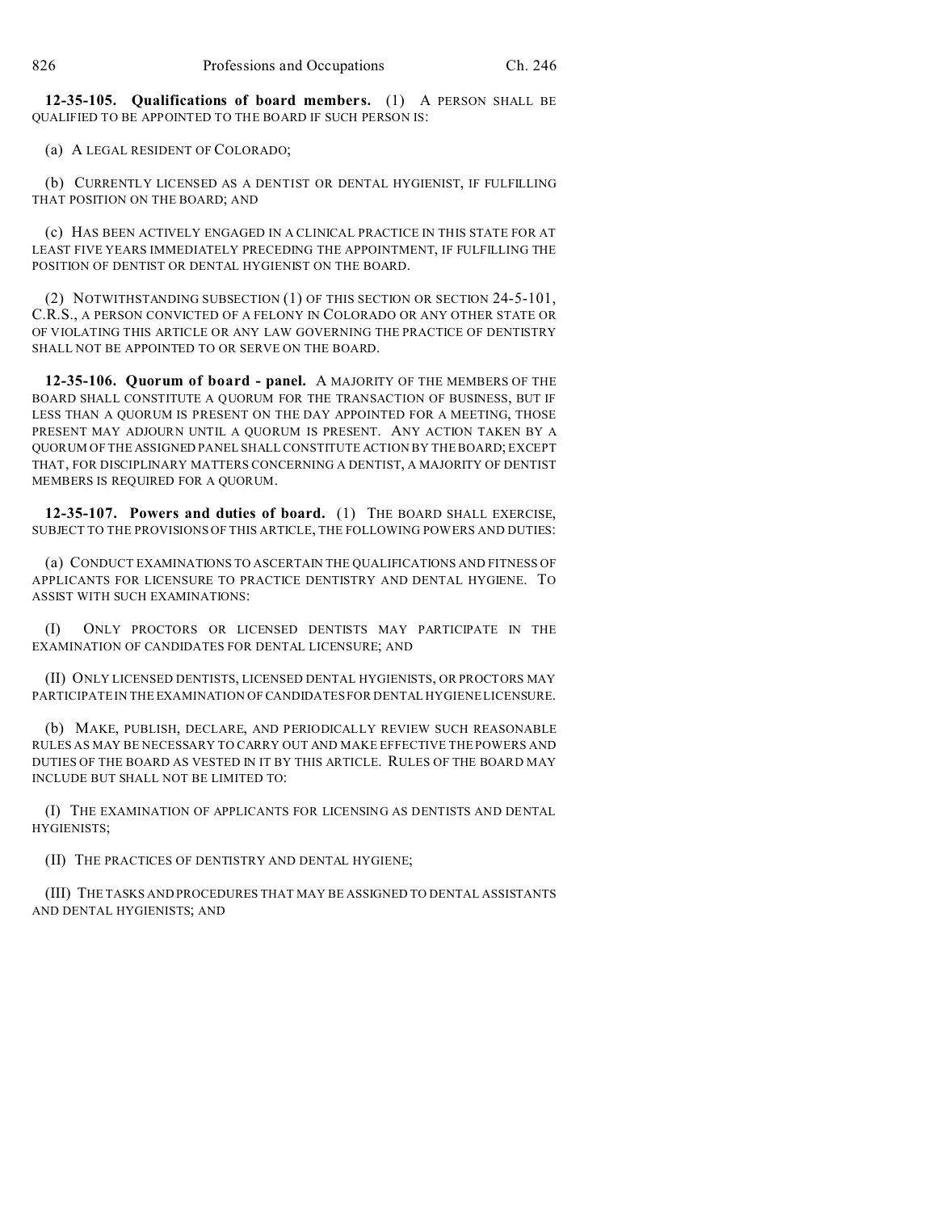**12-35-105. Qualifications of board members.** (1) A PERSON SHALL BE QUALIFIED TO BE APPOINTED TO THE BOARD IF SUCH PERSON IS:

(a) A LEGAL RESIDENT OF COLORADO;

(b) CURRENTLY LICENSED AS A DENTIST OR DENTAL HYGIENIST, IF FULFILLING THAT POSITION ON THE BOARD; AND

(c) HAS BEEN ACTIVELY ENGAGED IN A CLINICAL PRACTICE IN THIS STATE FOR AT LEAST FIVE YEARS IMMEDIATELY PRECEDING THE APPOINTMENT, IF FULFILLING THE POSITION OF DENTIST OR DENTAL HYGIENIST ON THE BOARD.

(2) NOTWITHSTANDING SUBSECTION (1) OF THIS SECTION OR SECTION 24-5-101, C.R.S., A PERSON CONVICTED OF A FELONY IN COLORADO OR ANY OTHER STATE OR OF VIOLATING THIS ARTICLE OR ANY LAW GOVERNING THE PRACTICE OF DENTISTRY SHALL NOT BE APPOINTED TO OR SERVE ON THE BOARD.

**12-35-106. Quorum of board - panel.** A MAJORITY OF THE MEMBERS OF THE BOARD SHALL CONSTITUTE A QUORUM FOR THE TRANSACTION OF BUSINESS, BUT IF LESS THAN A QUORUM IS PRESENT ON THE DAY APPOINTED FOR A MEETING, THOSE PRESENT MAY ADJOURN UNTIL A QUORUM IS PRESENT. ANY ACTION TAKEN BY A QUORUM OF THE ASSIGNED PANEL SHALL CONSTITUTE ACTION BY THE BOARD; EXCEPT THAT, FOR DISCIPLINARY MATTERS CONCERNING A DENTIST, A MAJORITY OF DENTIST MEMBERS IS REQUIRED FOR A QUORUM.

**12-35-107. Powers and duties of board.** (1) THE BOARD SHALL EXERCISE, SUBJECT TO THE PROVISIONS OF THIS ARTICLE, THE FOLLOWING POWERS AND DUTIES:

(a) CONDUCT EXAMINATIONS TO ASCERTAIN THE QUALIFICATIONS AND FITNESS OF APPLICANTS FOR LICENSURE TO PRACTICE DENTISTRY AND DENTAL HYGIENE. TO ASSIST WITH SUCH EXAMINATIONS:

(I) ONLY PROCTORS OR LICENSED DENTISTS MAY PARTICIPATE IN THE EXAMINATION OF CANDIDATES FOR DENTAL LICENSURE; AND

(II) ONLY LICENSED DENTISTS, LICENSED DENTAL HYGIENISTS, OR PROCTORS MAY PARTICIPATE IN THE EXAMINATION OF CANDIDATES FOR DENTAL HYGIENE LICENSURE.

(b) MAKE, PUBLISH, DECLARE, AND PERIODICALLY REVIEW SUCH REASONABLE RULES AS MAY BE NECESSARY TO CARRY OUT AND MAKE EFFECTIVE THE POWERS AND DUTIES OF THE BOARD AS VESTED IN IT BY THIS ARTICLE. RULES OF THE BOARD MAY INCLUDE BUT SHALL NOT BE LIMITED TO:

(I) THE EXAMINATION OF APPLICANTS FOR LICENSING AS DENTISTS AND DENTAL HYGIENISTS;

(II) THE PRACTICES OF DENTISTRY AND DENTAL HYGIENE;

(III) THE TASKS AND PROCEDURES THAT MAY BE ASSIGNED TO DENTAL ASSISTANTS AND DENTAL HYGIENISTS; AND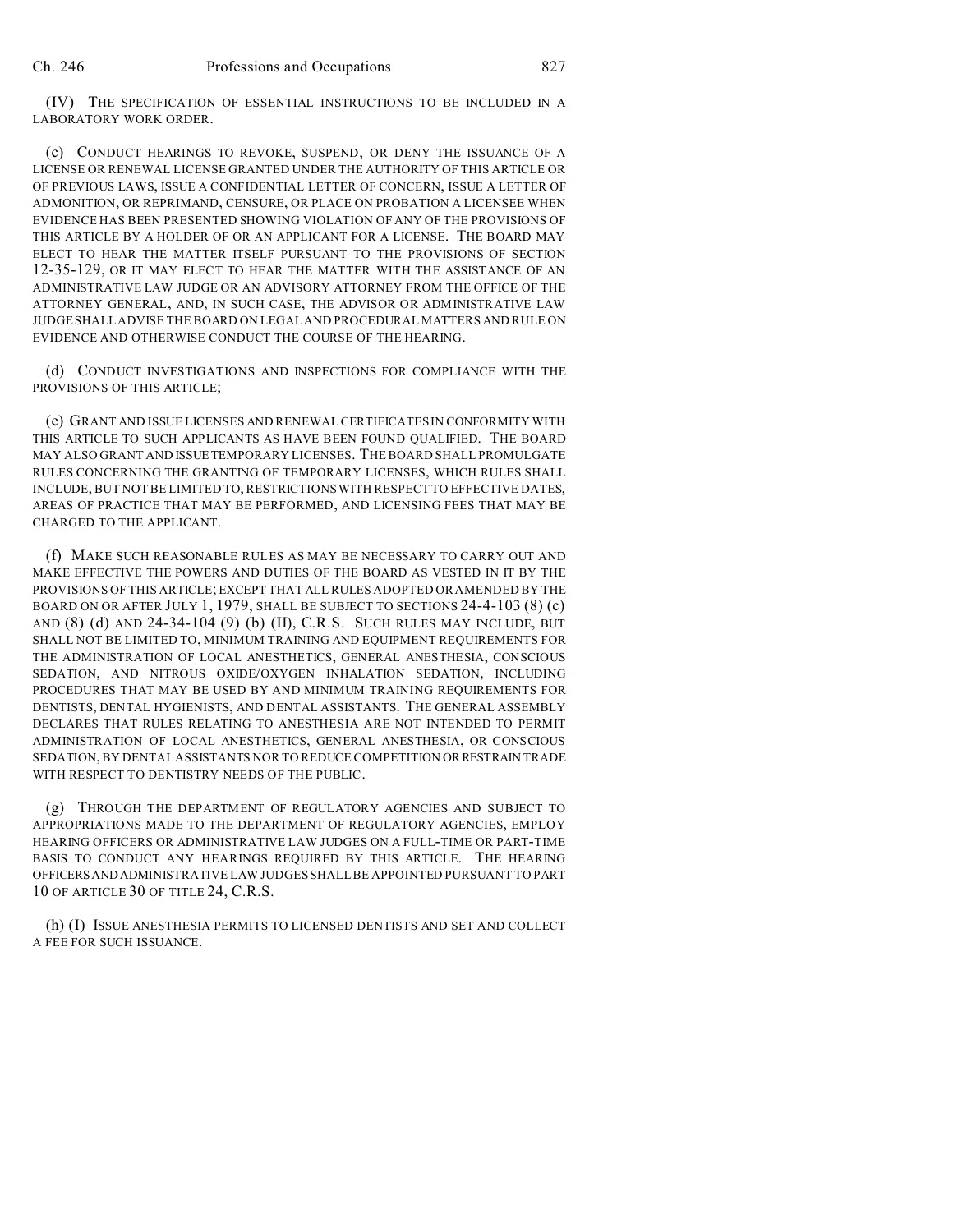(IV) THE SPECIFICATION OF ESSENTIAL INSTRUCTIONS TO BE INCLUDED IN A LABORATORY WORK ORDER.

(c) CONDUCT HEARINGS TO REVOKE, SUSPEND, OR DENY THE ISSUANCE OF A LICENSE OR RENEWAL LICENSE GRANTED UNDER THE AUTHORITY OF THIS ARTICLE OR OF PREVIOUS LAWS, ISSUE A CONFIDENTIAL LETTER OF CONCERN, ISSUE A LETTER OF ADMONITION, OR REPRIMAND, CENSURE, OR PLACE ON PROBATION A LICENSEE WHEN EVIDENCE HAS BEEN PRESENTED SHOWING VIOLATION OF ANY OF THE PROVISIONS OF THIS ARTICLE BY A HOLDER OF OR AN APPLICANT FOR A LICENSE. THE BOARD MAY ELECT TO HEAR THE MATTER ITSELF PURSUANT TO THE PROVISIONS OF SECTION 12-35-129, OR IT MAY ELECT TO HEAR THE MATTER WITH THE ASSISTANCE OF AN ADMINISTRATIVE LAW JUDGE OR AN ADVISORY ATTORNEY FROM THE OFFICE OF THE ATTORNEY GENERAL, AND, IN SUCH CASE, THE ADVISOR OR ADMINISTRATIVE LAW JUDGE SHALL ADVISE THE BOARD ON LEGAL AND PROCEDURAL MATTERS AND RULE ON EVIDENCE AND OTHERWISE CONDUCT THE COURSE OF THE HEARING.

(d) CONDUCT INVESTIGATIONS AND INSPECTIONS FOR COMPLIANCE WITH THE PROVISIONS OF THIS ARTICLE;

(e) GRANT AND ISSUE LICENSES AND RENEWAL CERTIFICATES IN CONFORMITY WITH THIS ARTICLE TO SUCH APPLICANTS AS HAVE BEEN FOUND QUALIFIED. THE BOARD MAY ALSO GRANT AND ISSUE TEMPORARY LICENSES. THE BOARD SHALL PROMULGATE RULES CONCERNING THE GRANTING OF TEMPORARY LICENSES, WHICH RULES SHALL INCLUDE, BUT NOT BE LIMITED TO, RESTRICTIONS WITH RESPECT TO EFFECTIVE DATES, AREAS OF PRACTICE THAT MAY BE PERFORMED, AND LICENSING FEES THAT MAY BE CHARGED TO THE APPLICANT.

(f) MAKE SUCH REASONABLE RULES AS MAY BE NECESSARY TO CARRY OUT AND MAKE EFFECTIVE THE POWERS AND DUTIES OF THE BOARD AS VESTED IN IT BY THE PROVISIONS OF THIS ARTICLE; EXCEPT THAT ALL RULES ADOPTED OR AMENDED BY THE BOARD ON OR AFTER JULY 1, 1979, SHALL BE SUBJECT TO SECTIONS 24-4-103 (8) (c) AND (8) (d) AND 24-34-104 (9) (b) (II), C.R.S. SUCH RULES MAY INCLUDE, BUT SHALL NOT BE LIMITED TO, MINIMUM TRAINING AND EQUIPMENT REQUIREMENTS FOR THE ADMINISTRATION OF LOCAL ANESTHETICS, GENERAL ANESTHESIA, CONSCIOUS SEDATION, AND NITROUS OXIDE/OXYGEN INHALATION SEDATION, INCLUDING PROCEDURES THAT MAY BE USED BY AND MINIMUM TRAINING REQUIREMENTS FOR DENTISTS, DENTAL HYGIENISTS, AND DENTAL ASSISTANTS. THE GENERAL ASSEMBLY DECLARES THAT RULES RELATING TO ANESTHESIA ARE NOT INTENDED TO PERMIT ADMINISTRATION OF LOCAL ANESTHETICS, GENERAL ANESTHESIA, OR CONSCIOUS SEDATION, BY DENTAL ASSISTANTS NOR TO REDUCE COMPETITION OR RESTRAIN TRADE WITH RESPECT TO DENTISTRY NEEDS OF THE PUBLIC.

(g) THROUGH THE DEPARTMENT OF REGULATORY AGENCIES AND SUBJECT TO APPROPRIATIONS MADE TO THE DEPARTMENT OF REGULATORY AGENCIES, EMPLOY HEARING OFFICERS OR ADMINISTRATIVE LAW JUDGES ON A FULL-TIME OR PART-TIME BASIS TO CONDUCT ANY HEARINGS REQUIRED BY THIS ARTICLE. THE HEARING OFFICERS AND ADMINISTRATIVE LAW JUDGES SHALL BE APPOINTED PURSUANT TO PART 10 OF ARTICLE 30 OF TITLE 24, C.R.S.

(h) (I) ISSUE ANESTHESIA PERMITS TO LICENSED DENTISTS AND SET AND COLLECT A FEE FOR SUCH ISSUANCE.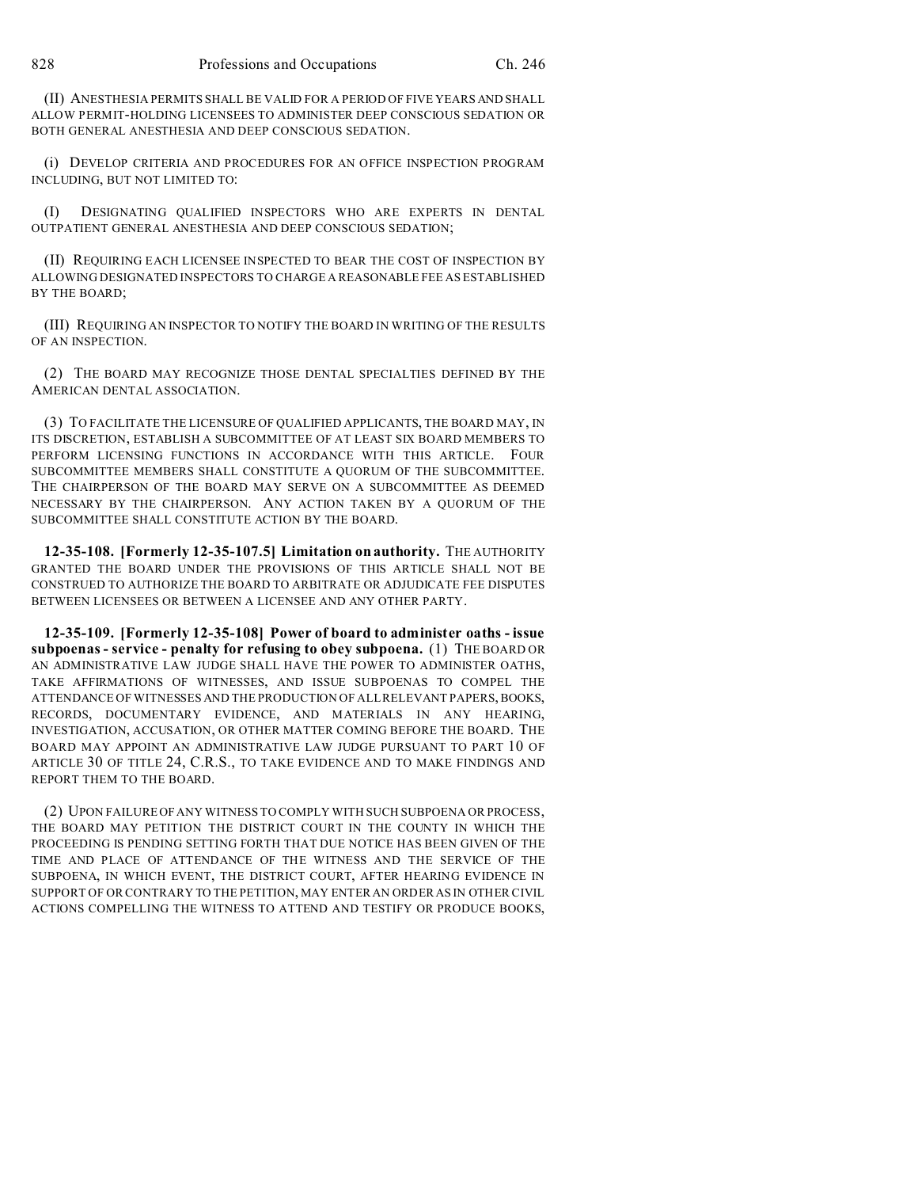(II) ANESTHESIA PERMITS SHALL BE VALID FOR A PERIOD OF FIVE YEARS AND SHALL ALLOW PERMIT-HOLDING LICENSEES TO ADMINISTER DEEP CONSCIOUS SEDATION OR BOTH GENERAL ANESTHESIA AND DEEP CONSCIOUS SEDATION.

(i) DEVELOP CRITERIA AND PROCEDURES FOR AN OFFICE INSPECTION PROGRAM INCLUDING, BUT NOT LIMITED TO:

(I) DESIGNATING QUALIFIED INSPECTORS WHO ARE EXPERTS IN DENTAL OUTPATIENT GENERAL ANESTHESIA AND DEEP CONSCIOUS SEDATION;

(II) REQUIRING EACH LICENSEE INSPECTED TO BEAR THE COST OF INSPECTION BY ALLOWING DESIGNATED INSPECTORS TO CHARGE A REASONABLE FEE AS ESTABLISHED BY THE BOARD;

(III) REQUIRING AN INSPECTOR TO NOTIFY THE BOARD IN WRITING OF THE RESULTS OF AN INSPECTION.

(2) THE BOARD MAY RECOGNIZE THOSE DENTAL SPECIALTIES DEFINED BY THE AMERICAN DENTAL ASSOCIATION.

(3) TO FACILITATE THE LICENSURE OF QUALIFIED APPLICANTS, THE BOARD MAY, IN ITS DISCRETION, ESTABLISH A SUBCOMMITTEE OF AT LEAST SIX BOARD MEMBERS TO PERFORM LICENSING FUNCTIONS IN ACCORDANCE WITH THIS ARTICLE. FOUR SUBCOMMITTEE MEMBERS SHALL CONSTITUTE A QUORUM OF THE SUBCOMMITTEE. THE CHAIRPERSON OF THE BOARD MAY SERVE ON A SUBCOMMITTEE AS DEEMED NECESSARY BY THE CHAIRPERSON. ANY ACTION TAKEN BY A QUORUM OF THE SUBCOMMITTEE SHALL CONSTITUTE ACTION BY THE BOARD.

**12-35-108. [Formerly 12-35-107.5] Limitation on authority.** THE AUTHORITY GRANTED THE BOARD UNDER THE PROVISIONS OF THIS ARTICLE SHALL NOT BE CONSTRUED TO AUTHORIZE THE BOARD TO ARBITRATE OR ADJUDICATE FEE DISPUTES BETWEEN LICENSEES OR BETWEEN A LICENSEE AND ANY OTHER PARTY.

**12-35-109. [Formerly 12-35-108] Power of board to administer oaths - issue subpoenas - service - penalty for refusing to obey subpoena.** (1) THE BOARD OR AN ADMINISTRATIVE LAW JUDGE SHALL HAVE THE POWER TO ADMINISTER OATHS, TAKE AFFIRMATIONS OF WITNESSES, AND ISSUE SUBPOENAS TO COMPEL THE ATTENDANCE OF WITNESSES AND THE PRODUCTION OF ALL RELEVANT PAPERS, BOOKS, RECORDS, DOCUMENTARY EVIDENCE, AND MATERIALS IN ANY HEARING, INVESTIGATION, ACCUSATION, OR OTHER MATTER COMING BEFORE THE BOARD. THE BOARD MAY APPOINT AN ADMINISTRATIVE LAW JUDGE PURSUANT TO PART 10 OF ARTICLE 30 OF TITLE 24, C.R.S., TO TAKE EVIDENCE AND TO MAKE FINDINGS AND REPORT THEM TO THE BOARD.

(2) UPON FAILURE OF ANY WITNESS TO COMPLY WITH SUCH SUBPOENA OR PROCESS, THE BOARD MAY PETITION THE DISTRICT COURT IN THE COUNTY IN WHICH THE PROCEEDING IS PENDING SETTING FORTH THAT DUE NOTICE HAS BEEN GIVEN OF THE TIME AND PLACE OF ATTENDANCE OF THE WITNESS AND THE SERVICE OF THE SUBPOENA, IN WHICH EVENT, THE DISTRICT COURT, AFTER HEARING EVIDENCE IN SUPPORT OF OR CONTRARY TO THE PETITION, MAY ENTER AN ORDER AS IN OTHER CIVIL ACTIONS COMPELLING THE WITNESS TO ATTEND AND TESTIFY OR PRODUCE BOOKS,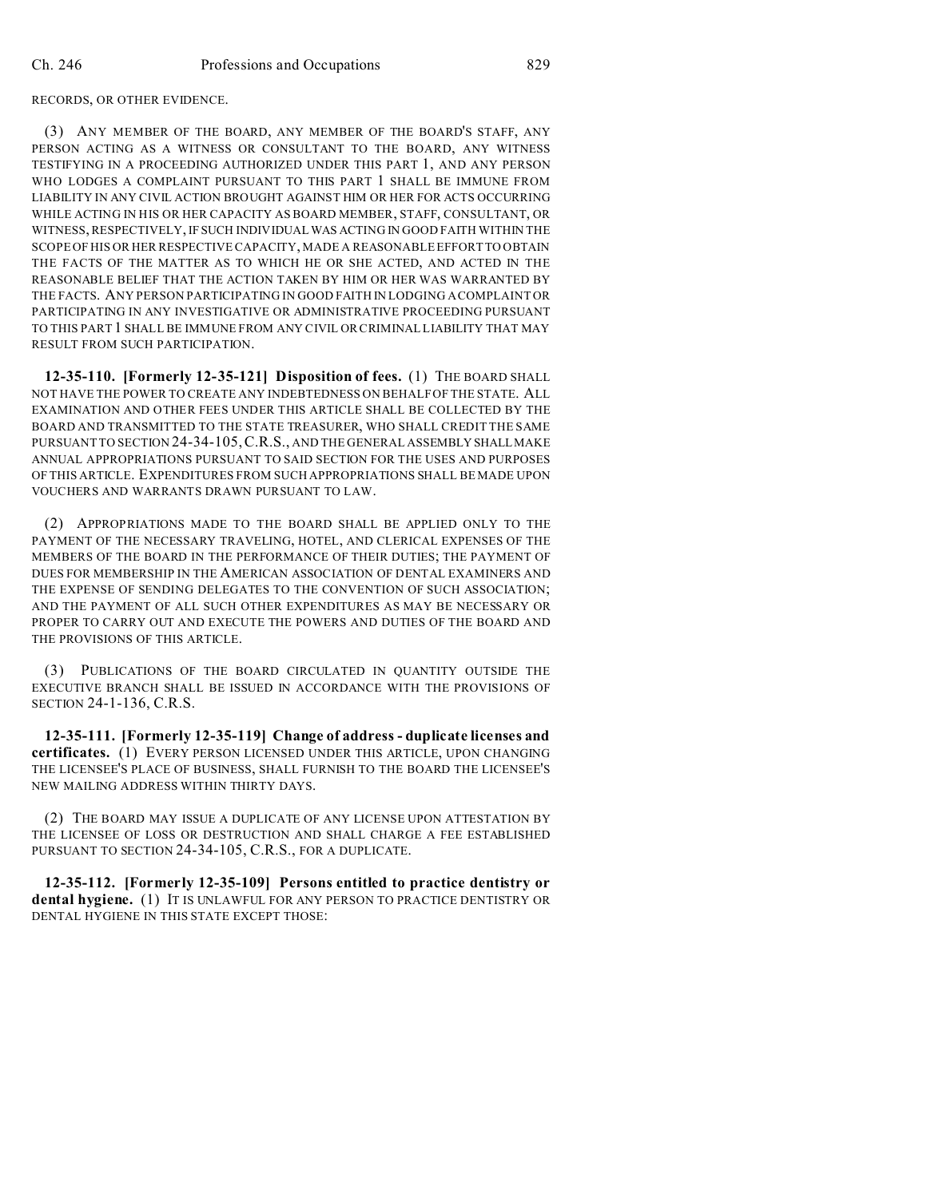RECORDS, OR OTHER EVIDENCE.

(3) ANY MEMBER OF THE BOARD, ANY MEMBER OF THE BOARD'S STAFF, ANY PERSON ACTING AS A WITNESS OR CONSULTANT TO THE BOARD, ANY WITNESS TESTIFYING IN A PROCEEDING AUTHORIZED UNDER THIS PART 1, AND ANY PERSON WHO LODGES A COMPLAINT PURSUANT TO THIS PART 1 SHALL BE IMMUNE FROM LIABILITY IN ANY CIVIL ACTION BROUGHT AGAINST HIM OR HER FOR ACTS OCCURRING WHILE ACTING IN HIS OR HER CAPACITY AS BOARD MEMBER, STAFF, CONSULTANT, OR WITNESS, RESPECTIVELY, IF SUCH INDIVIDUAL WAS ACTING IN GOOD FAITH WITHIN THE SCOPE OF HIS OR HER RESPECTIVE CAPACITY, MADE A REASONABLE EFFORT TO OBTAIN THE FACTS OF THE MATTER AS TO WHICH HE OR SHE ACTED, AND ACTED IN THE REASONABLE BELIEF THAT THE ACTION TAKEN BY HIM OR HER WAS WARRANTED BY THE FACTS. ANY PERSON PARTICIPATING IN GOOD FAITH IN LODGING A COMPLAINT OR PARTICIPATING IN ANY INVESTIGATIVE OR ADMINISTRATIVE PROCEEDING PURSUANT TO THIS PART 1 SHALL BE IMMUNE FROM ANY CIVIL OR CRIMINAL LIABILITY THAT MAY RESULT FROM SUCH PARTICIPATION.

**12-35-110. [Formerly 12-35-121] Disposition of fees.** (1) THE BOARD SHALL NOT HAVE THE POWER TO CREATE ANY INDEBTEDNESS ON BEHALF OF THE STATE. ALL EXAMINATION AND OTHER FEES UNDER THIS ARTICLE SHALL BE COLLECTED BY THE BOARD AND TRANSMITTED TO THE STATE TREASURER, WHO SHALL CREDIT THE SAME PURSUANT TO SECTION 24-34-105, C.R.S., AND THE GENERAL ASSEMBLY SHALL MAKE ANNUAL APPROPRIATIONS PURSUANT TO SAID SECTION FOR THE USES AND PURPOSES OF THIS ARTICLE. EXPENDITURES FROM SUCH APPROPRIATIONS SHALL BE MADE UPON VOUCHERS AND WARRANTS DRAWN PURSUANT TO LAW.

(2) APPROPRIATIONS MADE TO THE BOARD SHALL BE APPLIED ONLY TO THE PAYMENT OF THE NECESSARY TRAVELING, HOTEL, AND CLERICAL EXPENSES OF THE MEMBERS OF THE BOARD IN THE PERFORMANCE OF THEIR DUTIES; THE PAYMENT OF DUES FOR MEMBERSHIP IN THE AMERICAN ASSOCIATION OF DENTAL EXAMINERS AND THE EXPENSE OF SENDING DELEGATES TO THE CONVENTION OF SUCH ASSOCIATION; AND THE PAYMENT OF ALL SUCH OTHER EXPENDITURES AS MAY BE NECESSARY OR PROPER TO CARRY OUT AND EXECUTE THE POWERS AND DUTIES OF THE BOARD AND THE PROVISIONS OF THIS ARTICLE.

(3) PUBLICATIONS OF THE BOARD CIRCULATED IN QUANTITY OUTSIDE THE EXECUTIVE BRANCH SHALL BE ISSUED IN ACCORDANCE WITH THE PROVISIONS OF SECTION 24-1-136, C.R.S.

**12-35-111. [Formerly 12-35-119] Change of address - duplicate licenses and certificates.** (1) EVERY PERSON LICENSED UNDER THIS ARTICLE, UPON CHANGING THE LICENSEE'S PLACE OF BUSINESS, SHALL FURNISH TO THE BOARD THE LICENSEE'S NEW MAILING ADDRESS WITHIN THIRTY DAYS.

(2) THE BOARD MAY ISSUE A DUPLICATE OF ANY LICENSE UPON ATTESTATION BY THE LICENSEE OF LOSS OR DESTRUCTION AND SHALL CHARGE A FEE ESTABLISHED PURSUANT TO SECTION 24-34-105, C.R.S., FOR A DUPLICATE.

**12-35-112. [Formerly 12-35-109] Persons entitled to practice dentistry or dental hygiene.** (1) IT IS UNLAWFUL FOR ANY PERSON TO PRACTICE DENTISTRY OR DENTAL HYGIENE IN THIS STATE EXCEPT THOSE: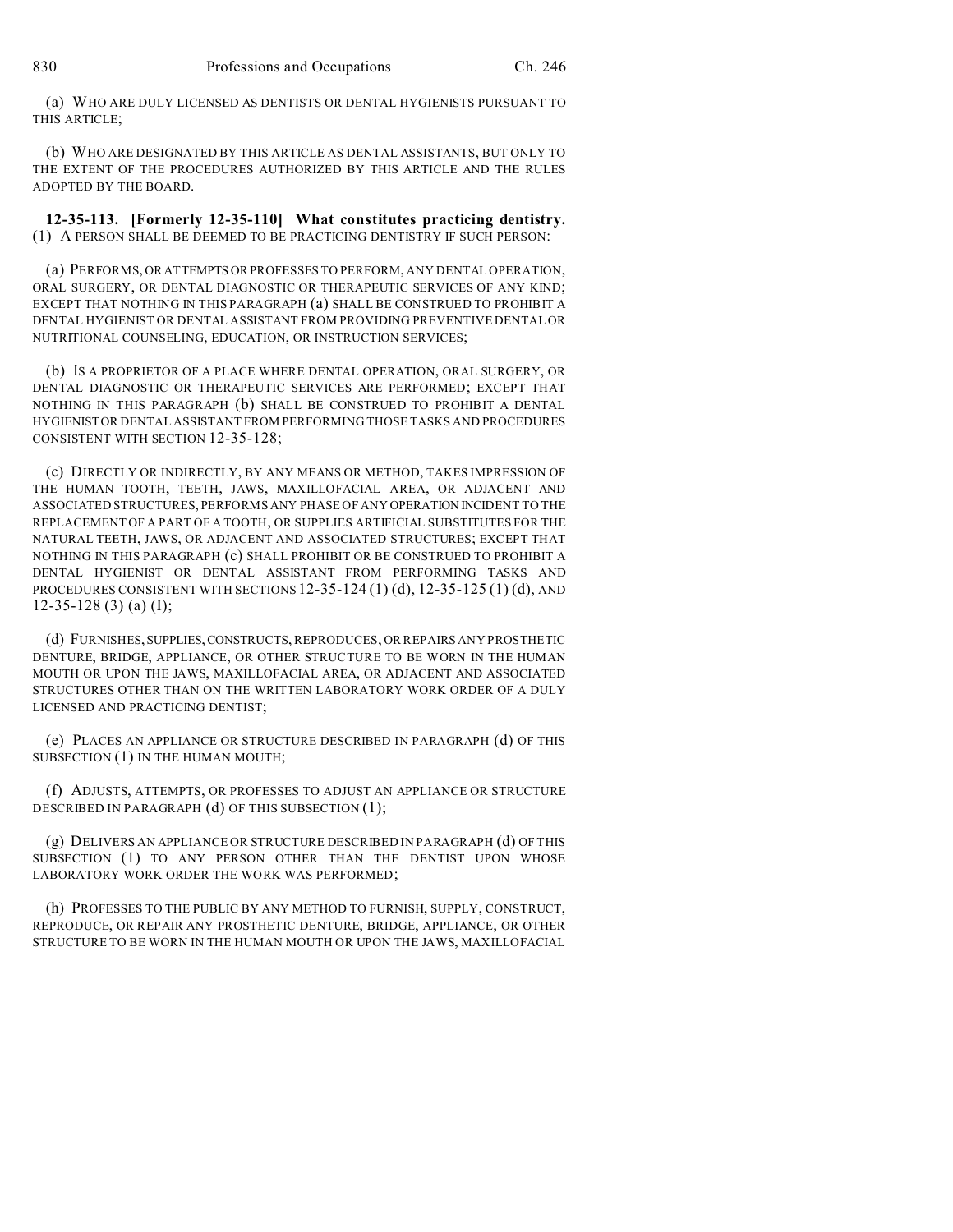(a) WHO ARE DULY LICENSED AS DENTISTS OR DENTAL HYGIENISTS PURSUANT TO THIS ARTICLE;

(b) WHO ARE DESIGNATED BY THIS ARTICLE AS DENTAL ASSISTANTS, BUT ONLY TO THE EXTENT OF THE PROCEDURES AUTHORIZED BY THIS ARTICLE AND THE RULES ADOPTED BY THE BOARD.

**12-35-113. [Formerly 12-35-110] What constitutes practicing dentistry.** (1) A PERSON SHALL BE DEEMED TO BE PRACTICING DENTISTRY IF SUCH PERSON:

(a) PERFORMS, OR ATTEMPTS OR PROFESSES TO PERFORM, ANY DENTAL OPERATION, ORAL SURGERY, OR DENTAL DIAGNOSTIC OR THERAPEUTIC SERVICES OF ANY KIND; EXCEPT THAT NOTHING IN THIS PARAGRAPH (a) SHALL BE CONSTRUED TO PROHIBIT A DENTAL HYGIENIST OR DENTAL ASSISTANT FROM PROVIDING PREVENTIVE DENTAL OR NUTRITIONAL COUNSELING, EDUCATION, OR INSTRUCTION SERVICES;

(b) IS A PROPRIETOR OF A PLACE WHERE DENTAL OPERATION, ORAL SURGERY, OR DENTAL DIAGNOSTIC OR THERAPEUTIC SERVICES ARE PERFORMED; EXCEPT THAT NOTHING IN THIS PARAGRAPH (b) SHALL BE CONSTRUED TO PROHIBIT A DENTAL HYGIENIST OR DENTAL ASSISTANT FROM PERFORMING THOSE TASKS AND PROCEDURES CONSISTENT WITH SECTION 12-35-128;

(c) DIRECTLY OR INDIRECTLY, BY ANY MEANS OR METHOD, TAKES IMPRESSION OF THE HUMAN TOOTH, TEETH, JAWS, MAXILLOFACIAL AREA, OR ADJACENT AND ASSOCIATED STRUCTURES, PERFORMS ANY PHASE OF ANY OPERATION INCIDENT TO THE REPLACEMENT OF A PART OF A TOOTH, OR SUPPLIES ARTIFICIAL SUBSTITUTES FOR THE NATURAL TEETH, JAWS, OR ADJACENT AND ASSOCIATED STRUCTURES; EXCEPT THAT NOTHING IN THIS PARAGRAPH (c) SHALL PROHIBIT OR BE CONSTRUED TO PROHIBIT A DENTAL HYGIENIST OR DENTAL ASSISTANT FROM PERFORMING TASKS AND PROCEDURES CONSISTENT WITH SECTIONS 12-35-124 (1) (d), 12-35-125 (1) (d), AND 12-35-128 (3) (a) (I);

(d) FURNISHES, SUPPLIES, CONSTRUCTS, REPRODUCES, OR REPAIRS ANY PROSTHETIC DENTURE, BRIDGE, APPLIANCE, OR OTHER STRUCTURE TO BE WORN IN THE HUMAN MOUTH OR UPON THE JAWS, MAXILLOFACIAL AREA, OR ADJACENT AND ASSOCIATED STRUCTURES OTHER THAN ON THE WRITTEN LABORATORY WORK ORDER OF A DULY LICENSED AND PRACTICING DENTIST;

(e) PLACES AN APPLIANCE OR STRUCTURE DESCRIBED IN PARAGRAPH (d) OF THIS SUBSECTION (1) IN THE HUMAN MOUTH;

(f) ADJUSTS, ATTEMPTS, OR PROFESSES TO ADJUST AN APPLIANCE OR STRUCTURE DESCRIBED IN PARAGRAPH (d) OF THIS SUBSECTION (1);

(g) DELIVERS AN APPLIANCE OR STRUCTURE DESCRIBED IN PARAGRAPH (d) OF THIS SUBSECTION (1) TO ANY PERSON OTHER THAN THE DENTIST UPON WHOSE LABORATORY WORK ORDER THE WORK WAS PERFORMED;

(h) PROFESSES TO THE PUBLIC BY ANY METHOD TO FURNISH, SUPPLY, CONSTRUCT, REPRODUCE, OR REPAIR ANY PROSTHETIC DENTURE, BRIDGE, APPLIANCE, OR OTHER STRUCTURE TO BE WORN IN THE HUMAN MOUTH OR UPON THE JAWS, MAXILLOFACIAL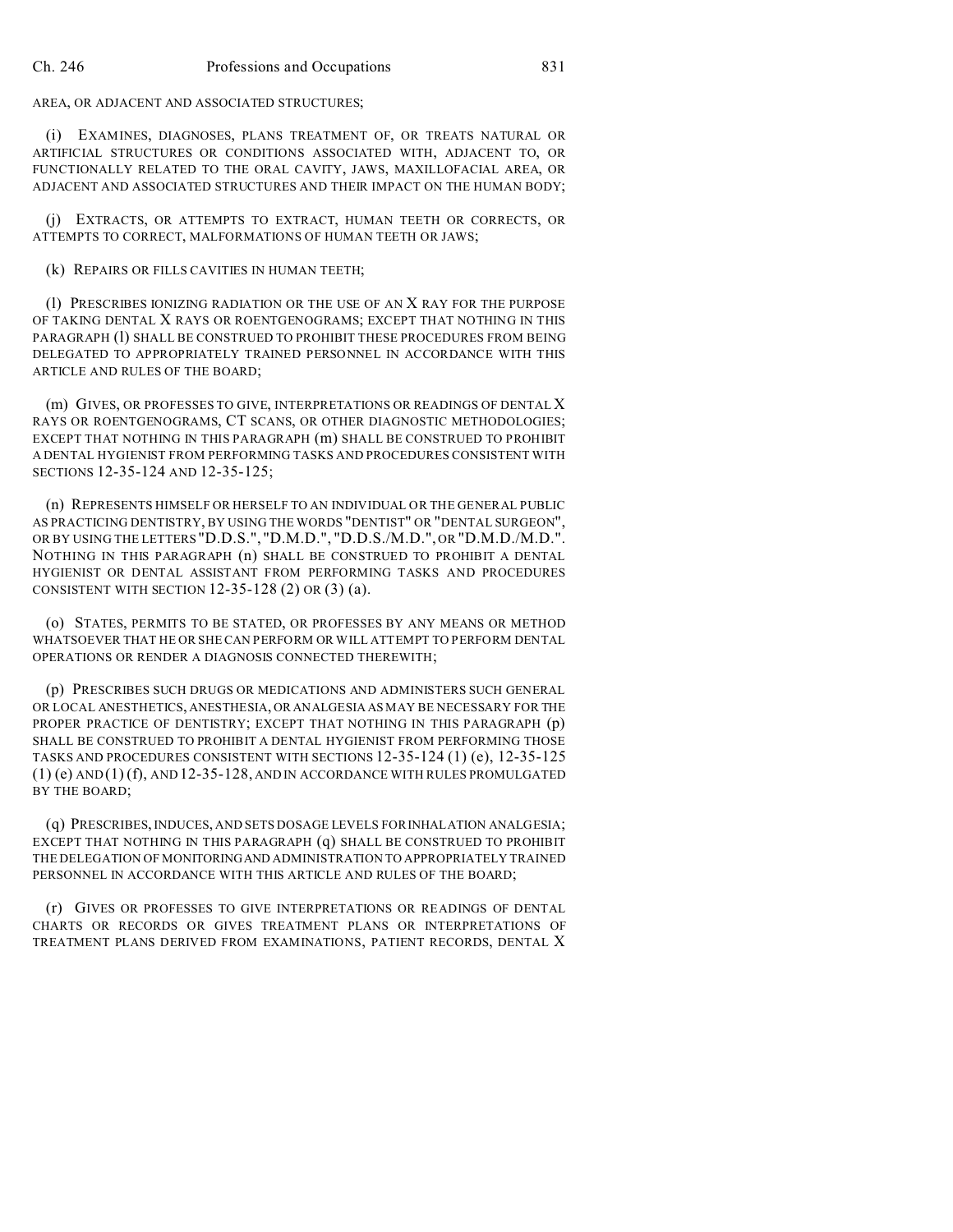AREA, OR ADJACENT AND ASSOCIATED STRUCTURES;

(i) EXAMINES, DIAGNOSES, PLANS TREATMENT OF, OR TREATS NATURAL OR ARTIFICIAL STRUCTURES OR CONDITIONS ASSOCIATED WITH, ADJACENT TO, OR FUNCTIONALLY RELATED TO THE ORAL CAVITY, JAWS, MAXILLOFACIAL AREA, OR ADJACENT AND ASSOCIATED STRUCTURES AND THEIR IMPACT ON THE HUMAN BODY;

(j) EXTRACTS, OR ATTEMPTS TO EXTRACT, HUMAN TEETH OR CORRECTS, OR ATTEMPTS TO CORRECT, MALFORMATIONS OF HUMAN TEETH OR JAWS;

(k) REPAIRS OR FILLS CAVITIES IN HUMAN TEETH;

(l) PRESCRIBES IONIZING RADIATION OR THE USE OF AN X RAY FOR THE PURPOSE OF TAKING DENTAL X RAYS OR ROENTGENOGRAMS; EXCEPT THAT NOTHING IN THIS PARAGRAPH (l) SHALL BE CONSTRUED TO PROHIBIT THESE PROCEDURES FROM BEING DELEGATED TO APPROPRIATELY TRAINED PERSONNEL IN ACCORDANCE WITH THIS ARTICLE AND RULES OF THE BOARD;

(m) GIVES, OR PROFESSES TO GIVE, INTERPRETATIONS OR READINGS OF DENTAL X RAYS OR ROENTGENOGRAMS, CT SCANS, OR OTHER DIAGNOSTIC METHODOLOGIES; EXCEPT THAT NOTHING IN THIS PARAGRAPH (m) SHALL BE CONSTRUED TO PROHIBIT A DENTAL HYGIENIST FROM PERFORMING TASKS AND PROCEDURES CONSISTENT WITH SECTIONS 12-35-124 AND 12-35-125;

(n) REPRESENTS HIMSELF OR HERSELF TO AN INDIVIDUAL OR THE GENERAL PUBLIC AS PRACTICING DENTISTRY, BY USING THE WORDS "DENTIST" OR "DENTAL SURGEON", OR BY USING THE LETTERS "D.D.S.", "D.M.D.", "D.D.S./M.D.", OR "D.M.D./M.D.". NOTHING IN THIS PARAGRAPH (n) SHALL BE CONSTRUED TO PROHIBIT A DENTAL HYGIENIST OR DENTAL ASSISTANT FROM PERFORMING TASKS AND PROCEDURES CONSISTENT WITH SECTION 12-35-128 (2) OR (3) (a).

(o) STATES, PERMITS TO BE STATED, OR PROFESSES BY ANY MEANS OR METHOD WHATSOEVER THAT HE OR SHE CAN PERFORM OR WILL ATTEMPT TO PERFORM DENTAL OPERATIONS OR RENDER A DIAGNOSIS CONNECTED THEREWITH;

(p) PRESCRIBES SUCH DRUGS OR MEDICATIONS AND ADMINISTERS SUCH GENERAL OR LOCAL ANESTHETICS, ANESTHESIA, OR ANALGESIA AS MAY BE NECESSARY FOR THE PROPER PRACTICE OF DENTISTRY; EXCEPT THAT NOTHING IN THIS PARAGRAPH (p) SHALL BE CONSTRUED TO PROHIBIT A DENTAL HYGIENIST FROM PERFORMING THOSE TASKS AND PROCEDURES CONSISTENT WITH SECTIONS 12-35-124 (1) (e), 12-35-125 (1) (e) AND (1) (f), AND 12-35-128, AND IN ACCORDANCE WITH RULES PROMULGATED BY THE BOARD;

(q) PRESCRIBES, INDUCES, AND SETS DOSAGE LEVELS FOR INHALATION ANALGESIA; EXCEPT THAT NOTHING IN THIS PARAGRAPH (q) SHALL BE CONSTRUED TO PROHIBIT THE DELEGATION OF MONITORING AND ADMINISTRATION TO APPROPRIATELY TRAINED PERSONNEL IN ACCORDANCE WITH THIS ARTICLE AND RULES OF THE BOARD;

(r) GIVES OR PROFESSES TO GIVE INTERPRETATIONS OR READINGS OF DENTAL CHARTS OR RECORDS OR GIVES TREATMENT PLANS OR INTERPRETATIONS OF TREATMENT PLANS DERIVED FROM EXAMINATIONS, PATIENT RECORDS, DENTAL X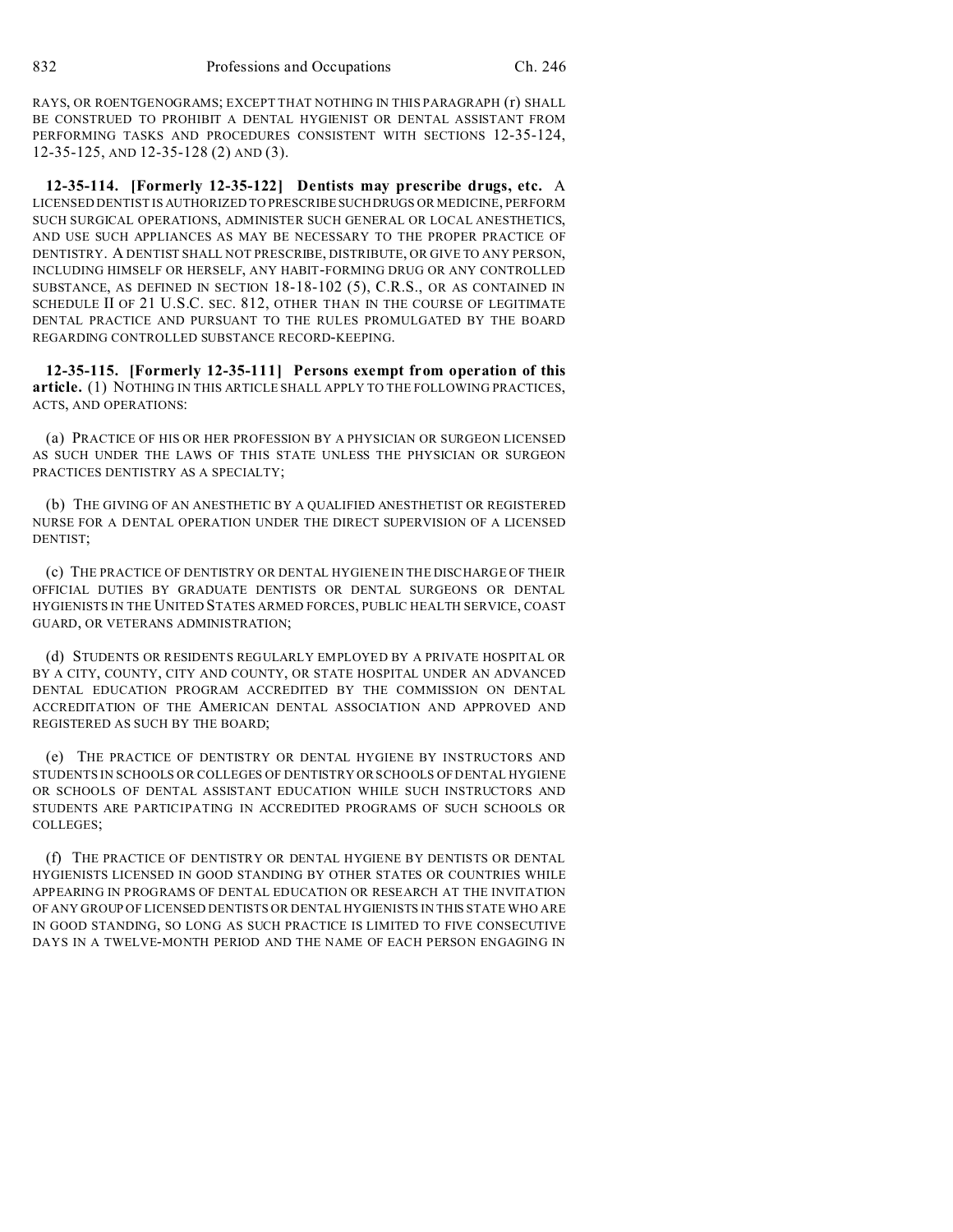RAYS, OR ROENTGENOGRAMS; EXCEPT THAT NOTHING IN THIS PARAGRAPH (r) SHALL BE CONSTRUED TO PROHIBIT A DENTAL HYGIENIST OR DENTAL ASSISTANT FROM PERFORMING TASKS AND PROCEDURES CONSISTENT WITH SECTIONS 12-35-124, 12-35-125, AND 12-35-128 (2) AND (3).

**12-35-114. [Formerly 12-35-122] Dentists may prescribe drugs, etc.** A LICENSED DENTIST IS AUTHORIZED TO PRESCRIBE SUCH DRUGS OR MEDICINE, PERFORM SUCH SURGICAL OPERATIONS, ADMINISTER SUCH GENERAL OR LOCAL ANESTHETICS, AND USE SUCH APPLIANCES AS MAY BE NECESSARY TO THE PROPER PRACTICE OF DENTISTRY. A DENTIST SHALL NOT PRESCRIBE, DISTRIBUTE, OR GIVE TO ANY PERSON, INCLUDING HIMSELF OR HERSELF, ANY HABIT-FORMING DRUG OR ANY CONTROLLED SUBSTANCE, AS DEFINED IN SECTION 18-18-102 (5), C.R.S., OR AS CONTAINED IN SCHEDULE II OF 21 U.S.C. SEC. 812, OTHER THAN IN THE COURSE OF LEGITIMATE DENTAL PRACTICE AND PURSUANT TO THE RULES PROMULGATED BY THE BOARD REGARDING CONTROLLED SUBSTANCE RECORD-KEEPING.

**12-35-115. [Formerly 12-35-111] Persons exempt from operation of this article.** (1) NOTHING IN THIS ARTICLE SHALL APPLY TO THE FOLLOWING PRACTICES, ACTS, AND OPERATIONS:

(a) PRACTICE OF HIS OR HER PROFESSION BY A PHYSICIAN OR SURGEON LICENSED AS SUCH UNDER THE LAWS OF THIS STATE UNLESS THE PHYSICIAN OR SURGEON PRACTICES DENTISTRY AS A SPECIALTY;

(b) THE GIVING OF AN ANESTHETIC BY A QUALIFIED ANESTHETIST OR REGISTERED NURSE FOR A DENTAL OPERATION UNDER THE DIRECT SUPERVISION OF A LICENSED DENTIST;

(c) THE PRACTICE OF DENTISTRY OR DENTAL HYGIENE IN THE DISCHARGE OF THEIR OFFICIAL DUTIES BY GRADUATE DENTISTS OR DENTAL SURGEONS OR DENTAL HYGIENISTS IN THE UNITED STATES ARMED FORCES, PUBLIC HEALTH SERVICE, COAST GUARD, OR VETERANS ADMINISTRATION;

(d) STUDENTS OR RESIDENTS REGULARLY EMPLOYED BY A PRIVATE HOSPITAL OR BY A CITY, COUNTY, CITY AND COUNTY, OR STATE HOSPITAL UNDER AN ADVANCED DENTAL EDUCATION PROGRAM ACCREDITED BY THE COMMISSION ON DENTAL ACCREDITATION OF THE AMERICAN DENTAL ASSOCIATION AND APPROVED AND REGISTERED AS SUCH BY THE BOARD;

(e) THE PRACTICE OF DENTISTRY OR DENTAL HYGIENE BY INSTRUCTORS AND STUDENTS IN SCHOOLS OR COLLEGES OF DENTISTRY OR SCHOOLS OF DENTAL HYGIENE OR SCHOOLS OF DENTAL ASSISTANT EDUCATION WHILE SUCH INSTRUCTORS AND STUDENTS ARE PARTICIPATING IN ACCREDITED PROGRAMS OF SUCH SCHOOLS OR COLLEGES;

(f) THE PRACTICE OF DENTISTRY OR DENTAL HYGIENE BY DENTISTS OR DENTAL HYGIENISTS LICENSED IN GOOD STANDING BY OTHER STATES OR COUNTRIES WHILE APPEARING IN PROGRAMS OF DENTAL EDUCATION OR RESEARCH AT THE INVITATION OF ANY GROUP OF LICENSED DENTISTS OR DENTAL HYGIENISTS IN THIS STATE WHO ARE IN GOOD STANDING, SO LONG AS SUCH PRACTICE IS LIMITED TO FIVE CONSECUTIVE DAYS IN A TWELVE-MONTH PERIOD AND THE NAME OF EACH PERSON ENGAGING IN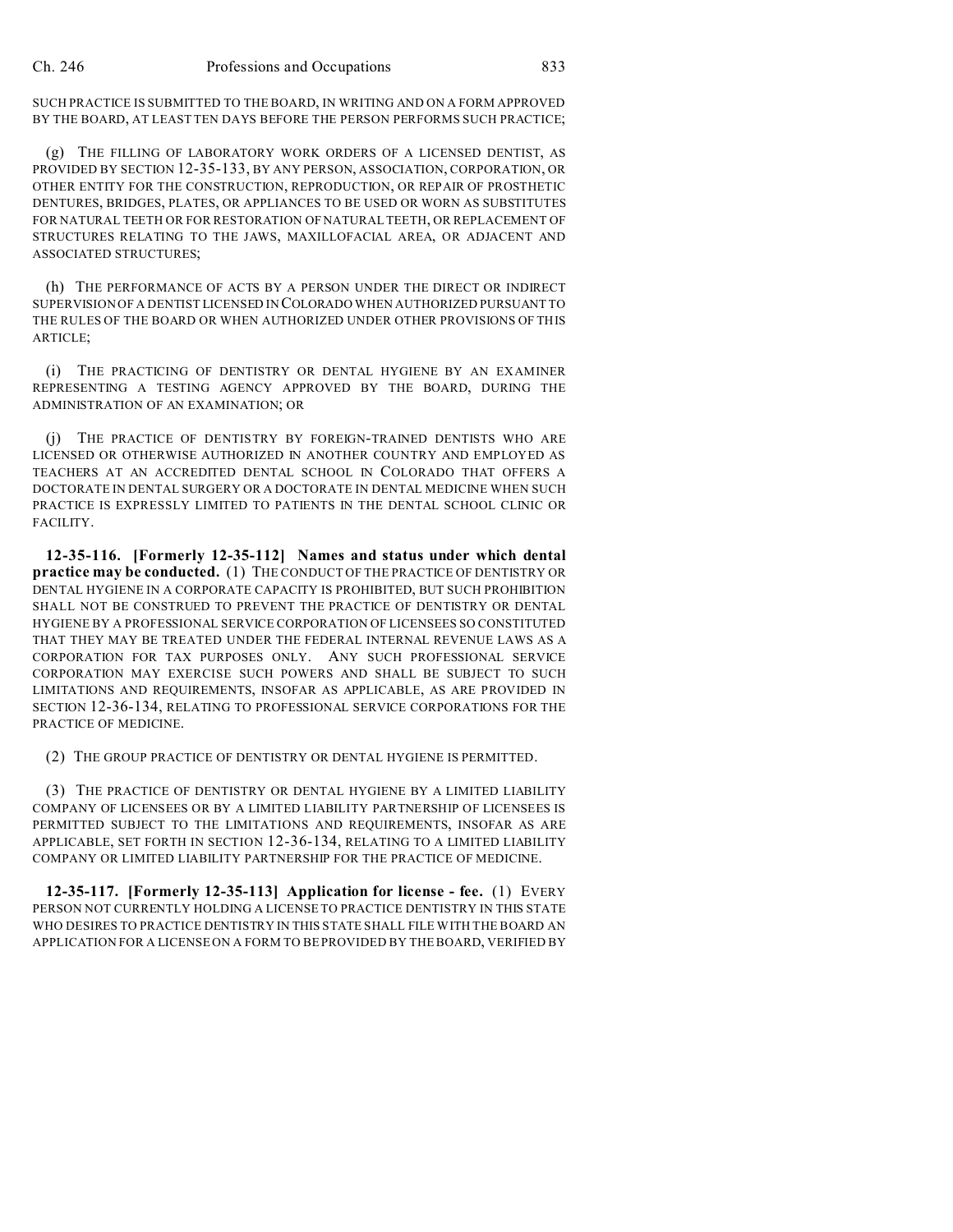SUCH PRACTICE IS SUBMITTED TO THE BOARD, IN WRITING AND ON A FORM APPROVED BY THE BOARD, AT LEAST TEN DAYS BEFORE THE PERSON PERFORMS SUCH PRACTICE;

(g) THE FILLING OF LABORATORY WORK ORDERS OF A LICENSED DENTIST, AS PROVIDED BY SECTION 12-35-133, BY ANY PERSON, ASSOCIATION, CORPORATION, OR OTHER ENTITY FOR THE CONSTRUCTION, REPRODUCTION, OR REPAIR OF PROSTHETIC DENTURES, BRIDGES, PLATES, OR APPLIANCES TO BE USED OR WORN AS SUBSTITUTES FOR NATURAL TEETH OR FOR RESTORATION OF NATURAL TEETH, OR REPLACEMENT OF STRUCTURES RELATING TO THE JAWS, MAXILLOFACIAL AREA, OR ADJACENT AND ASSOCIATED STRUCTURES;

(h) THE PERFORMANCE OF ACTS BY A PERSON UNDER THE DIRECT OR INDIRECT SUPERVISION OF A DENTIST LICENSED IN COLORADO WHEN AUTHORIZED PURSUANT TO THE RULES OF THE BOARD OR WHEN AUTHORIZED UNDER OTHER PROVISIONS OF THIS ARTICLE;

(i) THE PRACTICING OF DENTISTRY OR DENTAL HYGIENE BY AN EXAMINER REPRESENTING A TESTING AGENCY APPROVED BY THE BOARD, DURING THE ADMINISTRATION OF AN EXAMINATION; OR

(j) THE PRACTICE OF DENTISTRY BY FOREIGN-TRAINED DENTISTS WHO ARE LICENSED OR OTHERWISE AUTHORIZED IN ANOTHER COUNTRY AND EMPLOYED AS TEACHERS AT AN ACCREDITED DENTAL SCHOOL IN COLORADO THAT OFFERS A DOCTORATE IN DENTAL SURGERY OR A DOCTORATE IN DENTAL MEDICINE WHEN SUCH PRACTICE IS EXPRESSLY LIMITED TO PATIENTS IN THE DENTAL SCHOOL CLINIC OR FACILITY.

**12-35-116. [Formerly 12-35-112] Names and status under which dental practice may be conducted.** (1) THE CONDUCT OF THE PRACTICE OF DENTISTRY OR DENTAL HYGIENE IN A CORPORATE CAPACITY IS PROHIBITED, BUT SUCH PROHIBITION SHALL NOT BE CONSTRUED TO PREVENT THE PRACTICE OF DENTISTRY OR DENTAL HYGIENE BY A PROFESSIONAL SERVICE CORPORATION OF LICENSEES SO CONSTITUTED THAT THEY MAY BE TREATED UNDER THE FEDERAL INTERNAL REVENUE LAWS AS A CORPORATION FOR TAX PURPOSES ONLY. ANY SUCH PROFESSIONAL SERVICE CORPORATION MAY EXERCISE SUCH POWERS AND SHALL BE SUBJECT TO SUCH LIMITATIONS AND REQUIREMENTS, INSOFAR AS APPLICABLE, AS ARE PROVIDED IN SECTION 12-36-134, RELATING TO PROFESSIONAL SERVICE CORPORATIONS FOR THE PRACTICE OF MEDICINE.

(2) THE GROUP PRACTICE OF DENTISTRY OR DENTAL HYGIENE IS PERMITTED.

(3) THE PRACTICE OF DENTISTRY OR DENTAL HYGIENE BY A LIMITED LIABILITY COMPANY OF LICENSEES OR BY A LIMITED LIABILITY PARTNERSHIP OF LICENSEES IS PERMITTED SUBJECT TO THE LIMITATIONS AND REQUIREMENTS, INSOFAR AS ARE APPLICABLE, SET FORTH IN SECTION 12-36-134, RELATING TO A LIMITED LIABILITY COMPANY OR LIMITED LIABILITY PARTNERSHIP FOR THE PRACTICE OF MEDICINE.

**12-35-117. [Formerly 12-35-113] Application for license - fee.** (1) EVERY PERSON NOT CURRENTLY HOLDING A LICENSE TO PRACTICE DENTISTRY IN THIS STATE WHO DESIRES TO PRACTICE DENTISTRY IN THIS STATE SHALL FILE WITH THE BOARD AN APPLICATION FOR A LICENSE ON A FORM TO BE PROVIDED BY THE BOARD, VERIFIED BY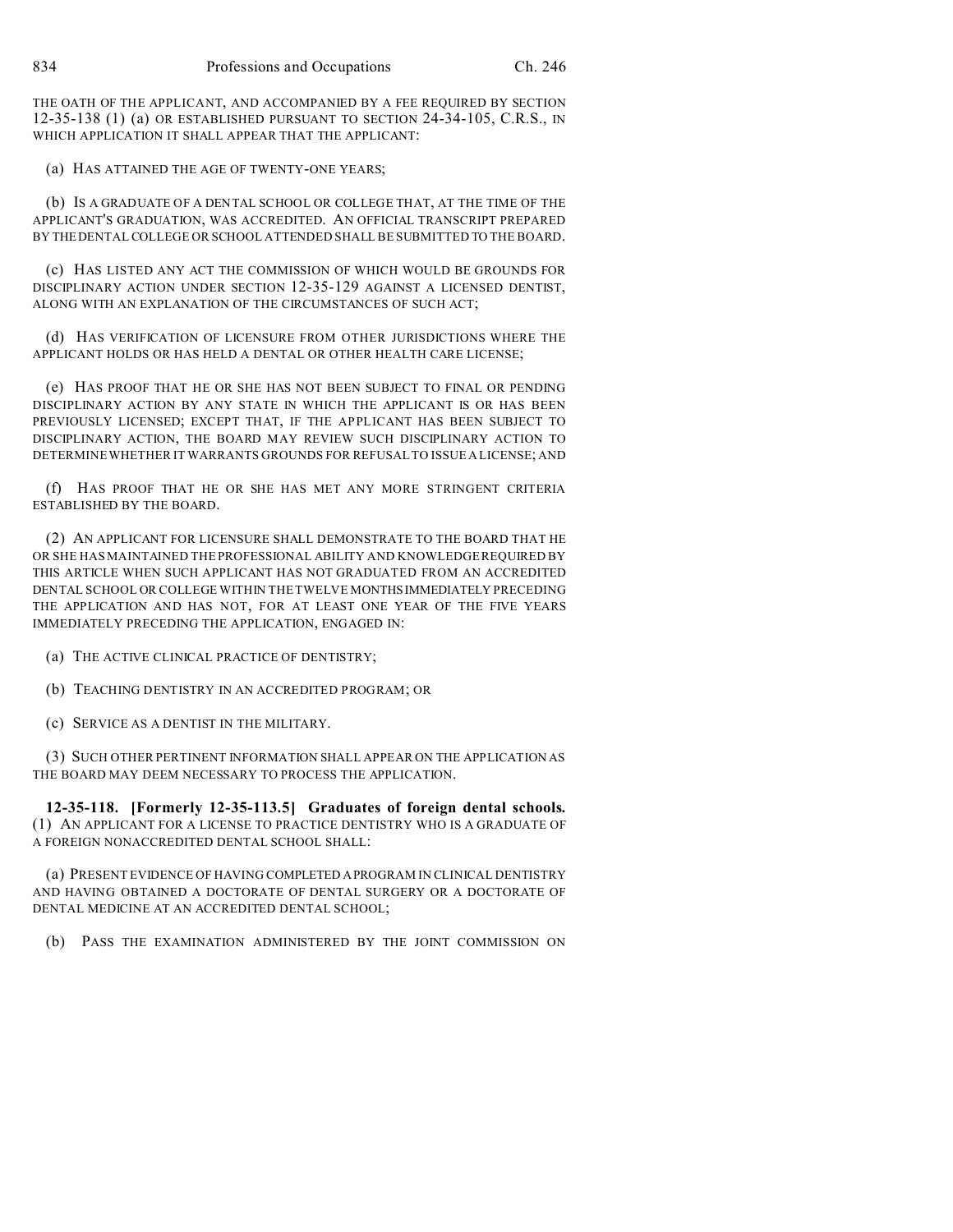THE OATH OF THE APPLICANT, AND ACCOMPANIED BY A FEE REQUIRED BY SECTION 12-35-138 (1) (a) OR ESTABLISHED PURSUANT TO SECTION 24-34-105, C.R.S., IN WHICH APPLICATION IT SHALL APPEAR THAT THE APPLICANT:

(a) HAS ATTAINED THE AGE OF TWENTY-ONE YEARS;

(b) IS A GRADUATE OF A DENTAL SCHOOL OR COLLEGE THAT, AT THE TIME OF THE APPLICANT'S GRADUATION, WAS ACCREDITED. AN OFFICIAL TRANSCRIPT PREPARED BY THE DENTAL COLLEGE OR SCHOOL ATTENDED SHALL BE SUBMITTED TO THE BOARD.

(c) HAS LISTED ANY ACT THE COMMISSION OF WHICH WOULD BE GROUNDS FOR DISCIPLINARY ACTION UNDER SECTION 12-35-129 AGAINST A LICENSED DENTIST, ALONG WITH AN EXPLANATION OF THE CIRCUMSTANCES OF SUCH ACT;

(d) HAS VERIFICATION OF LICENSURE FROM OTHER JURISDICTIONS WHERE THE APPLICANT HOLDS OR HAS HELD A DENTAL OR OTHER HEALTH CARE LICENSE;

(e) HAS PROOF THAT HE OR SHE HAS NOT BEEN SUBJECT TO FINAL OR PENDING DISCIPLINARY ACTION BY ANY STATE IN WHICH THE APPLICANT IS OR HAS BEEN PREVIOUSLY LICENSED; EXCEPT THAT, IF THE APPLICANT HAS BEEN SUBJECT TO DISCIPLINARY ACTION, THE BOARD MAY REVIEW SUCH DISCIPLINARY ACTION TO DETERMINE WHETHER IT WARRANTS GROUNDS FOR REFUSAL TO ISSUE A LICENSE; AND

(f) HAS PROOF THAT HE OR SHE HAS MET ANY MORE STRINGENT CRITERIA ESTABLISHED BY THE BOARD.

(2) AN APPLICANT FOR LICENSURE SHALL DEMONSTRATE TO THE BOARD THAT HE OR SHE HAS MAINTAINED THE PROFESSIONAL ABILITY AND KNOWLEDGE REQUIRED BY THIS ARTICLE WHEN SUCH APPLICANT HAS NOT GRADUATED FROM AN ACCREDITED DENTAL SCHOOL OR COLLEGE WITHIN THE TWELVE MONTHS IMMEDIATELY PRECEDING THE APPLICATION AND HAS NOT, FOR AT LEAST ONE YEAR OF THE FIVE YEARS IMMEDIATELY PRECEDING THE APPLICATION, ENGAGED IN:

(a) THE ACTIVE CLINICAL PRACTICE OF DENTISTRY;

(b) TEACHING DENTISTRY IN AN ACCREDITED PROGRAM; OR

(c) SERVICE AS A DENTIST IN THE MILITARY.

(3) SUCH OTHER PERTINENT INFORMATION SHALL APPEAR ON THE APPLICATION AS THE BOARD MAY DEEM NECESSARY TO PROCESS THE APPLICATION.

**12-35-118. [Formerly 12-35-113.5] Graduates of foreign dental schools.** (1) AN APPLICANT FOR A LICENSE TO PRACTICE DENTISTRY WHO IS A GRADUATE OF A FOREIGN NONACCREDITED DENTAL SCHOOL SHALL:

(a) PRESENT EVIDENCE OF HAVING COMPLETED A PROGRAM IN CLINICAL DENTISTRY AND HAVING OBTAINED A DOCTORATE OF DENTAL SURGERY OR A DOCTORATE OF DENTAL MEDICINE AT AN ACCREDITED DENTAL SCHOOL;

(b) PASS THE EXAMINATION ADMINISTERED BY THE JOINT COMMISSION ON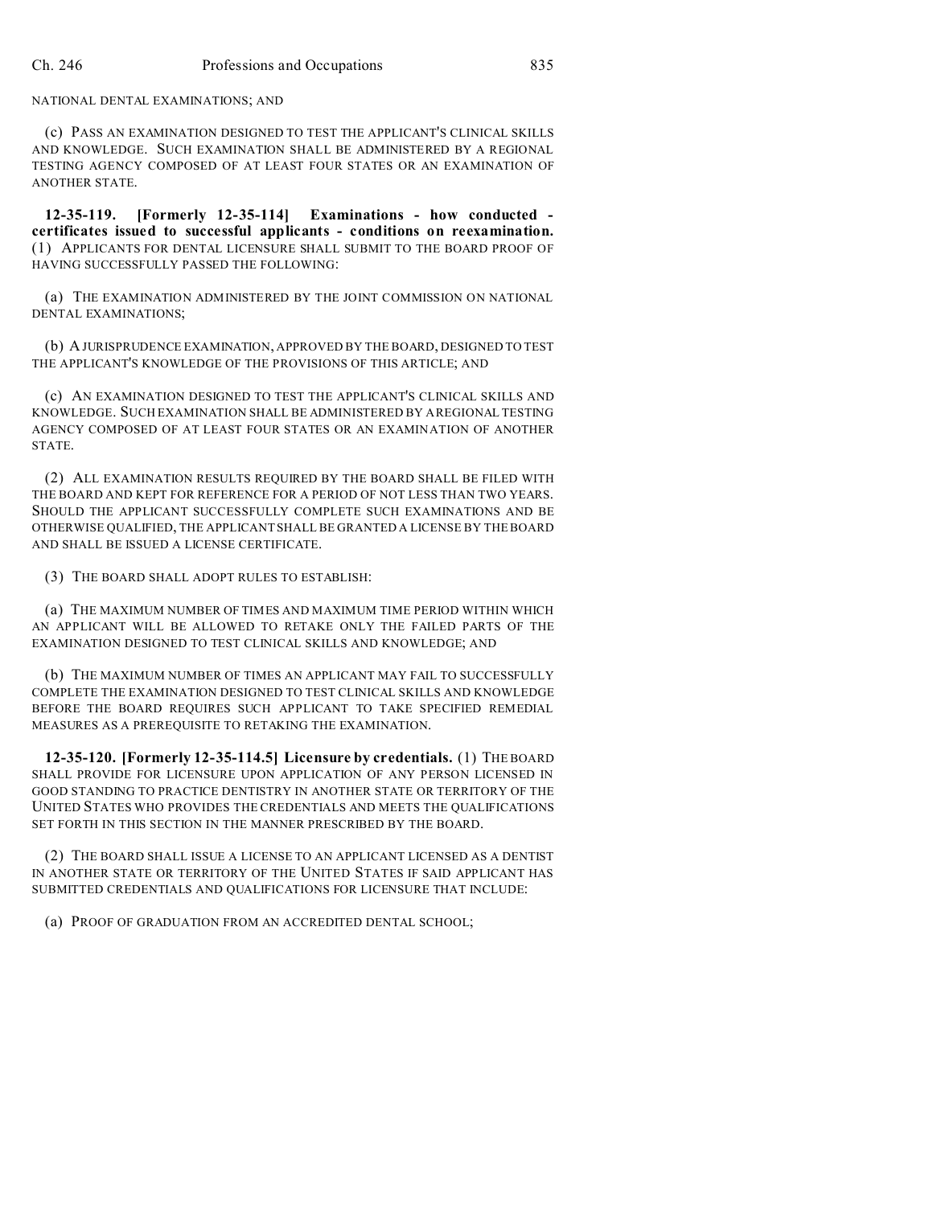NATIONAL DENTAL EXAMINATIONS; AND

(c) PASS AN EXAMINATION DESIGNED TO TEST THE APPLICANT'S CLINICAL SKILLS AND KNOWLEDGE. SUCH EXAMINATION SHALL BE ADMINISTERED BY A REGIONAL TESTING AGENCY COMPOSED OF AT LEAST FOUR STATES OR AN EXAMINATION OF ANOTHER STATE.

**12-35-119. [Formerly 12-35-114] Examinations - how conducted - certificates issued to successful applicants - conditions on reexamination.** (1) APPLICANTS FOR DENTAL LICENSURE SHALL SUBMIT TO THE BOARD PROOF OF HAVING SUCCESSFULLY PASSED THE FOLLOWING:

(a) THE EXAMINATION ADMINISTERED BY THE JOINT COMMISSION ON NATIONAL DENTAL EXAMINATIONS;

(b) A JURISPRUDENCE EXAMINATION, APPROVED BY THE BOARD, DESIGNED TO TEST THE APPLICANT'S KNOWLEDGE OF THE PROVISIONS OF THIS ARTICLE; AND

(c) AN EXAMINATION DESIGNED TO TEST THE APPLICANT'S CLINICAL SKILLS AND KNOWLEDGE. SUCH EXAMINATION SHALL BE ADMINISTERED BY A REGIONAL TESTING AGENCY COMPOSED OF AT LEAST FOUR STATES OR AN EXAMINATION OF ANOTHER STATE.

(2) ALL EXAMINATION RESULTS REQUIRED BY THE BOARD SHALL BE FILED WITH THE BOARD AND KEPT FOR REFERENCE FOR A PERIOD OF NOT LESS THAN TWO YEARS. SHOULD THE APPLICANT SUCCESSFULLY COMPLETE SUCH EXAMINATIONS AND BE OTHERWISE QUALIFIED, THE APPLICANT SHALL BE GRANTED A LICENSE BY THE BOARD AND SHALL BE ISSUED A LICENSE CERTIFICATE.

(3) THE BOARD SHALL ADOPT RULES TO ESTABLISH:

(a) THE MAXIMUM NUMBER OF TIMES AND MAXIMUM TIME PERIOD WITHIN WHICH AN APPLICANT WILL BE ALLOWED TO RETAKE ONLY THE FAILED PARTS OF THE EXAMINATION DESIGNED TO TEST CLINICAL SKILLS AND KNOWLEDGE; AND

(b) THE MAXIMUM NUMBER OF TIMES AN APPLICANT MAY FAIL TO SUCCESSFULLY COMPLETE THE EXAMINATION DESIGNED TO TEST CLINICAL SKILLS AND KNOWLEDGE BEFORE THE BOARD REQUIRES SUCH APPLICANT TO TAKE SPECIFIED REMEDIAL MEASURES AS A PREREQUISITE TO RETAKING THE EXAMINATION.

**12-35-120. [Formerly 12-35-114.5] Licensure by credentials.** (1) THE BOARD SHALL PROVIDE FOR LICENSURE UPON APPLICATION OF ANY PERSON LICENSED IN GOOD STANDING TO PRACTICE DENTISTRY IN ANOTHER STATE OR TERRITORY OF THE UNITED STATES WHO PROVIDES THE CREDENTIALS AND MEETS THE QUALIFICATIONS SET FORTH IN THIS SECTION IN THE MANNER PRESCRIBED BY THE BOARD.

(2) THE BOARD SHALL ISSUE A LICENSE TO AN APPLICANT LICENSED AS A DENTIST IN ANOTHER STATE OR TERRITORY OF THE UNITED STATES IF SAID APPLICANT HAS SUBMITTED CREDENTIALS AND QUALIFICATIONS FOR LICENSURE THAT INCLUDE:

(a) PROOF OF GRADUATION FROM AN ACCREDITED DENTAL SCHOOL;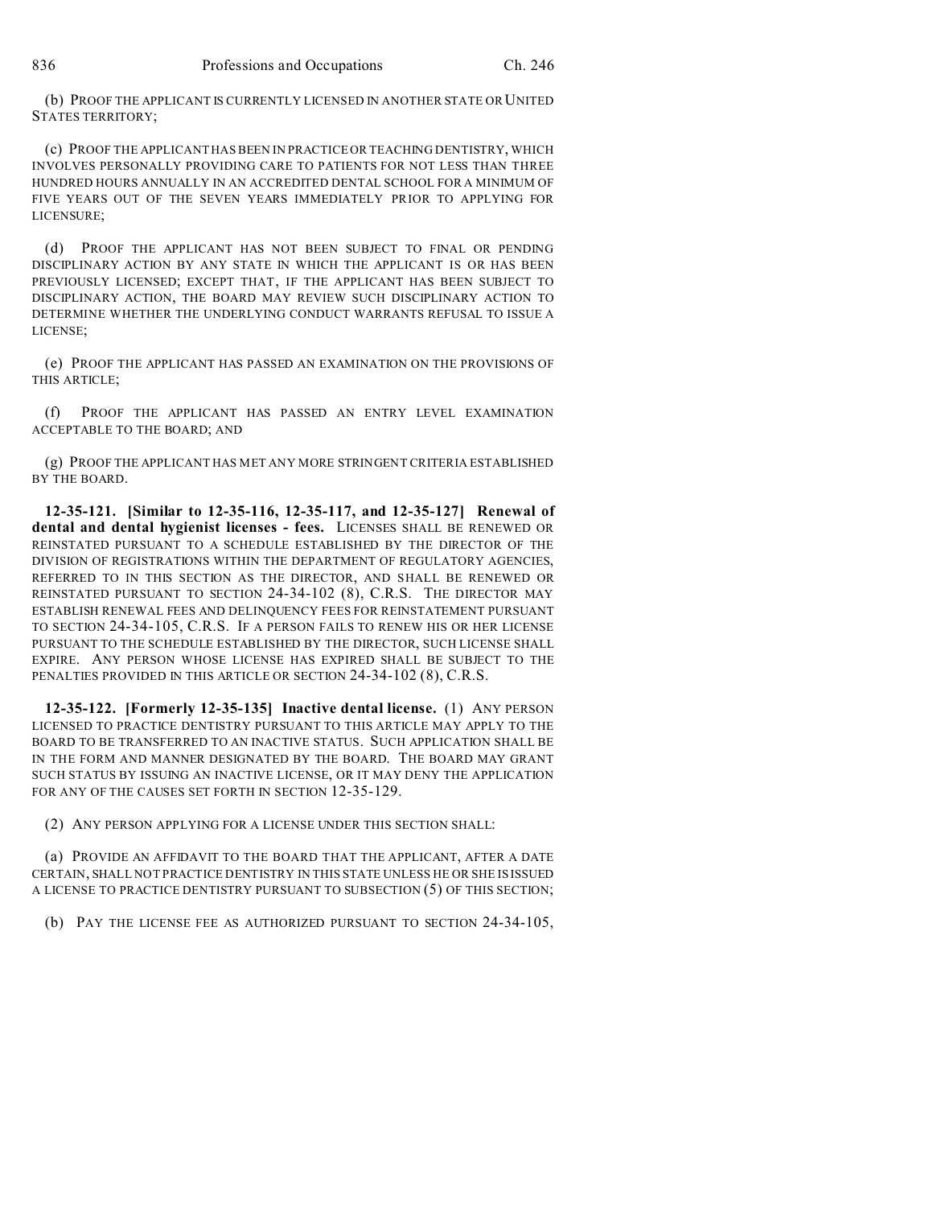(b) PROOF THE APPLICANT IS CURRENTLY LICENSED IN ANOTHER STATE OR UNITED STATES TERRITORY;

(c) PROOF THE APPLICANT HAS BEEN IN PRACTICE OR TEACHING DENTISTRY, WHICH INVOLVES PERSONALLY PROVIDING CARE TO PATIENTS FOR NOT LESS THAN THREE HUNDRED HOURS ANNUALLY IN AN ACCREDITED DENTAL SCHOOL FOR A MINIMUM OF FIVE YEARS OUT OF THE SEVEN YEARS IMMEDIATELY PRIOR TO APPLYING FOR LICENSURE;

(d) PROOF THE APPLICANT HAS NOT BEEN SUBJECT TO FINAL OR PENDING DISCIPLINARY ACTION BY ANY STATE IN WHICH THE APPLICANT IS OR HAS BEEN PREVIOUSLY LICENSED; EXCEPT THAT, IF THE APPLICANT HAS BEEN SUBJECT TO DISCIPLINARY ACTION, THE BOARD MAY REVIEW SUCH DISCIPLINARY ACTION TO DETERMINE WHETHER THE UNDERLYING CONDUCT WARRANTS REFUSAL TO ISSUE A LICENSE;

(e) PROOF THE APPLICANT HAS PASSED AN EXAMINATION ON THE PROVISIONS OF THIS ARTICLE;

(f) PROOF THE APPLICANT HAS PASSED AN ENTRY LEVEL EXAMINATION ACCEPTABLE TO THE BOARD; AND

(g) PROOF THE APPLICANT HAS MET ANY MORE STRINGENT CRITERIA ESTABLISHED BY THE BOARD.

**12-35-121. [Similar to 12-35-116, 12-35-117, and 12-35-127] Renewal of dental and dental hygienist licenses - fees.** LICENSES SHALL BE RENEWED OR REINSTATED PURSUANT TO A SCHEDULE ESTABLISHED BY THE DIRECTOR OF THE DIVISION OF REGISTRATIONS WITHIN THE DEPARTMENT OF REGULATORY AGENCIES, REFERRED TO IN THIS SECTION AS THE DIRECTOR, AND SHALL BE RENEWED OR REINSTATED PURSUANT TO SECTION 24-34-102 (8), C.R.S. THE DIRECTOR MAY ESTABLISH RENEWAL FEES AND DELINQUENCY FEES FOR REINSTATEMENT PURSUANT TO SECTION 24-34-105, C.R.S. IF A PERSON FAILS TO RENEW HIS OR HER LICENSE PURSUANT TO THE SCHEDULE ESTABLISHED BY THE DIRECTOR, SUCH LICENSE SHALL EXPIRE. ANY PERSON WHOSE LICENSE HAS EXPIRED SHALL BE SUBJECT TO THE PENALTIES PROVIDED IN THIS ARTICLE OR SECTION 24-34-102 (8), C.R.S.

**12-35-122. [Formerly 12-35-135] Inactive dental license.** (1) ANY PERSON LICENSED TO PRACTICE DENTISTRY PURSUANT TO THIS ARTICLE MAY APPLY TO THE BOARD TO BE TRANSFERRED TO AN INACTIVE STATUS. SUCH APPLICATION SHALL BE IN THE FORM AND MANNER DESIGNATED BY THE BOARD. THE BOARD MAY GRANT SUCH STATUS BY ISSUING AN INACTIVE LICENSE, OR IT MAY DENY THE APPLICATION FOR ANY OF THE CAUSES SET FORTH IN SECTION 12-35-129.

(2) ANY PERSON APPLYING FOR A LICENSE UNDER THIS SECTION SHALL:

(a) PROVIDE AN AFFIDAVIT TO THE BOARD THAT THE APPLICANT, AFTER A DATE CERTAIN, SHALL NOT PRACTICE DENTISTRY IN THIS STATE UNLESS HE OR SHE IS ISSUED A LICENSE TO PRACTICE DENTISTRY PURSUANT TO SUBSECTION (5) OF THIS SECTION;

(b) PAY THE LICENSE FEE AS AUTHORIZED PURSUANT TO SECTION 24-34-105,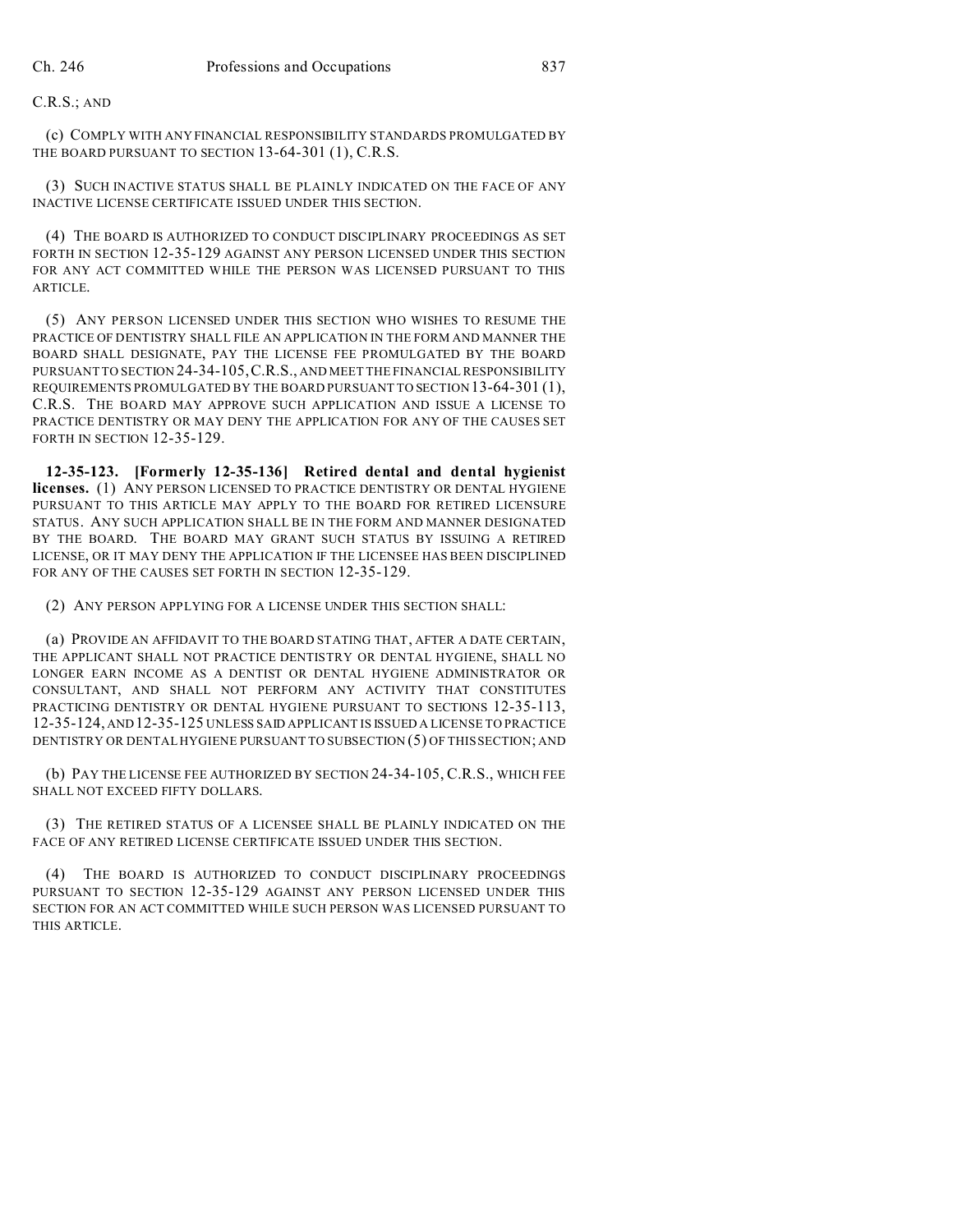C.R.S.; AND

(c) COMPLY WITH ANY FINANCIAL RESPONSIBILITY STANDARDS PROMULGATED BY THE BOARD PURSUANT TO SECTION 13-64-301 (1), C.R.S.

(3) SUCH INACTIVE STATUS SHALL BE PLAINLY INDICATED ON THE FACE OF ANY INACTIVE LICENSE CERTIFICATE ISSUED UNDER THIS SECTION.

(4) THE BOARD IS AUTHORIZED TO CONDUCT DISCIPLINARY PROCEEDINGS AS SET FORTH IN SECTION 12-35-129 AGAINST ANY PERSON LICENSED UNDER THIS SECTION FOR ANY ACT COMMITTED WHILE THE PERSON WAS LICENSED PURSUANT TO THIS ARTICLE.

(5) ANY PERSON LICENSED UNDER THIS SECTION WHO WISHES TO RESUME THE PRACTICE OF DENTISTRY SHALL FILE AN APPLICATION IN THE FORM AND MANNER THE BOARD SHALL DESIGNATE, PAY THE LICENSE FEE PROMULGATED BY THE BOARD PURSUANT TO SECTION 24-34-105, C.R.S., AND MEET THE FINANCIAL RESPONSIBILITY REQUIREMENTS PROMULGATED BY THE BOARD PURSUANT TO SECTION 13-64-301 (1), C.R.S. THE BOARD MAY APPROVE SUCH APPLICATION AND ISSUE A LICENSE TO PRACTICE DENTISTRY OR MAY DENY THE APPLICATION FOR ANY OF THE CAUSES SET FORTH IN SECTION 12-35-129.

**12-35-123. [Formerly 12-35-136] Retired dental and dental hygienist licenses.** (1) ANY PERSON LICENSED TO PRACTICE DENTISTRY OR DENTAL HYGIENE PURSUANT TO THIS ARTICLE MAY APPLY TO THE BOARD FOR RETIRED LICENSURE STATUS. ANY SUCH APPLICATION SHALL BE IN THE FORM AND MANNER DESIGNATED BY THE BOARD. THE BOARD MAY GRANT SUCH STATUS BY ISSUING A RETIRED LICENSE, OR IT MAY DENY THE APPLICATION IF THE LICENSEE HAS BEEN DISCIPLINED FOR ANY OF THE CAUSES SET FORTH IN SECTION 12-35-129.

(2) ANY PERSON APPLYING FOR A LICENSE UNDER THIS SECTION SHALL:

(a) PROVIDE AN AFFIDAVIT TO THE BOARD STATING THAT, AFTER A DATE CERTAIN, THE APPLICANT SHALL NOT PRACTICE DENTISTRY OR DENTAL HYGIENE, SHALL NO LONGER EARN INCOME AS A DENTIST OR DENTAL HYGIENE ADMINISTRATOR OR CONSULTANT, AND SHALL NOT PERFORM ANY ACTIVITY THAT CONSTITUTES PRACTICING DENTISTRY OR DENTAL HYGIENE PURSUANT TO SECTIONS 12-35-113, 12-35-124, AND 12-35-125 UNLESS SAID APPLICANT IS ISSUED A LICENSE TO PRACTICE DENTISTRY OR DENTAL HYGIENE PURSUANT TO SUBSECTION (5) OF THIS SECTION; AND

(b) PAY THE LICENSE FEE AUTHORIZED BY SECTION 24-34-105, C.R.S., WHICH FEE SHALL NOT EXCEED FIFTY DOLLARS.

(3) THE RETIRED STATUS OF A LICENSEE SHALL BE PLAINLY INDICATED ON THE FACE OF ANY RETIRED LICENSE CERTIFICATE ISSUED UNDER THIS SECTION.

(4) THE BOARD IS AUTHORIZED TO CONDUCT DISCIPLINARY PROCEEDINGS PURSUANT TO SECTION 12-35-129 AGAINST ANY PERSON LICENSED UNDER THIS SECTION FOR AN ACT COMMITTED WHILE SUCH PERSON WAS LICENSED PURSUANT TO THIS ARTICLE.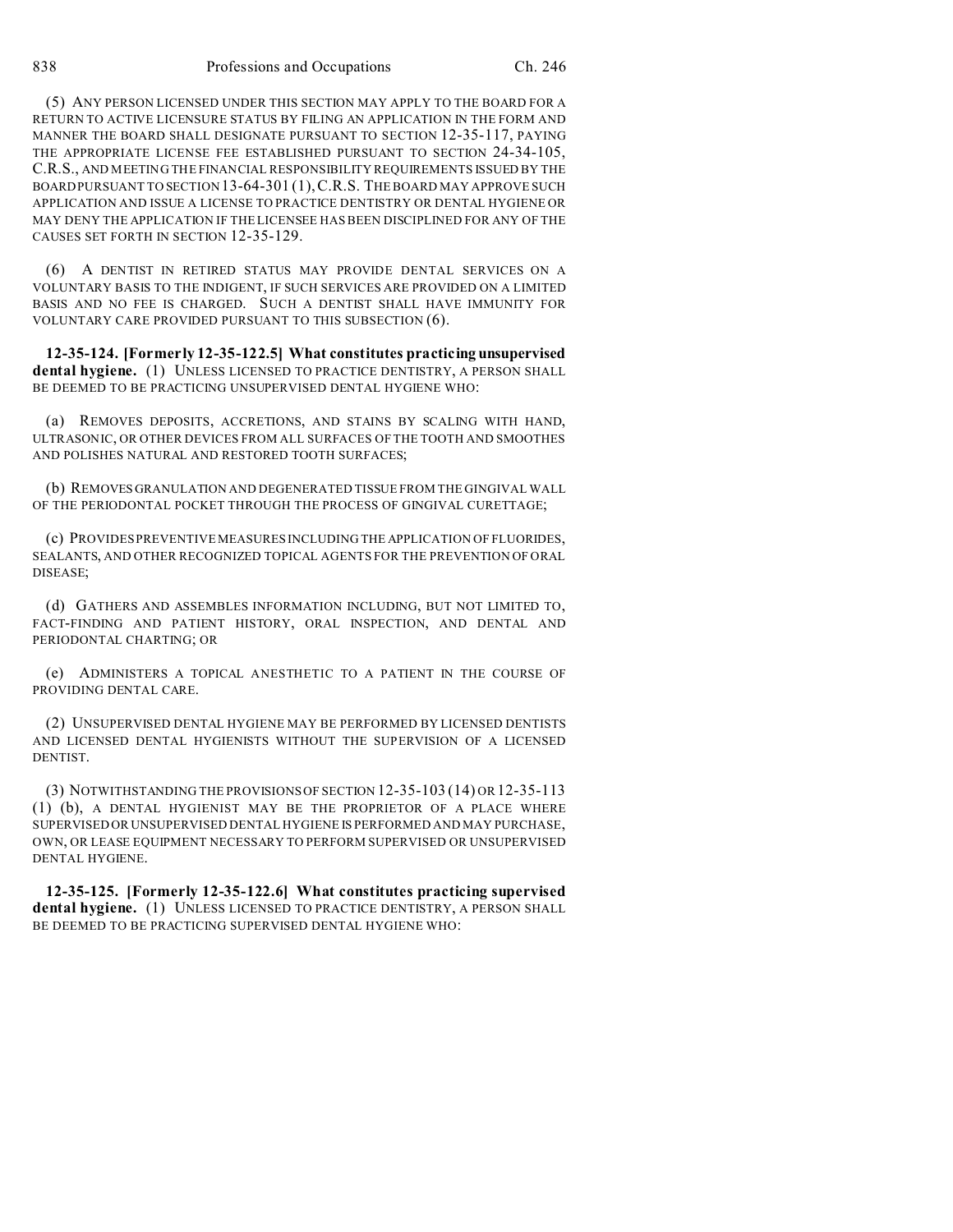(5) ANY PERSON LICENSED UNDER THIS SECTION MAY APPLY TO THE BOARD FOR A RETURN TO ACTIVE LICENSURE STATUS BY FILING AN APPLICATION IN THE FORM AND MANNER THE BOARD SHALL DESIGNATE PURSUANT TO SECTION 12-35-117, PAYING THE APPROPRIATE LICENSE FEE ESTABLISHED PURSUANT TO SECTION 24-34-105, C.R.S., AND MEETING THE FINANCIAL RESPONSIBILITY REQUIREMENTS ISSUED BY THE BOARD PURSUANT TO SECTION 13-64-301 (1), C.R.S. THE BOARD MAY APPROVE SUCH APPLICATION AND ISSUE A LICENSE TO PRACTICE DENTISTRY OR DENTAL HYGIENE OR MAY DENY THE APPLICATION IF THE LICENSEE HAS BEEN DISCIPLINED FOR ANY OF THE CAUSES SET FORTH IN SECTION 12-35-129.

(6) A DENTIST IN RETIRED STATUS MAY PROVIDE DENTAL SERVICES ON A VOLUNTARY BASIS TO THE INDIGENT, IF SUCH SERVICES ARE PROVIDED ON A LIMITED BASIS AND NO FEE IS CHARGED. SUCH A DENTIST SHALL HAVE IMMUNITY FOR VOLUNTARY CARE PROVIDED PURSUANT TO THIS SUBSECTION (6).

**12-35-124. [Formerly 12-35-122.5] What constitutes practicing unsupervised dental hygiene.** (1) UNLESS LICENSED TO PRACTICE DENTISTRY, A PERSON SHALL BE DEEMED TO BE PRACTICING UNSUPERVISED DENTAL HYGIENE WHO:

(a) REMOVES DEPOSITS, ACCRETIONS, AND STAINS BY SCALING WITH HAND, ULTRASONIC, OR OTHER DEVICES FROM ALL SURFACES OF THE TOOTH AND SMOOTHES AND POLISHES NATURAL AND RESTORED TOOTH SURFACES;

(b) REMOVES GRANULATION AND DEGENERATED TISSUE FROM THE GINGIVAL WALL OF THE PERIODONTAL POCKET THROUGH THE PROCESS OF GINGIVAL CURETTAGE;

(c) PROVIDES PREVENTIVE MEASURES INCLUDING THE APPLICATION OF FLUORIDES, SEALANTS, AND OTHER RECOGNIZED TOPICAL AGENTS FOR THE PREVENTION OF ORAL DISEASE;

(d) GATHERS AND ASSEMBLES INFORMATION INCLUDING, BUT NOT LIMITED TO, FACT-FINDING AND PATIENT HISTORY, ORAL INSPECTION, AND DENTAL AND PERIODONTAL CHARTING; OR

(e) ADMINISTERS A TOPICAL ANESTHETIC TO A PATIENT IN THE COURSE OF PROVIDING DENTAL CARE.

(2) UNSUPERVISED DENTAL HYGIENE MAY BE PERFORMED BY LICENSED DENTISTS AND LICENSED DENTAL HYGIENISTS WITHOUT THE SUPERVISION OF A LICENSED DENTIST.

(3) NOTWITHSTANDING THE PROVISIONS OF SECTION 12-35-103 (14) OR 12-35-113 (1) (b), A DENTAL HYGIENIST MAY BE THE PROPRIETOR OF A PLACE WHERE SUPERVISED OR UNSUPERVISED DENTAL HYGIENE IS PERFORMED AND MAY PURCHASE, OWN, OR LEASE EQUIPMENT NECESSARY TO PERFORM SUPERVISED OR UNSUPERVISED DENTAL HYGIENE.

**12-35-125. [Formerly 12-35-122.6] What constitutes practicing supervised dental hygiene.** (1) UNLESS LICENSED TO PRACTICE DENTISTRY, A PERSON SHALL BE DEEMED TO BE PRACTICING SUPERVISED DENTAL HYGIENE WHO: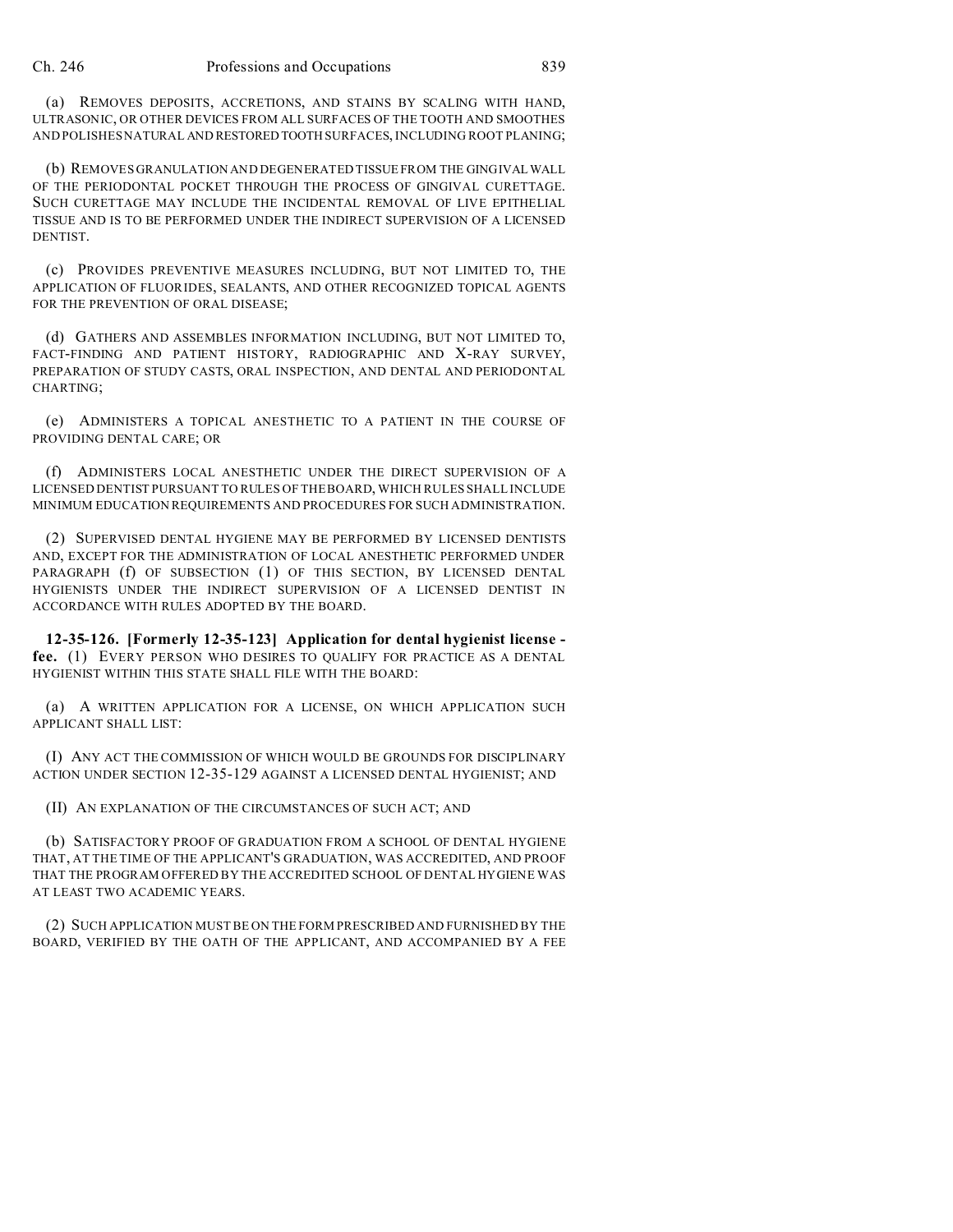(a) REMOVES DEPOSITS, ACCRETIONS, AND STAINS BY SCALING WITH HAND, ULTRASONIC, OR OTHER DEVICES FROM ALL SURFACES OF THE TOOTH AND SMOOTHES AND POLISHES NATURAL AND RESTORED TOOTH SURFACES, INCLUDING ROOT PLANING;

(b) REMOVES GRANULATION AND DEGENERATED TISSUE FROM THE GINGIVAL WALL OF THE PERIODONTAL POCKET THROUGH THE PROCESS OF GINGIVAL CURETTAGE. SUCH CURETTAGE MAY INCLUDE THE INCIDENTAL REMOVAL OF LIVE EPITHELIAL TISSUE AND IS TO BE PERFORMED UNDER THE INDIRECT SUPERVISION OF A LICENSED DENTIST.

(c) PROVIDES PREVENTIVE MEASURES INCLUDING, BUT NOT LIMITED TO, THE APPLICATION OF FLUORIDES, SEALANTS, AND OTHER RECOGNIZED TOPICAL AGENTS FOR THE PREVENTION OF ORAL DISEASE;

(d) GATHERS AND ASSEMBLES INFORMATION INCLUDING, BUT NOT LIMITED TO, FACT-FINDING AND PATIENT HISTORY, RADIOGRAPHIC AND X-RAY SURVEY, PREPARATION OF STUDY CASTS, ORAL INSPECTION, AND DENTAL AND PERIODONTAL CHARTING;

(e) ADMINISTERS A TOPICAL ANESTHETIC TO A PATIENT IN THE COURSE OF PROVIDING DENTAL CARE; OR

(f) ADMINISTERS LOCAL ANESTHETIC UNDER THE DIRECT SUPERVISION OF A LICENSED DENTIST PURSUANT TO RULES OF THE BOARD, WHICH RULES SHALL INCLUDE MINIMUM EDUCATION REQUIREMENTS AND PROCEDURES FOR SUCH ADMINISTRATION.

(2) SUPERVISED DENTAL HYGIENE MAY BE PERFORMED BY LICENSED DENTISTS AND, EXCEPT FOR THE ADMINISTRATION OF LOCAL ANESTHETIC PERFORMED UNDER PARAGRAPH (f) OF SUBSECTION (1) OF THIS SECTION, BY LICENSED DENTAL HYGIENISTS UNDER THE INDIRECT SUPERVISION OF A LICENSED DENTIST IN ACCORDANCE WITH RULES ADOPTED BY THE BOARD.

**12-35-126. [Formerly 12-35-123] Application for dental hygienist license - fee.** (1) EVERY PERSON WHO DESIRES TO QUALIFY FOR PRACTICE AS A DENTAL HYGIENIST WITHIN THIS STATE SHALL FILE WITH THE BOARD:

(a) A WRITTEN APPLICATION FOR A LICENSE, ON WHICH APPLICATION SUCH APPLICANT SHALL LIST:

(I) ANY ACT THE COMMISSION OF WHICH WOULD BE GROUNDS FOR DISCIPLINARY ACTION UNDER SECTION 12-35-129 AGAINST A LICENSED DENTAL HYGIENIST; AND

(II) AN EXPLANATION OF THE CIRCUMSTANCES OF SUCH ACT; AND

(b) SATISFACTORY PROOF OF GRADUATION FROM A SCHOOL OF DENTAL HYGIENE THAT, AT THE TIME OF THE APPLICANT'S GRADUATION, WAS ACCREDITED, AND PROOF THAT THE PROGRAM OFFERED BY THE ACCREDITED SCHOOL OF DENTAL HYGIENE WAS AT LEAST TWO ACADEMIC YEARS.

(2) SUCH APPLICATION MUST BE ON THE FORM PRESCRIBED AND FURNISHED BY THE BOARD, VERIFIED BY THE OATH OF THE APPLICANT, AND ACCOMPANIED BY A FEE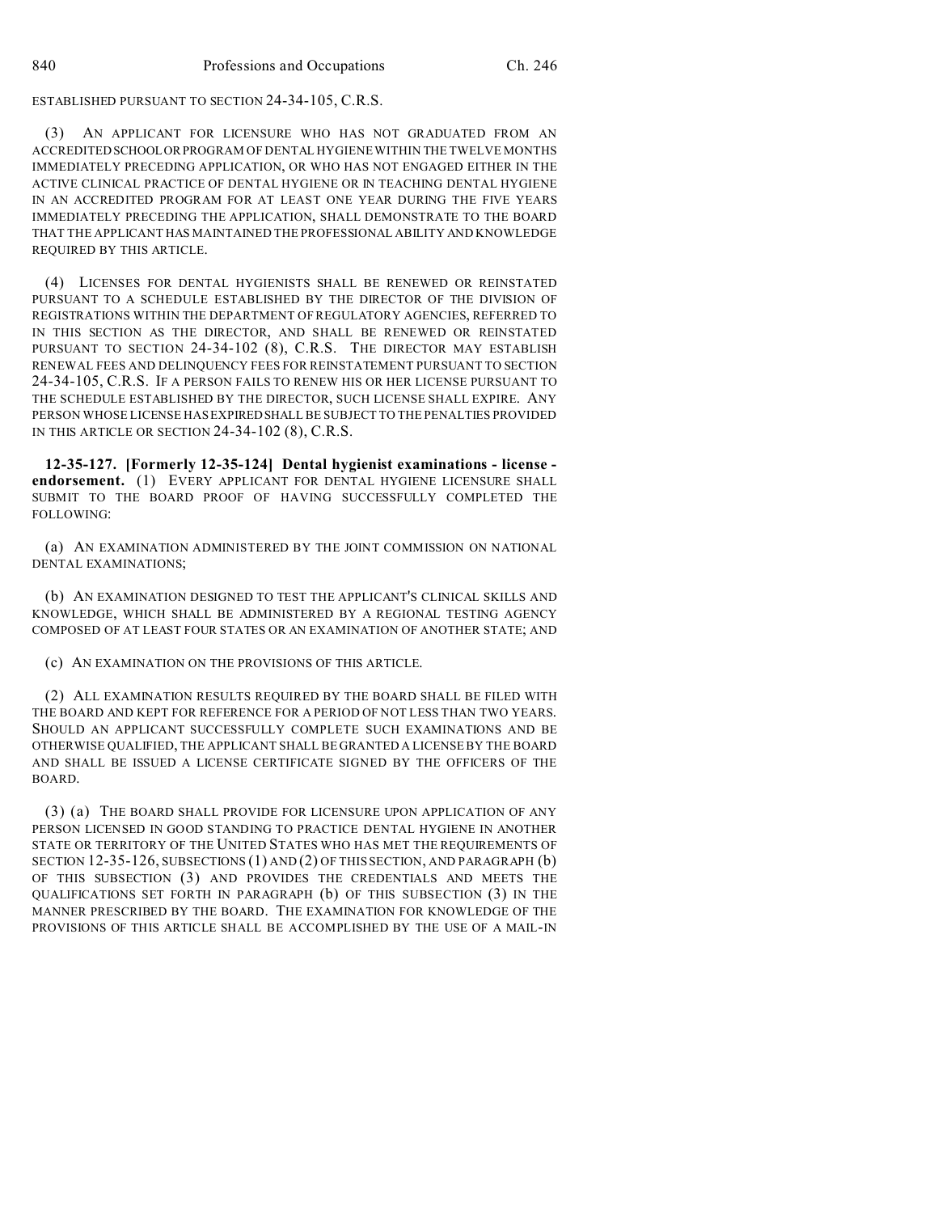ESTABLISHED PURSUANT TO SECTION 24-34-105, C.R.S.

(3) AN APPLICANT FOR LICENSURE WHO HAS NOT GRADUATED FROM AN ACCREDITED SCHOOL OR PROGRAM OF DENTAL HYGIENE WITHIN THE TWELVE MONTHS IMMEDIATELY PRECEDING APPLICATION, OR WHO HAS NOT ENGAGED EITHER IN THE ACTIVE CLINICAL PRACTICE OF DENTAL HYGIENE OR IN TEACHING DENTAL HYGIENE IN AN ACCREDITED PROGRAM FOR AT LEAST ONE YEAR DURING THE FIVE YEARS IMMEDIATELY PRECEDING THE APPLICATION, SHALL DEMONSTRATE TO THE BOARD THAT THE APPLICANT HAS MAINTAINED THE PROFESSIONAL ABILITY AND KNOWLEDGE REQUIRED BY THIS ARTICLE.

(4) LICENSES FOR DENTAL HYGIENISTS SHALL BE RENEWED OR REINSTATED PURSUANT TO A SCHEDULE ESTABLISHED BY THE DIRECTOR OF THE DIVISION OF REGISTRATIONS WITHIN THE DEPARTMENT OF REGULATORY AGENCIES, REFERRED TO IN THIS SECTION AS THE DIRECTOR, AND SHALL BE RENEWED OR REINSTATED PURSUANT TO SECTION 24-34-102 (8), C.R.S. THE DIRECTOR MAY ESTABLISH RENEWAL FEES AND DELINQUENCY FEES FOR REINSTATEMENT PURSUANT TO SECTION 24-34-105, C.R.S. IF A PERSON FAILS TO RENEW HIS OR HER LICENSE PURSUANT TO THE SCHEDULE ESTABLISHED BY THE DIRECTOR, SUCH LICENSE SHALL EXPIRE. ANY PERSON WHOSE LICENSE HAS EXPIRED SHALL BE SUBJECT TO THE PENALTIES PROVIDED IN THIS ARTICLE OR SECTION 24-34-102 (8), C.R.S.

**12-35-127. [Formerly 12-35-124] Dental hygienist examinations - license - endorsement.** (1) EVERY APPLICANT FOR DENTAL HYGIENE LICENSURE SHALL SUBMIT TO THE BOARD PROOF OF HAVING SUCCESSFULLY COMPLETED THE FOLLOWING:

(a) AN EXAMINATION ADMINISTERED BY THE JOINT COMMISSION ON NATIONAL DENTAL EXAMINATIONS;

(b) AN EXAMINATION DESIGNED TO TEST THE APPLICANT'S CLINICAL SKILLS AND KNOWLEDGE, WHICH SHALL BE ADMINISTERED BY A REGIONAL TESTING AGENCY COMPOSED OF AT LEAST FOUR STATES OR AN EXAMINATION OF ANOTHER STATE; AND

(c) AN EXAMINATION ON THE PROVISIONS OF THIS ARTICLE.

(2) ALL EXAMINATION RESULTS REQUIRED BY THE BOARD SHALL BE FILED WITH THE BOARD AND KEPT FOR REFERENCE FOR A PERIOD OF NOT LESS THAN TWO YEARS. SHOULD AN APPLICANT SUCCESSFULLY COMPLETE SUCH EXAMINATIONS AND BE OTHERWISE QUALIFIED, THE APPLICANT SHALL BE GRANTED A LICENSE BY THE BOARD AND SHALL BE ISSUED A LICENSE CERTIFICATE SIGNED BY THE OFFICERS OF THE BOARD.

(3) (a) THE BOARD SHALL PROVIDE FOR LICENSURE UPON APPLICATION OF ANY PERSON LICENSED IN GOOD STANDING TO PRACTICE DENTAL HYGIENE IN ANOTHER STATE OR TERRITORY OF THE UNITED STATES WHO HAS MET THE REQUIREMENTS OF SECTION 12-35-126, SUBSECTIONS (1) AND (2) OF THIS SECTION, AND PARAGRAPH (b) OF THIS SUBSECTION (3) AND PROVIDES THE CREDENTIALS AND MEETS THE QUALIFICATIONS SET FORTH IN PARAGRAPH (b) OF THIS SUBSECTION (3) IN THE MANNER PRESCRIBED BY THE BOARD. THE EXAMINATION FOR KNOWLEDGE OF THE PROVISIONS OF THIS ARTICLE SHALL BE ACCOMPLISHED BY THE USE OF A MAIL-IN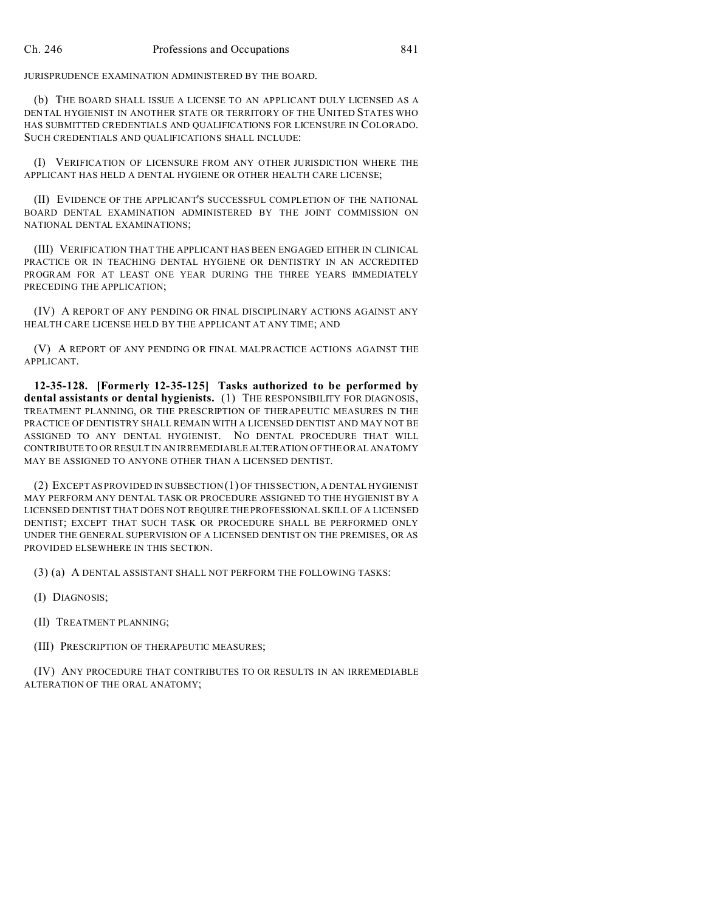JURISPRUDENCE EXAMINATION ADMINISTERED BY THE BOARD.

(b) THE BOARD SHALL ISSUE A LICENSE TO AN APPLICANT DULY LICENSED AS A DENTAL HYGIENIST IN ANOTHER STATE OR TERRITORY OF THE UNITED STATES WHO HAS SUBMITTED CREDENTIALS AND QUALIFICATIONS FOR LICENSURE IN COLORADO. SUCH CREDENTIALS AND QUALIFICATIONS SHALL INCLUDE:

(I) VERIFICATION OF LICENSURE FROM ANY OTHER JURISDICTION WHERE THE APPLICANT HAS HELD A DENTAL HYGIENE OR OTHER HEALTH CARE LICENSE;

(II) EVIDENCE OF THE APPLICANT'S SUCCESSFUL COMPLETION OF THE NATIONAL BOARD DENTAL EXAMINATION ADMINISTERED BY THE JOINT COMMISSION ON NATIONAL DENTAL EXAMINATIONS;

(III) VERIFICATION THAT THE APPLICANT HAS BEEN ENGAGED EITHER IN CLINICAL PRACTICE OR IN TEACHING DENTAL HYGIENE OR DENTISTRY IN AN ACCREDITED PROGRAM FOR AT LEAST ONE YEAR DURING THE THREE YEARS IMMEDIATELY PRECEDING THE APPLICATION;

(IV) A REPORT OF ANY PENDING OR FINAL DISCIPLINARY ACTIONS AGAINST ANY HEALTH CARE LICENSE HELD BY THE APPLICANT AT ANY TIME; AND

(V) A REPORT OF ANY PENDING OR FINAL MALPRACTICE ACTIONS AGAINST THE APPLICANT.

**12-35-128. [Formerly 12-35-125] Tasks authorized to be performed by dental assistants or dental hygienists.** (1) THE RESPONSIBILITY FOR DIAGNOSIS, TREATMENT PLANNING, OR THE PRESCRIPTION OF THERAPEUTIC MEASURES IN THE PRACTICE OF DENTISTRY SHALL REMAIN WITH A LICENSED DENTIST AND MAY NOT BE ASSIGNED TO ANY DENTAL HYGIENIST. NO DENTAL PROCEDURE THAT WILL CONTRIBUTE TO OR RESULT IN AN IRREMEDIABLE ALTERATION OF THE ORAL ANATOMY MAY BE ASSIGNED TO ANYONE OTHER THAN A LICENSED DENTIST.

(2) EXCEPT AS PROVIDED IN SUBSECTION (1) OF THIS SECTION, A DENTAL HYGIENIST MAY PERFORM ANY DENTAL TASK OR PROCEDURE ASSIGNED TO THE HYGIENIST BY A LICENSED DENTIST THAT DOES NOT REQUIRE THE PROFESSIONAL SKILL OF A LICENSED DENTIST; EXCEPT THAT SUCH TASK OR PROCEDURE SHALL BE PERFORMED ONLY UNDER THE GENERAL SUPERVISION OF A LICENSED DENTIST ON THE PREMISES, OR AS PROVIDED ELSEWHERE IN THIS SECTION.

(3) (a) A DENTAL ASSISTANT SHALL NOT PERFORM THE FOLLOWING TASKS:

(I) DIAGNOSIS;

(II) TREATMENT PLANNING;

(III) PRESCRIPTION OF THERAPEUTIC MEASURES;

(IV) ANY PROCEDURE THAT CONTRIBUTES TO OR RESULTS IN AN IRREMEDIABLE ALTERATION OF THE ORAL ANATOMY;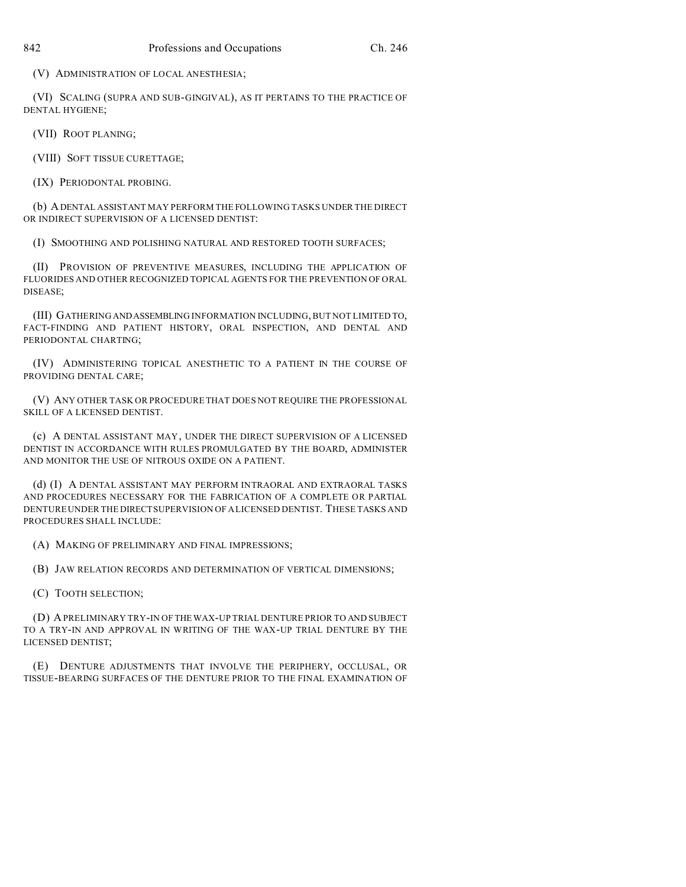(V) ADMINISTRATION OF LOCAL ANESTHESIA;

(VI) SCALING (SUPRA AND SUB-GINGIVAL), AS IT PERTAINS TO THE PRACTICE OF DENTAL HYGIENE;

(VII) ROOT PLANING;

(VIII) SOFT TISSUE CURETTAGE;

(IX) PERIODONTAL PROBING.

(b) A DENTAL ASSISTANT MAY PERFORM THE FOLLOWING TASKS UNDER THE DIRECT OR INDIRECT SUPERVISION OF A LICENSED DENTIST:

(I) SMOOTHING AND POLISHING NATURAL AND RESTORED TOOTH SURFACES;

(II) PROVISION OF PREVENTIVE MEASURES, INCLUDING THE APPLICATION OF FLUORIDES AND OTHER RECOGNIZED TOPICAL AGENTS FOR THE PREVENTION OF ORAL DISEASE;

(III) GATHERING AND ASSEMBLING INFORMATION INCLUDING, BUT NOT LIMITED TO, FACT-FINDING AND PATIENT HISTORY, ORAL INSPECTION, AND DENTAL AND PERIODONTAL CHARTING;

(IV) ADMINISTERING TOPICAL ANESTHETIC TO A PATIENT IN THE COURSE OF PROVIDING DENTAL CARE;

(V) ANY OTHER TASK OR PROCEDURE THAT DOES NOT REQUIRE THE PROFESSIONAL SKILL OF A LICENSED DENTIST.

(c) A DENTAL ASSISTANT MAY, UNDER THE DIRECT SUPERVISION OF A LICENSED DENTIST IN ACCORDANCE WITH RULES PROMULGATED BY THE BOARD, ADMINISTER AND MONITOR THE USE OF NITROUS OXIDE ON A PATIENT.

(d) (I) A DENTAL ASSISTANT MAY PERFORM INTRAORAL AND EXTRAORAL TASKS AND PROCEDURES NECESSARY FOR THE FABRICATION OF A COMPLETE OR PARTIAL DENTURE UNDER THE DIRECT SUPERVISION OF A LICENSED DENTIST. THESE TASKS AND PROCEDURES SHALL INCLUDE:

(A) MAKING OF PRELIMINARY AND FINAL IMPRESSIONS;

(B) JAW RELATION RECORDS AND DETERMINATION OF VERTICAL DIMENSIONS;

(C) TOOTH SELECTION;

(D) A PRELIMINARY TRY-IN OF THE WAX-UP TRIAL DENTURE PRIOR TO AND SUBJECT TO A TRY-IN AND APPROVAL IN WRITING OF THE WAX-UP TRIAL DENTURE BY THE LICENSED DENTIST;

(E) DENTURE ADJUSTMENTS THAT INVOLVE THE PERIPHERY, OCCLUSAL, OR TISSUE-BEARING SURFACES OF THE DENTURE PRIOR TO THE FINAL EXAMINATION OF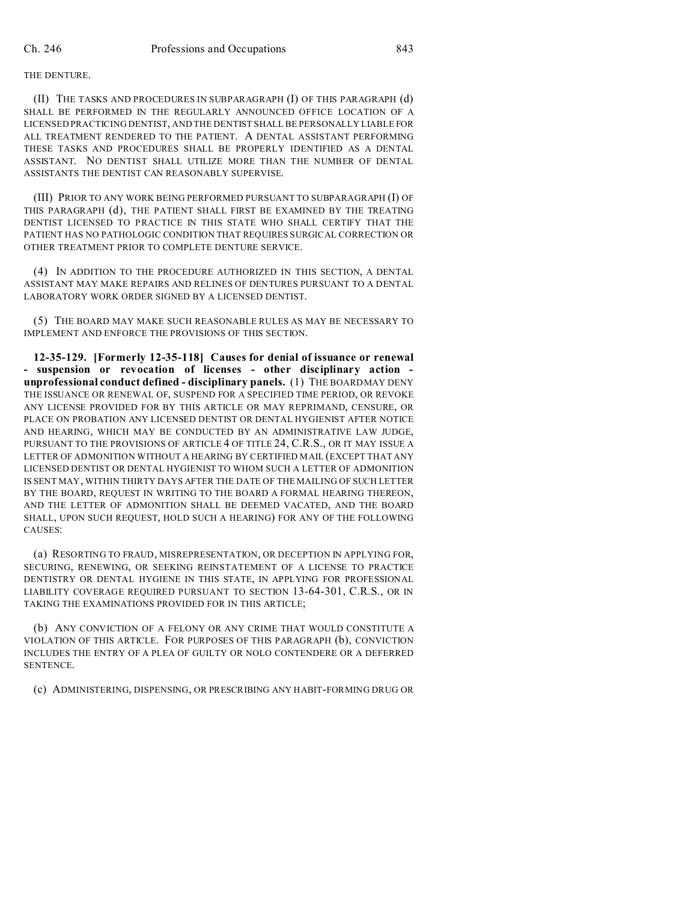THE DENTURE.

(II) THE TASKS AND PROCEDURES IN SUBPARAGRAPH (I) OF THIS PARAGRAPH (d) SHALL BE PERFORMED IN THE REGULARLY ANNOUNCED OFFICE LOCATION OF A LICENSED PRACTICING DENTIST, AND THE DENTIST SHALL BE PERSONALLY LIABLE FOR ALL TREATMENT RENDERED TO THE PATIENT. A DENTAL ASSISTANT PERFORMING THESE TASKS AND PROCEDURES SHALL BE PROPERLY IDENTIFIED AS A DENTAL ASSISTANT. NO DENTIST SHALL UTILIZE MORE THAN THE NUMBER OF DENTAL ASSISTANTS THE DENTIST CAN REASONABLY SUPERVISE.

(III) PRIOR TO ANY WORK BEING PERFORMED PURSUANT TO SUBPARAGRAPH (I) OF THIS PARAGRAPH (d), THE PATIENT SHALL FIRST BE EXAMINED BY THE TREATING DENTIST LICENSED TO PRACTICE IN THIS STATE WHO SHALL CERTIFY THAT THE PATIENT HAS NO PATHOLOGIC CONDITION THAT REQUIRES SURGICAL CORRECTION OR OTHER TREATMENT PRIOR TO COMPLETE DENTURE SERVICE.

(4) IN ADDITION TO THE PROCEDURE AUTHORIZED IN THIS SECTION, A DENTAL ASSISTANT MAY MAKE REPAIRS AND RELINES OF DENTURES PURSUANT TO A DENTAL LABORATORY WORK ORDER SIGNED BY A LICENSED DENTIST.

(5) THE BOARD MAY MAKE SUCH REASONABLE RULES AS MAY BE NECESSARY TO IMPLEMENT AND ENFORCE THE PROVISIONS OF THIS SECTION.

**12-35-129. [Formerly 12-35-118] Causes for denial of issuance or renewal - suspension or revocation of licenses - other disciplinary action - unprofessional conduct defined - disciplinary panels.** (1) THE BOARD MAY DENY THE ISSUANCE OR RENEWAL OF, SUSPEND FOR A SPECIFIED TIME PERIOD, OR REVOKE ANY LICENSE PROVIDED FOR BY THIS ARTICLE OR MAY REPRIMAND, CENSURE, OR PLACE ON PROBATION ANY LICENSED DENTIST OR DENTAL HYGIENIST AFTER NOTICE AND HEARING, WHICH MAY BE CONDUCTED BY AN ADMINISTRATIVE LAW JUDGE, PURSUANT TO THE PROVISIONS OF ARTICLE 4 OF TITLE 24, C.R.S., OR IT MAY ISSUE A LETTER OF ADMONITION WITHOUT A HEARING BY CERTIFIED MAIL (EXCEPT THAT ANY LICENSED DENTIST OR DENTAL HYGIENIST TO WHOM SUCH A LETTER OF ADMONITION IS SENT MAY, WITHIN THIRTY DAYS AFTER THE DATE OF THE MAILING OF SUCH LETTER BY THE BOARD, REQUEST IN WRITING TO THE BOARD A FORMAL HEARING THEREON, AND THE LETTER OF ADMONITION SHALL BE DEEMED VACATED, AND THE BOARD SHALL, UPON SUCH REQUEST, HOLD SUCH A HEARING) FOR ANY OF THE FOLLOWING CAUSES:

(a) RESORTING TO FRAUD, MISREPRESENTATION, OR DECEPTION IN APPLYING FOR, SECURING, RENEWING, OR SEEKING REINSTATEMENT OF A LICENSE TO PRACTICE DENTISTRY OR DENTAL HYGIENE IN THIS STATE, IN APPLYING FOR PROFESSIONAL LIABILITY COVERAGE REQUIRED PURSUANT TO SECTION 13-64-301, C.R.S., OR IN TAKING THE EXAMINATIONS PROVIDED FOR IN THIS ARTICLE;

(b) ANY CONVICTION OF A FELONY OR ANY CRIME THAT WOULD CONSTITUTE A VIOLATION OF THIS ARTICLE. FOR PURPOSES OF THIS PARAGRAPH (b), CONVICTION INCLUDES THE ENTRY OF A PLEA OF GUILTY OR NOLO CONTENDERE OR A DEFERRED SENTENCE.

(c) ADMINISTERING, DISPENSING, OR PRESCRIBING ANY HABIT-FORMING DRUG OR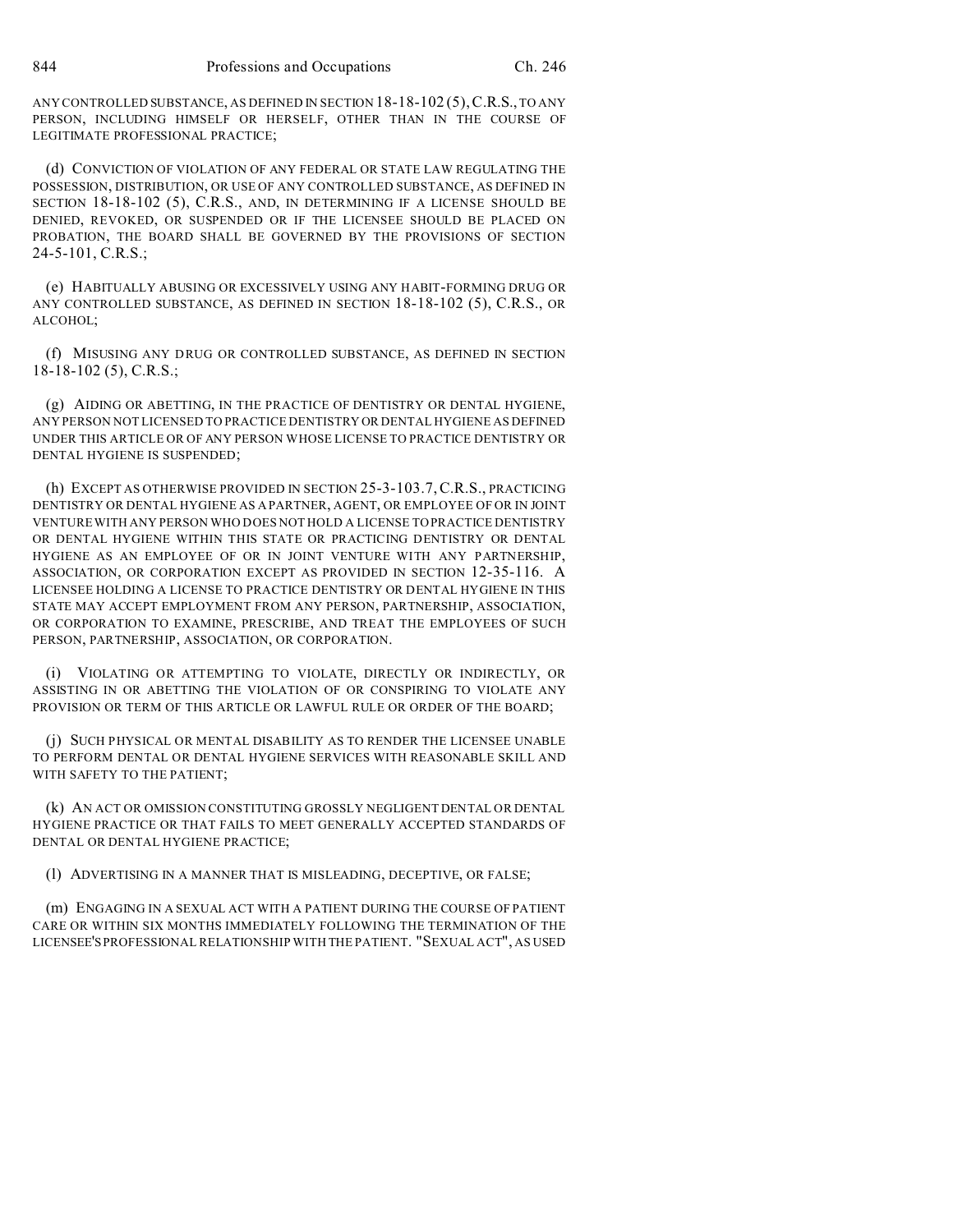ANY CONTROLLED SUBSTANCE, AS DEFINED IN SECTION 18-18-102 (5), C.R.S., TO ANY PERSON, INCLUDING HIMSELF OR HERSELF, OTHER THAN IN THE COURSE OF LEGITIMATE PROFESSIONAL PRACTICE;

(d) CONVICTION OF VIOLATION OF ANY FEDERAL OR STATE LAW REGULATING THE POSSESSION, DISTRIBUTION, OR USE OF ANY CONTROLLED SUBSTANCE, AS DEFINED IN SECTION 18-18-102 (5), C.R.S., AND, IN DETERMINING IF A LICENSE SHOULD BE DENIED, REVOKED, OR SUSPENDED OR IF THE LICENSEE SHOULD BE PLACED ON PROBATION, THE BOARD SHALL BE GOVERNED BY THE PROVISIONS OF SECTION 24-5-101, C.R.S.;

(e) HABITUALLY ABUSING OR EXCESSIVELY USING ANY HABIT-FORMING DRUG OR ANY CONTROLLED SUBSTANCE, AS DEFINED IN SECTION 18-18-102 (5), C.R.S., OR ALCOHOL;

(f) MISUSING ANY DRUG OR CONTROLLED SUBSTANCE, AS DEFINED IN SECTION 18-18-102 (5), C.R.S.;

(g) AIDING OR ABETTING, IN THE PRACTICE OF DENTISTRY OR DENTAL HYGIENE, ANY PERSON NOT LICENSED TO PRACTICE DENTISTRY OR DENTAL HYGIENE AS DEFINED UNDER THIS ARTICLE OR OF ANY PERSON WHOSE LICENSE TO PRACTICE DENTISTRY OR DENTAL HYGIENE IS SUSPENDED;

(h) EXCEPT AS OTHERWISE PROVIDED IN SECTION 25-3-103.7, C.R.S., PRACTICING DENTISTRY OR DENTAL HYGIENE AS A PARTNER, AGENT, OR EMPLOYEE OF OR IN JOINT VENTURE WITH ANY PERSON WHO DOES NOT HOLD A LICENSE TO PRACTICE DENTISTRY OR DENTAL HYGIENE WITHIN THIS STATE OR PRACTICING DENTISTRY OR DENTAL HYGIENE AS AN EMPLOYEE OF OR IN JOINT VENTURE WITH ANY PARTNERSHIP, ASSOCIATION, OR CORPORATION EXCEPT AS PROVIDED IN SECTION 12-35-116. A LICENSEE HOLDING A LICENSE TO PRACTICE DENTISTRY OR DENTAL HYGIENE IN THIS STATE MAY ACCEPT EMPLOYMENT FROM ANY PERSON, PARTNERSHIP, ASSOCIATION, OR CORPORATION TO EXAMINE, PRESCRIBE, AND TREAT THE EMPLOYEES OF SUCH PERSON, PARTNERSHIP, ASSOCIATION, OR CORPORATION.

(i) VIOLATING OR ATTEMPTING TO VIOLATE, DIRECTLY OR INDIRECTLY, OR ASSISTING IN OR ABETTING THE VIOLATION OF OR CONSPIRING TO VIOLATE ANY PROVISION OR TERM OF THIS ARTICLE OR LAWFUL RULE OR ORDER OF THE BOARD;

(j) SUCH PHYSICAL OR MENTAL DISABILITY AS TO RENDER THE LICENSEE UNABLE TO PERFORM DENTAL OR DENTAL HYGIENE SERVICES WITH REASONABLE SKILL AND WITH SAFETY TO THE PATIENT;

(k) AN ACT OR OMISSION CONSTITUTING GROSSLY NEGLIGENT DENTAL OR DENTAL HYGIENE PRACTICE OR THAT FAILS TO MEET GENERALLY ACCEPTED STANDARDS OF DENTAL OR DENTAL HYGIENE PRACTICE;

(l) ADVERTISING IN A MANNER THAT IS MISLEADING, DECEPTIVE, OR FALSE;

(m) ENGAGING IN A SEXUAL ACT WITH A PATIENT DURING THE COURSE OF PATIENT CARE OR WITHIN SIX MONTHS IMMEDIATELY FOLLOWING THE TERMINATION OF THE LICENSEE'S PROFESSIONAL RELATIONSHIP WITH THE PATIENT. "SEXUAL ACT", AS USED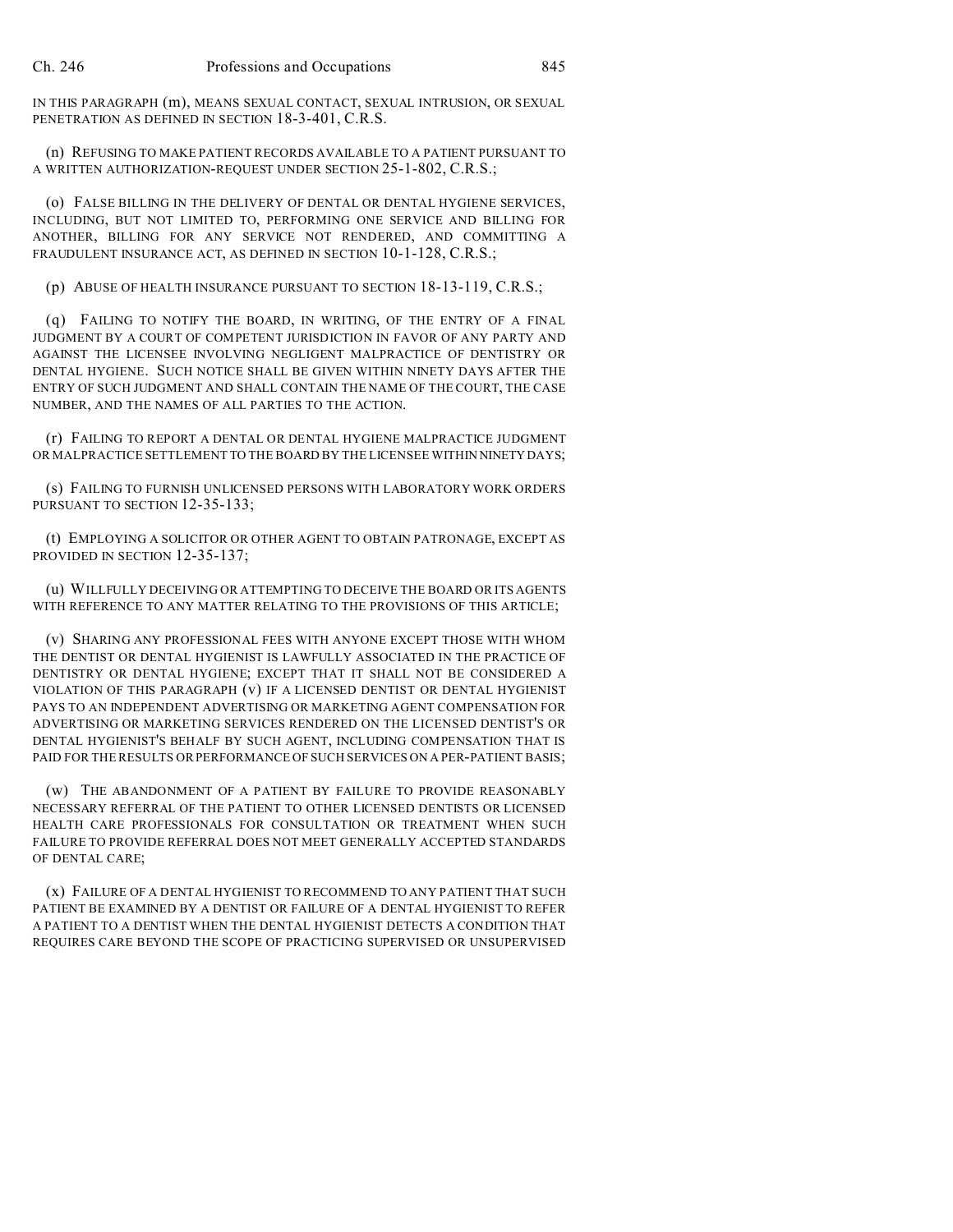IN THIS PARAGRAPH (m), MEANS SEXUAL CONTACT, SEXUAL INTRUSION, OR SEXUAL PENETRATION AS DEFINED IN SECTION 18-3-401, C.R.S.

(n) REFUSING TO MAKE PATIENT RECORDS AVAILABLE TO A PATIENT PURSUANT TO A WRITTEN AUTHORIZATION-REQUEST UNDER SECTION 25-1-802, C.R.S.;

(o) FALSE BILLING IN THE DELIVERY OF DENTAL OR DENTAL HYGIENE SERVICES, INCLUDING, BUT NOT LIMITED TO, PERFORMING ONE SERVICE AND BILLING FOR ANOTHER, BILLING FOR ANY SERVICE NOT RENDERED, AND COMMITTING A FRAUDULENT INSURANCE ACT, AS DEFINED IN SECTION 10-1-128, C.R.S.;

(p) ABUSE OF HEALTH INSURANCE PURSUANT TO SECTION 18-13-119, C.R.S.;

(q) FAILING TO NOTIFY THE BOARD, IN WRITING, OF THE ENTRY OF A FINAL JUDGMENT BY A COURT OF COMPETENT JURISDICTION IN FAVOR OF ANY PARTY AND AGAINST THE LICENSEE INVOLVING NEGLIGENT MALPRACTICE OF DENTISTRY OR DENTAL HYGIENE. SUCH NOTICE SHALL BE GIVEN WITHIN NINETY DAYS AFTER THE ENTRY OF SUCH JUDGMENT AND SHALL CONTAIN THE NAME OF THE COURT, THE CASE NUMBER, AND THE NAMES OF ALL PARTIES TO THE ACTION.

(r) FAILING TO REPORT A DENTAL OR DENTAL HYGIENE MALPRACTICE JUDGMENT OR MALPRACTICE SETTLEMENT TO THE BOARD BY THE LICENSEE WITHIN NINETY DAYS;

(s) FAILING TO FURNISH UNLICENSED PERSONS WITH LABORATORY WORK ORDERS PURSUANT TO SECTION 12-35-133;

(t) EMPLOYING A SOLICITOR OR OTHER AGENT TO OBTAIN PATRONAGE, EXCEPT AS PROVIDED IN SECTION 12-35-137;

(u) WILLFULLY DECEIVING OR ATTEMPTING TO DECEIVE THE BOARD OR ITS AGENTS WITH REFERENCE TO ANY MATTER RELATING TO THE PROVISIONS OF THIS ARTICLE;

(v) SHARING ANY PROFESSIONAL FEES WITH ANYONE EXCEPT THOSE WITH WHOM THE DENTIST OR DENTAL HYGIENIST IS LAWFULLY ASSOCIATED IN THE PRACTICE OF DENTISTRY OR DENTAL HYGIENE; EXCEPT THAT IT SHALL NOT BE CONSIDERED A VIOLATION OF THIS PARAGRAPH (v) IF A LICENSED DENTIST OR DENTAL HYGIENIST PAYS TO AN INDEPENDENT ADVERTISING OR MARKETING AGENT COMPENSATION FOR ADVERTISING OR MARKETING SERVICES RENDERED ON THE LICENSED DENTIST'S OR DENTAL HYGIENIST'S BEHALF BY SUCH AGENT, INCLUDING COMPENSATION THAT IS PAID FOR THE RESULTS OR PERFORMANCE OF SUCH SERVICES ON A PER-PATIENT BASIS;

(w) THE ABANDONMENT OF A PATIENT BY FAILURE TO PROVIDE REASONABLY NECESSARY REFERRAL OF THE PATIENT TO OTHER LICENSED DENTISTS OR LICENSED HEALTH CARE PROFESSIONALS FOR CONSULTATION OR TREATMENT WHEN SUCH FAILURE TO PROVIDE REFERRAL DOES NOT MEET GENERALLY ACCEPTED STANDARDS OF DENTAL CARE;

(x) FAILURE OF A DENTAL HYGIENIST TO RECOMMEND TO ANY PATIENT THAT SUCH PATIENT BE EXAMINED BY A DENTIST OR FAILURE OF A DENTAL HYGIENIST TO REFER A PATIENT TO A DENTIST WHEN THE DENTAL HYGIENIST DETECTS A CONDITION THAT REQUIRES CARE BEYOND THE SCOPE OF PRACTICING SUPERVISED OR UNSUPERVISED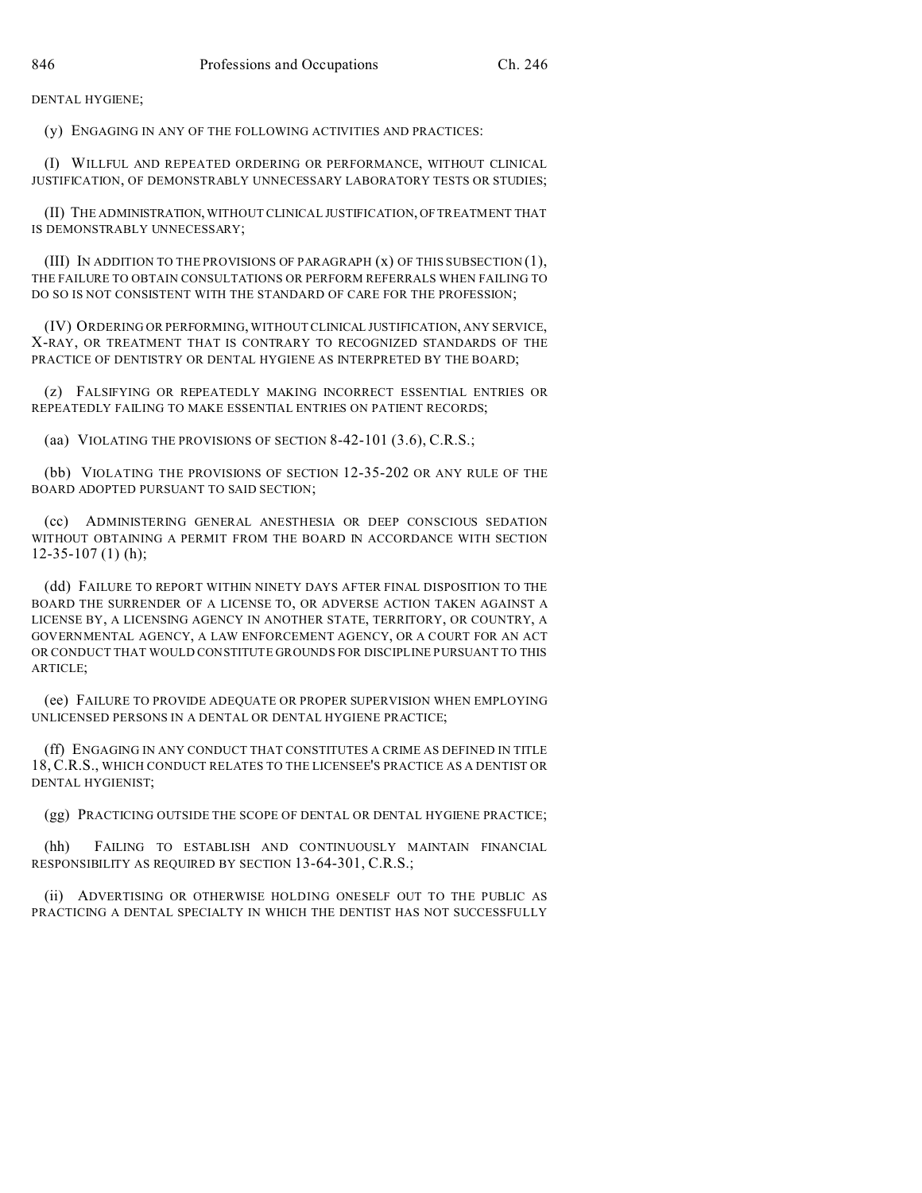DENTAL HYGIENE;

(y) ENGAGING IN ANY OF THE FOLLOWING ACTIVITIES AND PRACTICES:

(I) WILLFUL AND REPEATED ORDERING OR PERFORMANCE, WITHOUT CLINICAL JUSTIFICATION, OF DEMONSTRABLY UNNECESSARY LABORATORY TESTS OR STUDIES;

(II) THE ADMINISTRATION, WITHOUT CLINICAL JUSTIFICATION, OF TREATMENT THAT IS DEMONSTRABLY UNNECESSARY;

(III) IN ADDITION TO THE PROVISIONS OF PARAGRAPH (x) OF THIS SUBSECTION (1), THE FAILURE TO OBTAIN CONSULTATIONS OR PERFORM REFERRALS WHEN FAILING TO DO SO IS NOT CONSISTENT WITH THE STANDARD OF CARE FOR THE PROFESSION;

(IV) ORDERING OR PERFORMING, WITHOUT CLINICAL JUSTIFICATION, ANY SERVICE, X-RAY, OR TREATMENT THAT IS CONTRARY TO RECOGNIZED STANDARDS OF THE PRACTICE OF DENTISTRY OR DENTAL HYGIENE AS INTERPRETED BY THE BOARD;

(z) FALSIFYING OR REPEATEDLY MAKING INCORRECT ESSENTIAL ENTRIES OR REPEATEDLY FAILING TO MAKE ESSENTIAL ENTRIES ON PATIENT RECORDS;

(aa) VIOLATING THE PROVISIONS OF SECTION 8-42-101 (3.6), C.R.S.;

(bb) VIOLATING THE PROVISIONS OF SECTION 12-35-202 OR ANY RULE OF THE BOARD ADOPTED PURSUANT TO SAID SECTION;

(cc) ADMINISTERING GENERAL ANESTHESIA OR DEEP CONSCIOUS SEDATION WITHOUT OBTAINING A PERMIT FROM THE BOARD IN ACCORDANCE WITH SECTION 12-35-107 (1) (h);

(dd) FAILURE TO REPORT WITHIN NINETY DAYS AFTER FINAL DISPOSITION TO THE BOARD THE SURRENDER OF A LICENSE TO, OR ADVERSE ACTION TAKEN AGAINST A LICENSE BY, A LICENSING AGENCY IN ANOTHER STATE, TERRITORY, OR COUNTRY, A GOVERNMENTAL AGENCY, A LAW ENFORCEMENT AGENCY, OR A COURT FOR AN ACT OR CONDUCT THAT WOULD CONSTITUTE GROUNDS FOR DISCIPLINE PURSUANT TO THIS ARTICLE;

(ee) FAILURE TO PROVIDE ADEQUATE OR PROPER SUPERVISION WHEN EMPLOYING UNLICENSED PERSONS IN A DENTAL OR DENTAL HYGIENE PRACTICE;

(ff) ENGAGING IN ANY CONDUCT THAT CONSTITUTES A CRIME AS DEFINED IN TITLE 18, C.R.S., WHICH CONDUCT RELATES TO THE LICENSEE'S PRACTICE AS A DENTIST OR DENTAL HYGIENIST;

(gg) PRACTICING OUTSIDE THE SCOPE OF DENTAL OR DENTAL HYGIENE PRACTICE;

(hh) FAILING TO ESTABLISH AND CONTINUOUSLY MAINTAIN FINANCIAL RESPONSIBILITY AS REQUIRED BY SECTION 13-64-301, C.R.S.;

(ii) ADVERTISING OR OTHERWISE HOLDING ONESELF OUT TO THE PUBLIC AS PRACTICING A DENTAL SPECIALTY IN WHICH THE DENTIST HAS NOT SUCCESSFULLY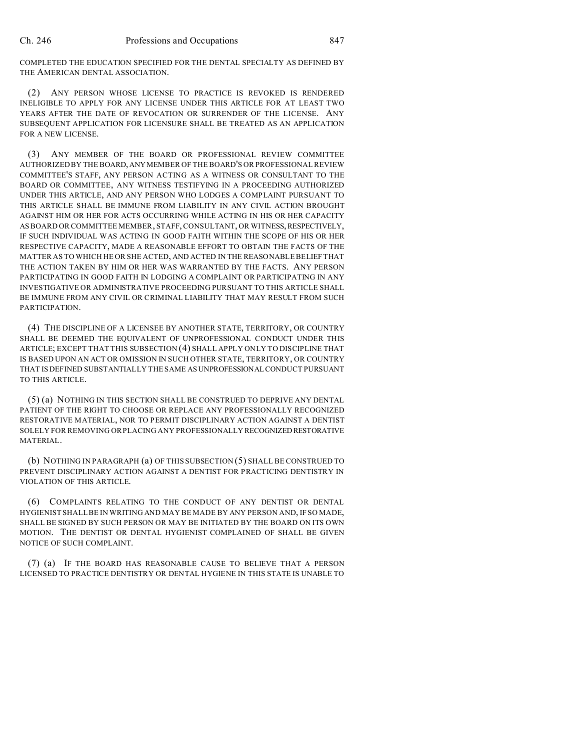COMPLETED THE EDUCATION SPECIFIED FOR THE DENTAL SPECIALTY AS DEFINED BY THE AMERICAN DENTAL ASSOCIATION.

(2) ANY PERSON WHOSE LICENSE TO PRACTICE IS REVOKED IS RENDERED INELIGIBLE TO APPLY FOR ANY LICENSE UNDER THIS ARTICLE FOR AT LEAST TWO YEARS AFTER THE DATE OF REVOCATION OR SURRENDER OF THE LICENSE. ANY SUBSEQUENT APPLICATION FOR LICENSURE SHALL BE TREATED AS AN APPLICATION FOR A NEW LICENSE.

(3) ANY MEMBER OF THE BOARD OR PROFESSIONAL REVIEW COMMITTEE AUTHORIZED BY THE BOARD, ANY MEMBER OF THE BOARD'S OR PROFESSIONAL REVIEW COMMITTEE'S STAFF, ANY PERSON ACTING AS A WITNESS OR CONSULTANT TO THE BOARD OR COMMITTEE, ANY WITNESS TESTIFYING IN A PROCEEDING AUTHORIZED UNDER THIS ARTICLE, AND ANY PERSON WHO LODGES A COMPLAINT PURSUANT TO THIS ARTICLE SHALL BE IMMUNE FROM LIABILITY IN ANY CIVIL ACTION BROUGHT AGAINST HIM OR HER FOR ACTS OCCURRING WHILE ACTING IN HIS OR HER CAPACITY AS BOARD OR COMMITTEE MEMBER, STAFF, CONSULTANT, OR WITNESS, RESPECTIVELY, IF SUCH INDIVIDUAL WAS ACTING IN GOOD FAITH WITHIN THE SCOPE OF HIS OR HER RESPECTIVE CAPACITY, MADE A REASONABLE EFFORT TO OBTAIN THE FACTS OF THE MATTER AS TO WHICH HE OR SHE ACTED, AND ACTED IN THE REASONABLE BELIEF THAT THE ACTION TAKEN BY HIM OR HER WAS WARRANTED BY THE FACTS. ANY PERSON PARTICIPATING IN GOOD FAITH IN LODGING A COMPLAINT OR PARTICIPATING IN ANY INVESTIGATIVE OR ADMINISTRATIVE PROCEEDING PURSUANT TO THIS ARTICLE SHALL BE IMMUNE FROM ANY CIVIL OR CRIMINAL LIABILITY THAT MAY RESULT FROM SUCH PARTICIPATION.

(4) THE DISCIPLINE OF A LICENSEE BY ANOTHER STATE, TERRITORY, OR COUNTRY SHALL BE DEEMED THE EQUIVALENT OF UNPROFESSIONAL CONDUCT UNDER THIS ARTICLE; EXCEPT THAT THIS SUBSECTION (4) SHALL APPLY ONLY TO DISCIPLINE THAT IS BASED UPON AN ACT OR OMISSION IN SUCH OTHER STATE, TERRITORY, OR COUNTRY THAT IS DEFINED SUBSTANTIALLY THE SAME AS UNPROFESSIONAL CONDUCT PURSUANT TO THIS ARTICLE.

(5) (a) NOTHING IN THIS SECTION SHALL BE CONSTRUED TO DEPRIVE ANY DENTAL PATIENT OF THE RIGHT TO CHOOSE OR REPLACE ANY PROFESSIONALLY RECOGNIZED RESTORATIVE MATERIAL, NOR TO PERMIT DISCIPLINARY ACTION AGAINST A DENTIST SOLELY FOR REMOVING OR PLACING ANY PROFESSIONALLY RECOGNIZED RESTORATIVE MATERIAL.

(b) NOTHING IN PARAGRAPH (a) OF THIS SUBSECTION (5) SHALL BE CONSTRUED TO PREVENT DISCIPLINARY ACTION AGAINST A DENTIST FOR PRACTICING DENTISTRY IN VIOLATION OF THIS ARTICLE.

(6) COMPLAINTS RELATING TO THE CONDUCT OF ANY DENTIST OR DENTAL HYGIENIST SHALL BE IN WRITING AND MAY BE MADE BY ANY PERSON AND, IF SO MADE, SHALL BE SIGNED BY SUCH PERSON OR MAY BE INITIATED BY THE BOARD ON ITS OWN MOTION. THE DENTIST OR DENTAL HYGIENIST COMPLAINED OF SHALL BE GIVEN NOTICE OF SUCH COMPLAINT.

(7) (a) IF THE BOARD HAS REASONABLE CAUSE TO BELIEVE THAT A PERSON LICENSED TO PRACTICE DENTISTRY OR DENTAL HYGIENE IN THIS STATE IS UNABLE TO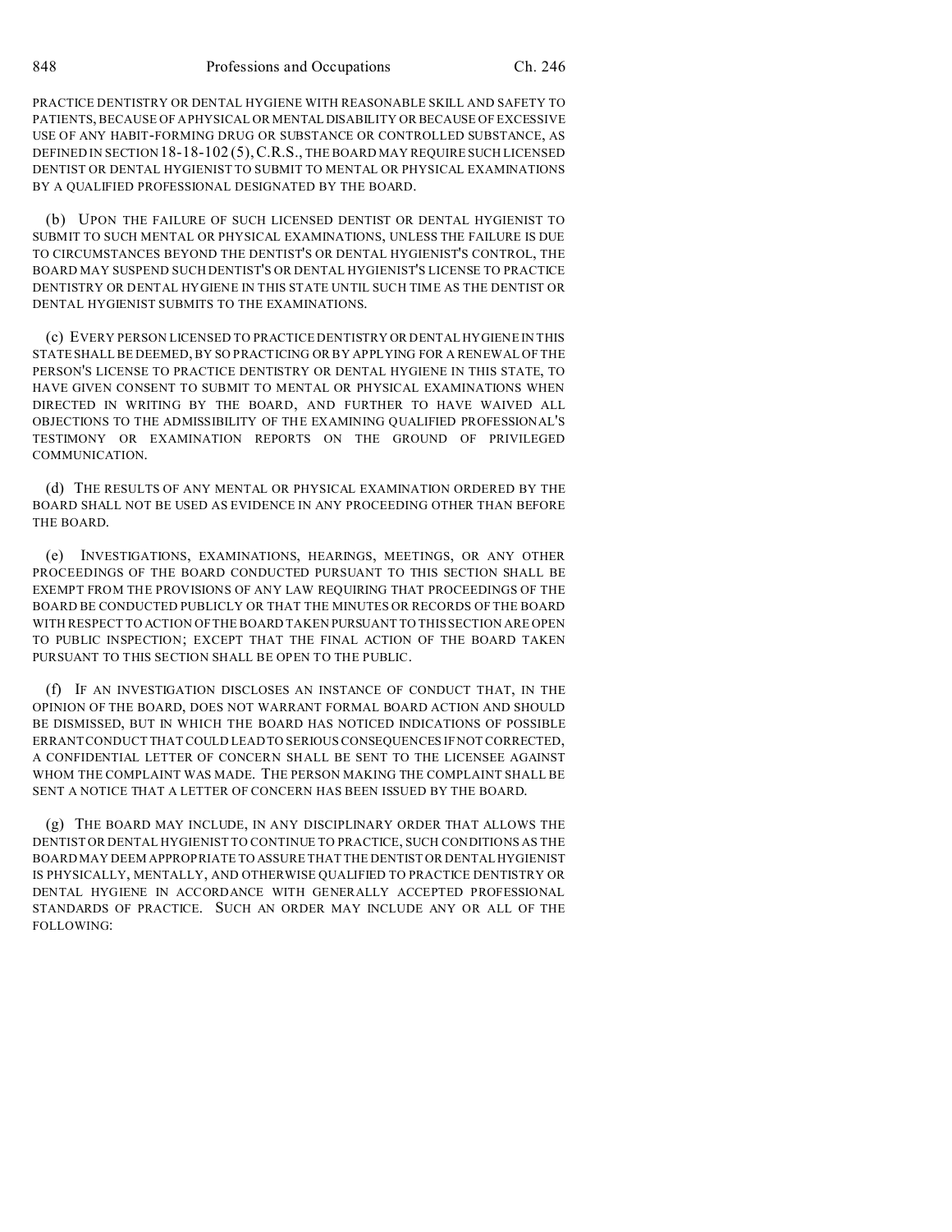PRACTICE DENTISTRY OR DENTAL HYGIENE WITH REASONABLE SKILL AND SAFETY TO PATIENTS, BECAUSE OF A PHYSICAL OR MENTAL DISABILITY OR BECAUSE OF EXCESSIVE USE OF ANY HABIT-FORMING DRUG OR SUBSTANCE OR CONTROLLED SUBSTANCE, AS DEFINED IN SECTION 18-18-102 (5), C.R.S., THE BOARD MAY REQUIRE SUCH LICENSED DENTIST OR DENTAL HYGIENIST TO SUBMIT TO MENTAL OR PHYSICAL EXAMINATIONS BY A QUALIFIED PROFESSIONAL DESIGNATED BY THE BOARD.

(b) UPON THE FAILURE OF SUCH LICENSED DENTIST OR DENTAL HYGIENIST TO SUBMIT TO SUCH MENTAL OR PHYSICAL EXAMINATIONS, UNLESS THE FAILURE IS DUE TO CIRCUMSTANCES BEYOND THE DENTIST'S OR DENTAL HYGIENIST'S CONTROL, THE BOARD MAY SUSPEND SUCH DENTIST'S OR DENTAL HYGIENIST'S LICENSE TO PRACTICE DENTISTRY OR DENTAL HYGIENE IN THIS STATE UNTIL SUCH TIME AS THE DENTIST OR DENTAL HYGIENIST SUBMITS TO THE EXAMINATIONS.

(c) EVERY PERSON LICENSED TO PRACTICE DENTISTRY OR DENTAL HYGIENE IN THIS STATE SHALL BE DEEMED, BY SO PRACTICING OR BY APPLYING FOR A RENEWAL OF THE PERSON'S LICENSE TO PRACTICE DENTISTRY OR DENTAL HYGIENE IN THIS STATE, TO HAVE GIVEN CONSENT TO SUBMIT TO MENTAL OR PHYSICAL EXAMINATIONS WHEN DIRECTED IN WRITING BY THE BOARD, AND FURTHER TO HAVE WAIVED ALL OBJECTIONS TO THE ADMISSIBILITY OF THE EXAMINING QUALIFIED PROFESSIONAL'S TESTIMONY OR EXAMINATION REPORTS ON THE GROUND OF PRIVILEGED COMMUNICATION.

(d) THE RESULTS OF ANY MENTAL OR PHYSICAL EXAMINATION ORDERED BY THE BOARD SHALL NOT BE USED AS EVIDENCE IN ANY PROCEEDING OTHER THAN BEFORE THE BOARD.

(e) INVESTIGATIONS, EXAMINATIONS, HEARINGS, MEETINGS, OR ANY OTHER PROCEEDINGS OF THE BOARD CONDUCTED PURSUANT TO THIS SECTION SHALL BE EXEMPT FROM THE PROVISIONS OF ANY LAW REQUIRING THAT PROCEEDINGS OF THE BOARD BE CONDUCTED PUBLICLY OR THAT THE MINUTES OR RECORDS OF THE BOARD WITH RESPECT TO ACTION OF THE BOARD TAKEN PURSUANT TO THIS SECTION ARE OPEN TO PUBLIC INSPECTION; EXCEPT THAT THE FINAL ACTION OF THE BOARD TAKEN PURSUANT TO THIS SECTION SHALL BE OPEN TO THE PUBLIC.

(f) IF AN INVESTIGATION DISCLOSES AN INSTANCE OF CONDUCT THAT, IN THE OPINION OF THE BOARD, DOES NOT WARRANT FORMAL BOARD ACTION AND SHOULD BE DISMISSED, BUT IN WHICH THE BOARD HAS NOTICED INDICATIONS OF POSSIBLE ERRANT CONDUCT THAT COULD LEAD TO SERIOUS CONSEQUENCES IF NOT CORRECTED, A CONFIDENTIAL LETTER OF CONCERN SHALL BE SENT TO THE LICENSEE AGAINST WHOM THE COMPLAINT WAS MADE. THE PERSON MAKING THE COMPLAINT SHALL BE SENT A NOTICE THAT A LETTER OF CONCERN HAS BEEN ISSUED BY THE BOARD.

(g) THE BOARD MAY INCLUDE, IN ANY DISCIPLINARY ORDER THAT ALLOWS THE DENTIST OR DENTAL HYGIENIST TO CONTINUE TO PRACTICE, SUCH CONDITIONS AS THE BOARD MAY DEEM APPROPRIATE TO ASSURE THAT THE DENTIST OR DENTAL HYGIENIST IS PHYSICALLY, MENTALLY, AND OTHERWISE QUALIFIED TO PRACTICE DENTISTRY OR DENTAL HYGIENE IN ACCORDANCE WITH GENERALLY ACCEPTED PROFESSIONAL STANDARDS OF PRACTICE. SUCH AN ORDER MAY INCLUDE ANY OR ALL OF THE FOLLOWING: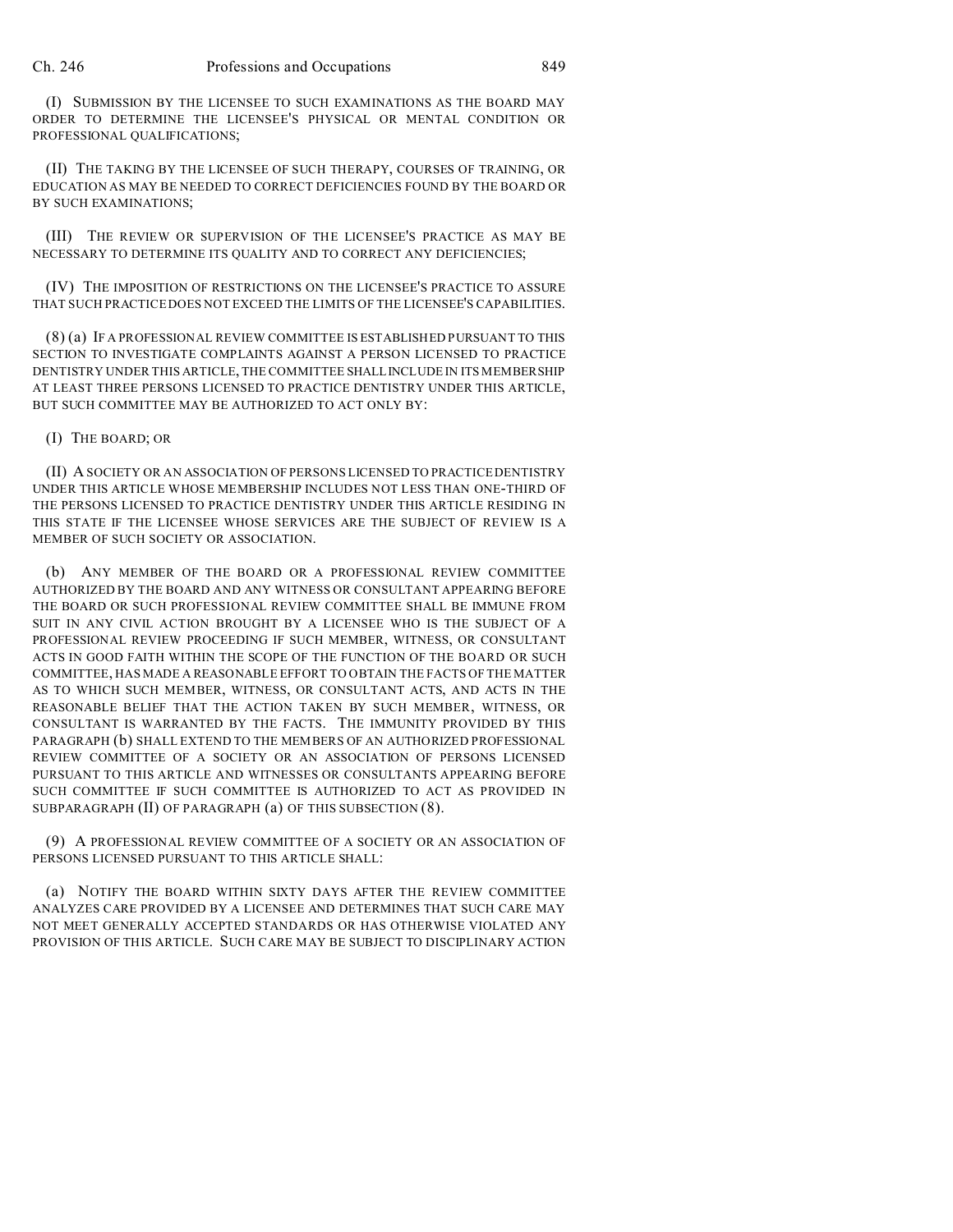(I) SUBMISSION BY THE LICENSEE TO SUCH EXAMINATIONS AS THE BOARD MAY ORDER TO DETERMINE THE LICENSEE'S PHYSICAL OR MENTAL CONDITION OR PROFESSIONAL QUALIFICATIONS;

(II) THE TAKING BY THE LICENSEE OF SUCH THERAPY, COURSES OF TRAINING, OR EDUCATION AS MAY BE NEEDED TO CORRECT DEFICIENCIES FOUND BY THE BOARD OR BY SUCH EXAMINATIONS;

(III) THE REVIEW OR SUPERVISION OF THE LICENSEE'S PRACTICE AS MAY BE NECESSARY TO DETERMINE ITS QUALITY AND TO CORRECT ANY DEFICIENCIES;

(IV) THE IMPOSITION OF RESTRICTIONS ON THE LICENSEE'S PRACTICE TO ASSURE THAT SUCH PRACTICE DOES NOT EXCEED THE LIMITS OF THE LICENSEE'S CAPABILITIES.

(8) (a) IF A PROFESSIONAL REVIEW COMMITTEE IS ESTABLISHED PURSUANT TO THIS SECTION TO INVESTIGATE COMPLAINTS AGAINST A PERSON LICENSED TO PRACTICE DENTISTRY UNDER THIS ARTICLE, THE COMMITTEE SHALL INCLUDE IN ITS MEMBERSHIP AT LEAST THREE PERSONS LICENSED TO PRACTICE DENTISTRY UNDER THIS ARTICLE, BUT SUCH COMMITTEE MAY BE AUTHORIZED TO ACT ONLY BY:

(I) THE BOARD; OR

(II) A SOCIETY OR AN ASSOCIATION OF PERSONS LICENSED TO PRACTICE DENTISTRY UNDER THIS ARTICLE WHOSE MEMBERSHIP INCLUDES NOT LESS THAN ONE-THIRD OF THE PERSONS LICENSED TO PRACTICE DENTISTRY UNDER THIS ARTICLE RESIDING IN THIS STATE IF THE LICENSEE WHOSE SERVICES ARE THE SUBJECT OF REVIEW IS A MEMBER OF SUCH SOCIETY OR ASSOCIATION.

(b) ANY MEMBER OF THE BOARD OR A PROFESSIONAL REVIEW COMMITTEE AUTHORIZED BY THE BOARD AND ANY WITNESS OR CONSULTANT APPEARING BEFORE THE BOARD OR SUCH PROFESSIONAL REVIEW COMMITTEE SHALL BE IMMUNE FROM SUIT IN ANY CIVIL ACTION BROUGHT BY A LICENSEE WHO IS THE SUBJECT OF A PROFESSIONAL REVIEW PROCEEDING IF SUCH MEMBER, WITNESS, OR CONSULTANT ACTS IN GOOD FAITH WITHIN THE SCOPE OF THE FUNCTION OF THE BOARD OR SUCH COMMITTEE, HAS MADE A REASONABLE EFFORT TO OBTAIN THE FACTS OF THE MATTER AS TO WHICH SUCH MEMBER, WITNESS, OR CONSULTANT ACTS, AND ACTS IN THE REASONABLE BELIEF THAT THE ACTION TAKEN BY SUCH MEMBER, WITNESS, OR CONSULTANT IS WARRANTED BY THE FACTS. THE IMMUNITY PROVIDED BY THIS PARAGRAPH (b) SHALL EXTEND TO THE MEMBERS OF AN AUTHORIZED PROFESSIONAL REVIEW COMMITTEE OF A SOCIETY OR AN ASSOCIATION OF PERSONS LICENSED PURSUANT TO THIS ARTICLE AND WITNESSES OR CONSULTANTS APPEARING BEFORE SUCH COMMITTEE IF SUCH COMMITTEE IS AUTHORIZED TO ACT AS PROVIDED IN SUBPARAGRAPH (II) OF PARAGRAPH (a) OF THIS SUBSECTION (8).

(9) A PROFESSIONAL REVIEW COMMITTEE OF A SOCIETY OR AN ASSOCIATION OF PERSONS LICENSED PURSUANT TO THIS ARTICLE SHALL:

(a) NOTIFY THE BOARD WITHIN SIXTY DAYS AFTER THE REVIEW COMMITTEE ANALYZES CARE PROVIDED BY A LICENSEE AND DETERMINES THAT SUCH CARE MAY NOT MEET GENERALLY ACCEPTED STANDARDS OR HAS OTHERWISE VIOLATED ANY PROVISION OF THIS ARTICLE. SUCH CARE MAY BE SUBJECT TO DISCIPLINARY ACTION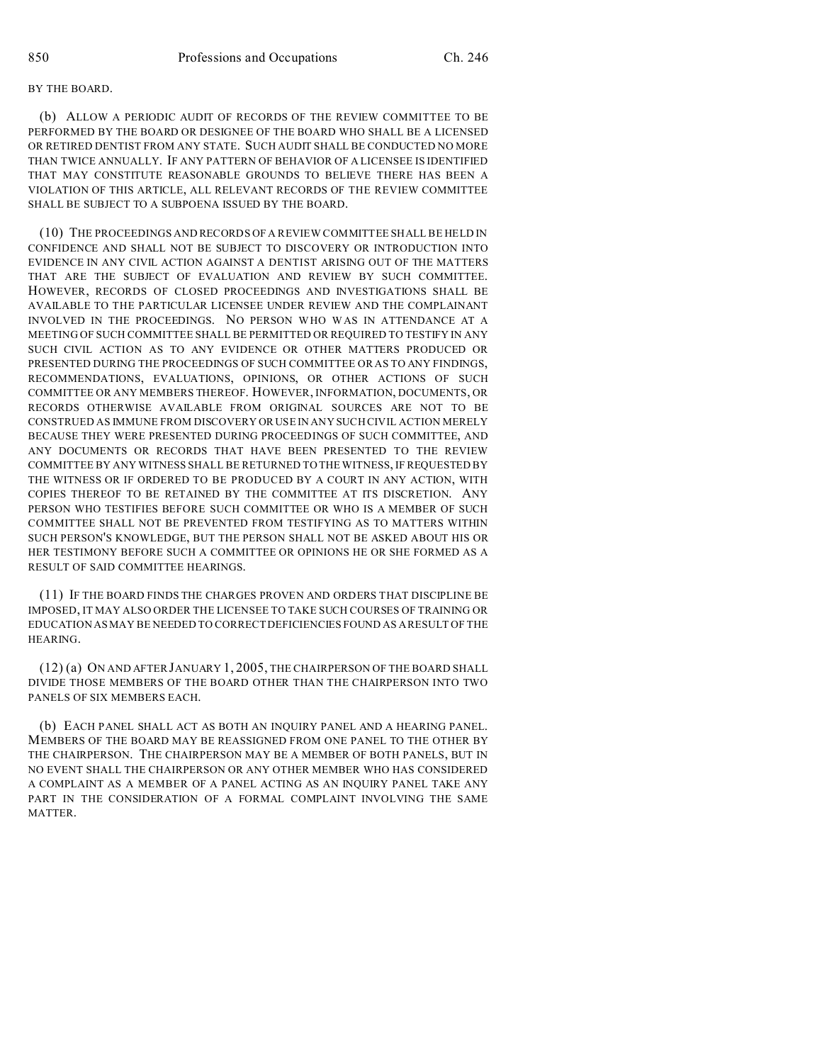BY THE BOARD.

(b) ALLOW A PERIODIC AUDIT OF RECORDS OF THE REVIEW COMMITTEE TO BE PERFORMED BY THE BOARD OR DESIGNEE OF THE BOARD WHO SHALL BE A LICENSED OR RETIRED DENTIST FROM ANY STATE. SUCH AUDIT SHALL BE CONDUCTED NO MORE THAN TWICE ANNUALLY. IF ANY PATTERN OF BEHAVIOR OF A LICENSEE IS IDENTIFIED THAT MAY CONSTITUTE REASONABLE GROUNDS TO BELIEVE THERE HAS BEEN A VIOLATION OF THIS ARTICLE, ALL RELEVANT RECORDS OF THE REVIEW COMMITTEE SHALL BE SUBJECT TO A SUBPOENA ISSUED BY THE BOARD.

(10) THE PROCEEDINGS AND RECORDS OF A REVIEW COMMITTEE SHALL BE HELD IN CONFIDENCE AND SHALL NOT BE SUBJECT TO DISCOVERY OR INTRODUCTION INTO EVIDENCE IN ANY CIVIL ACTION AGAINST A DENTIST ARISING OUT OF THE MATTERS THAT ARE THE SUBJECT OF EVALUATION AND REVIEW BY SUCH COMMITTEE. HOWEVER, RECORDS OF CLOSED PROCEEDINGS AND INVESTIGATIONS SHALL BE AVAILABLE TO THE PARTICULAR LICENSEE UNDER REVIEW AND THE COMPLAINANT INVOLVED IN THE PROCEEDINGS. NO PERSON WHO WAS IN ATTENDANCE AT A MEETING OF SUCH COMMITTEE SHALL BE PERMITTED OR REQUIRED TO TESTIFY IN ANY SUCH CIVIL ACTION AS TO ANY EVIDENCE OR OTHER MATTERS PRODUCED OR PRESENTED DURING THE PROCEEDINGS OF SUCH COMMITTEE OR AS TO ANY FINDINGS, RECOMMENDATIONS, EVALUATIONS, OPINIONS, OR OTHER ACTIONS OF SUCH COMMITTEE OR ANY MEMBERS THEREOF. HOWEVER, INFORMATION, DOCUMENTS, OR RECORDS OTHERWISE AVAILABLE FROM ORIGINAL SOURCES ARE NOT TO BE CONSTRUED AS IMMUNE FROM DISCOVERY OR USE IN ANY SUCH CIVIL ACTION MERELY BECAUSE THEY WERE PRESENTED DURING PROCEEDINGS OF SUCH COMMITTEE, AND ANY DOCUMENTS OR RECORDS THAT HAVE BEEN PRESENTED TO THE REVIEW COMMITTEE BY ANY WITNESS SHALL BE RETURNED TO THE WITNESS, IF REQUESTED BY THE WITNESS OR IF ORDERED TO BE PRODUCED BY A COURT IN ANY ACTION, WITH COPIES THEREOF TO BE RETAINED BY THE COMMITTEE AT ITS DISCRETION. ANY PERSON WHO TESTIFIES BEFORE SUCH COMMITTEE OR WHO IS A MEMBER OF SUCH COMMITTEE SHALL NOT BE PREVENTED FROM TESTIFYING AS TO MATTERS WITHIN SUCH PERSON'S KNOWLEDGE, BUT THE PERSON SHALL NOT BE ASKED ABOUT HIS OR HER TESTIMONY BEFORE SUCH A COMMITTEE OR OPINIONS HE OR SHE FORMED AS A RESULT OF SAID COMMITTEE HEARINGS.

(11) IF THE BOARD FINDS THE CHARGES PROVEN AND ORDERS THAT DISCIPLINE BE IMPOSED, IT MAY ALSO ORDER THE LICENSEE TO TAKE SUCH COURSES OF TRAINING OR EDUCATION AS MAY BE NEEDED TO CORRECT DEFICIENCIES FOUND AS A RESULT OF THE HEARING.

(12) (a) ON AND AFTER JANUARY 1, 2005, THE CHAIRPERSON OF THE BOARD SHALL DIVIDE THOSE MEMBERS OF THE BOARD OTHER THAN THE CHAIRPERSON INTO TWO PANELS OF SIX MEMBERS EACH.

(b) EACH PANEL SHALL ACT AS BOTH AN INQUIRY PANEL AND A HEARING PANEL. MEMBERS OF THE BOARD MAY BE REASSIGNED FROM ONE PANEL TO THE OTHER BY THE CHAIRPERSON. THE CHAIRPERSON MAY BE A MEMBER OF BOTH PANELS, BUT IN NO EVENT SHALL THE CHAIRPERSON OR ANY OTHER MEMBER WHO HAS CONSIDERED A COMPLAINT AS A MEMBER OF A PANEL ACTING AS AN INQUIRY PANEL TAKE ANY PART IN THE CONSIDERATION OF A FORMAL COMPLAINT INVOLVING THE SAME MATTER.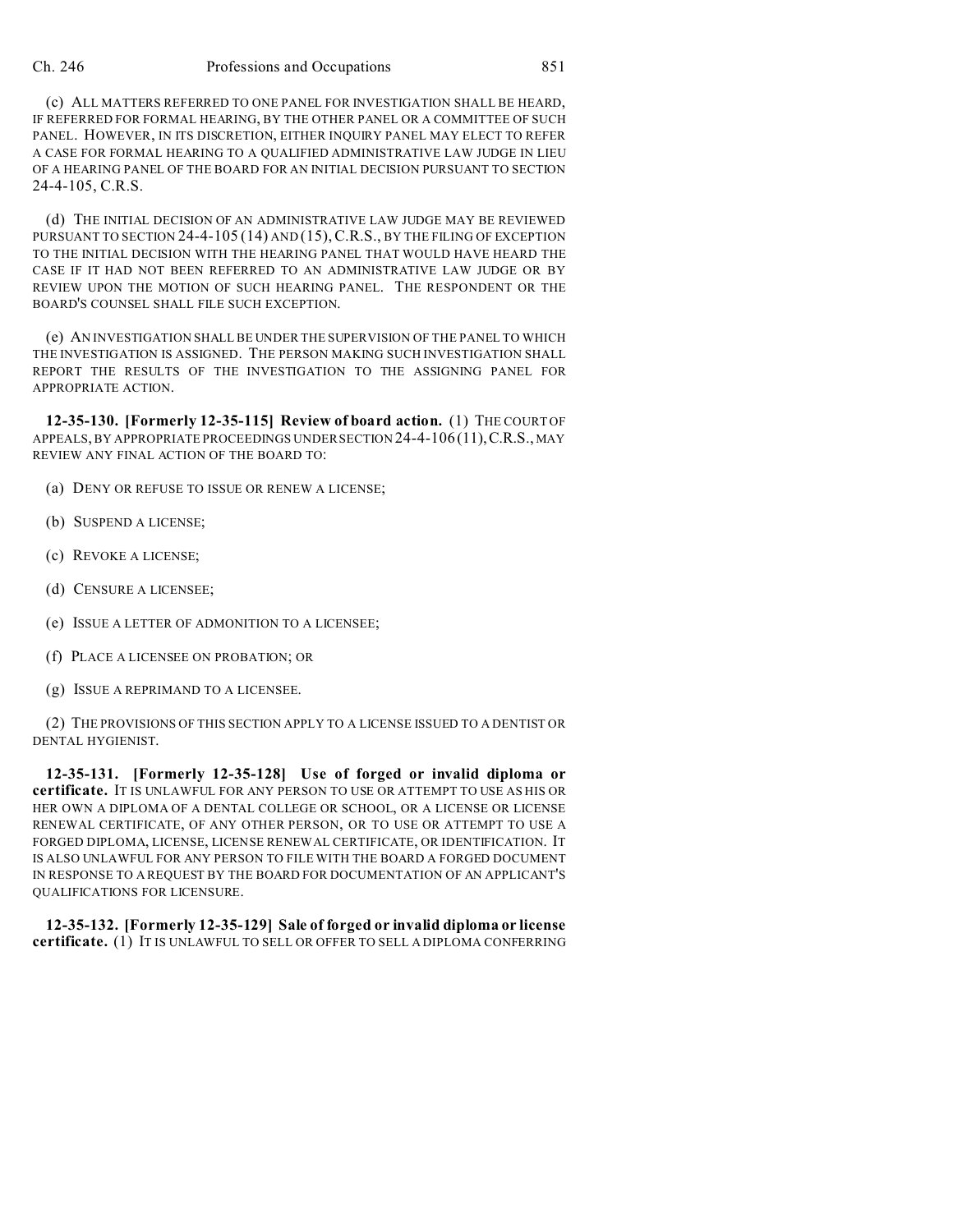(c) ALL MATTERS REFERRED TO ONE PANEL FOR INVESTIGATION SHALL BE HEARD, IF REFERRED FOR FORMAL HEARING, BY THE OTHER PANEL OR A COMMITTEE OF SUCH PANEL. HOWEVER, IN ITS DISCRETION, EITHER INQUIRY PANEL MAY ELECT TO REFER A CASE FOR FORMAL HEARING TO A QUALIFIED ADMINISTRATIVE LAW JUDGE IN LIEU OF A HEARING PANEL OF THE BOARD FOR AN INITIAL DECISION PURSUANT TO SECTION 24-4-105, C.R.S.

(d) THE INITIAL DECISION OF AN ADMINISTRATIVE LAW JUDGE MAY BE REVIEWED PURSUANT TO SECTION 24-4-105 (14) AND (15), C.R.S., BY THE FILING OF EXCEPTION TO THE INITIAL DECISION WITH THE HEARING PANEL THAT WOULD HAVE HEARD THE CASE IF IT HAD NOT BEEN REFERRED TO AN ADMINISTRATIVE LAW JUDGE OR BY REVIEW UPON THE MOTION OF SUCH HEARING PANEL. THE RESPONDENT OR THE BOARD'S COUNSEL SHALL FILE SUCH EXCEPTION.

(e) AN INVESTIGATION SHALL BE UNDER THE SUPERVISION OF THE PANEL TO WHICH THE INVESTIGATION IS ASSIGNED. THE PERSON MAKING SUCH INVESTIGATION SHALL REPORT THE RESULTS OF THE INVESTIGATION TO THE ASSIGNING PANEL FOR APPROPRIATE ACTION.

**12-35-130. [Formerly 12-35-115] Review of board action.** (1) THE COURT OF APPEALS, BY APPROPRIATE PROCEEDINGS UNDER SECTION 24-4-106 (11), C.R.S., MAY REVIEW ANY FINAL ACTION OF THE BOARD TO:

(a) DENY OR REFUSE TO ISSUE OR RENEW A LICENSE;

(b) SUSPEND A LICENSE;

(c) REVOKE A LICENSE;

(d) CENSURE A LICENSEE;

(e) ISSUE A LETTER OF ADMONITION TO A LICENSEE;

(f) PLACE A LICENSEE ON PROBATION; OR

(g) ISSUE A REPRIMAND TO A LICENSEE.

(2) THE PROVISIONS OF THIS SECTION APPLY TO A LICENSE ISSUED TO A DENTIST OR DENTAL HYGIENIST.

**12-35-131. [Formerly 12-35-128] Use of forged or invalid diploma or certificate.** IT IS UNLAWFUL FOR ANY PERSON TO USE OR ATTEMPT TO USE AS HIS OR HER OWN A DIPLOMA OF A DENTAL COLLEGE OR SCHOOL, OR A LICENSE OR LICENSE RENEWAL CERTIFICATE, OF ANY OTHER PERSON, OR TO USE OR ATTEMPT TO USE A FORGED DIPLOMA, LICENSE, LICENSE RENEWAL CERTIFICATE, OR IDENTIFICATION. IT IS ALSO UNLAWFUL FOR ANY PERSON TO FILE WITH THE BOARD A FORGED DOCUMENT IN RESPONSE TO A REQUEST BY THE BOARD FOR DOCUMENTATION OF AN APPLICANT'S QUALIFICATIONS FOR LICENSURE.

**12-35-132. [Formerly 12-35-129] Sale of forged or invalid diploma or license certificate.** (1) IT IS UNLAWFUL TO SELL OR OFFER TO SELL A DIPLOMA CONFERRING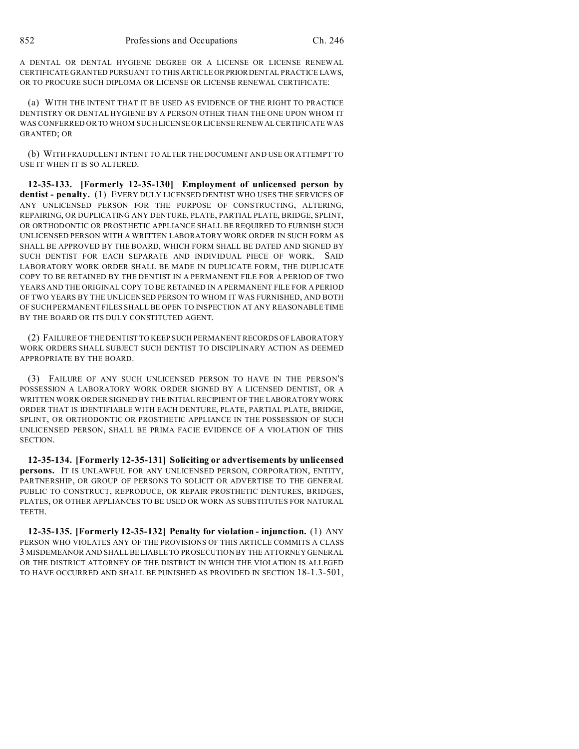A DENTAL OR DENTAL HYGIENE DEGREE OR A LICENSE OR LICENSE RENEWAL CERTIFICATE GRANTED PURSUANT TO THIS ARTICLE OR PRIOR DENTAL PRACTICE LAWS, OR TO PROCURE SUCH DIPLOMA OR LICENSE OR LICENSE RENEWAL CERTIFICATE:

(a) WITH THE INTENT THAT IT BE USED AS EVIDENCE OF THE RIGHT TO PRACTICE DENTISTRY OR DENTAL HYGIENE BY A PERSON OTHER THAN THE ONE UPON WHOM IT WAS CONFERRED OR TO WHOM SUCH LICENSE OR LICENSE RENEWAL CERTIFICATE WAS GRANTED; OR

(b) WITH FRAUDULENT INTENT TO ALTER THE DOCUMENT AND USE OR ATTEMPT TO USE IT WHEN IT IS SO ALTERED.

**12-35-133. [Formerly 12-35-130] Employment of unlicensed person by dentist - penalty.** (1) EVERY DULY LICENSED DENTIST WHO USES THE SERVICES OF ANY UNLICENSED PERSON FOR THE PURPOSE OF CONSTRUCTING, ALTERING, REPAIRING, OR DUPLICATING ANY DENTURE, PLATE, PARTIAL PLATE, BRIDGE, SPLINT, OR ORTHODONTIC OR PROSTHETIC APPLIANCE SHALL BE REQUIRED TO FURNISH SUCH UNLICENSED PERSON WITH A WRITTEN LABORATORY WORK ORDER IN SUCH FORM AS SHALL BE APPROVED BY THE BOARD, WHICH FORM SHALL BE DATED AND SIGNED BY SUCH DENTIST FOR EACH SEPARATE AND INDIVIDUAL PIECE OF WORK. SAID LABORATORY WORK ORDER SHALL BE MADE IN DUPLICATE FORM, THE DUPLICATE COPY TO BE RETAINED BY THE DENTIST IN A PERMANENT FILE FOR A PERIOD OF TWO YEARS AND THE ORIGINAL COPY TO BE RETAINED IN A PERMANENT FILE FOR A PERIOD OF TWO YEARS BY THE UNLICENSED PERSON TO WHOM IT WAS FURNISHED, AND BOTH OF SUCH PERMANENT FILES SHALL BE OPEN TO INSPECTION AT ANY REASONABLE TIME BY THE BOARD OR ITS DULY CONSTITUTED AGENT.

(2) FAILURE OF THE DENTIST TO KEEP SUCH PERMANENT RECORDS OF LABORATORY WORK ORDERS SHALL SUBJECT SUCH DENTIST TO DISCIPLINARY ACTION AS DEEMED APPROPRIATE BY THE BOARD.

(3) FAILURE OF ANY SUCH UNLICENSED PERSON TO HAVE IN THE PERSON'S POSSESSION A LABORATORY WORK ORDER SIGNED BY A LICENSED DENTIST, OR A WRITTEN WORK ORDER SIGNED BY THE INITIAL RECIPIENT OF THE LABORATORY WORK ORDER THAT IS IDENTIFIABLE WITH EACH DENTURE, PLATE, PARTIAL PLATE, BRIDGE, SPLINT, OR ORTHODONTIC OR PROSTHETIC APPLIANCE IN THE POSSESSION OF SUCH UNLICENSED PERSON, SHALL BE PRIMA FACIE EVIDENCE OF A VIOLATION OF THIS SECTION.

**12-35-134. [Formerly 12-35-131] Soliciting or advertisements by unlicensed persons.** IT IS UNLAWFUL FOR ANY UNLICENSED PERSON, CORPORATION, ENTITY, PARTNERSHIP, OR GROUP OF PERSONS TO SOLICIT OR ADVERTISE TO THE GENERAL PUBLIC TO CONSTRUCT, REPRODUCE, OR REPAIR PROSTHETIC DENTURES, BRIDGES, PLATES, OR OTHER APPLIANCES TO BE USED OR WORN AS SUBSTITUTES FOR NATURAL TEETH.

**12-35-135. [Formerly 12-35-132] Penalty for violation - injunction.** (1) ANY PERSON WHO VIOLATES ANY OF THE PROVISIONS OF THIS ARTICLE COMMITS A CLASS 3 MISDEMEANOR AND SHALL BE LIABLE TO PROSECUTION BY THE ATTORNEY GENERAL OR THE DISTRICT ATTORNEY OF THE DISTRICT IN WHICH THE VIOLATION IS ALLEGED TO HAVE OCCURRED AND SHALL BE PUNISHED AS PROVIDED IN SECTION 18-1.3-501,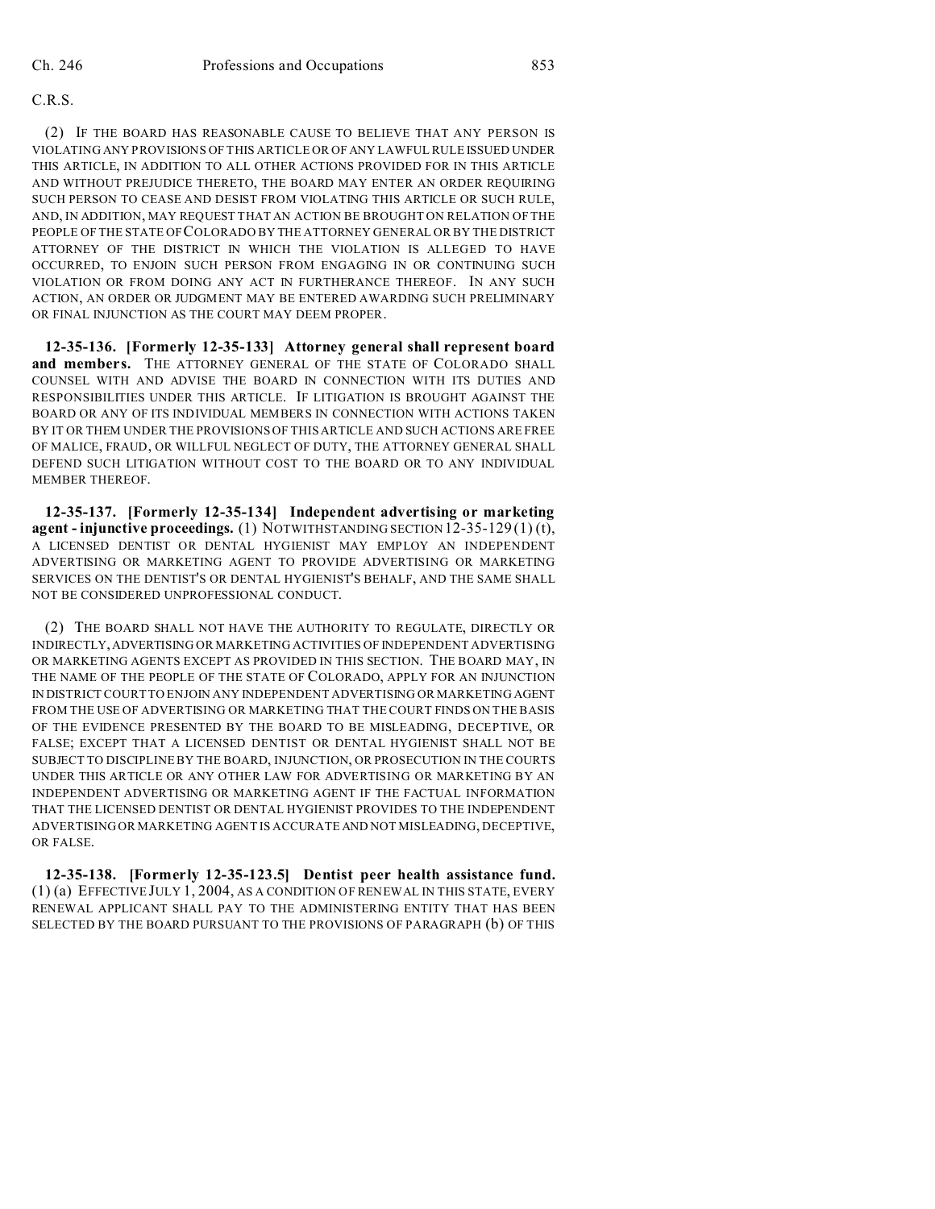C.R.S.

(2) IF THE BOARD HAS REASONABLE CAUSE TO BELIEVE THAT ANY PERSON IS VIOLATING ANY PROVISIONS OF THIS ARTICLE OR OF ANY LAWFUL RULE ISSUED UNDER THIS ARTICLE, IN ADDITION TO ALL OTHER ACTIONS PROVIDED FOR IN THIS ARTICLE AND WITHOUT PREJUDICE THERETO, THE BOARD MAY ENTER AN ORDER REQUIRING SUCH PERSON TO CEASE AND DESIST FROM VIOLATING THIS ARTICLE OR SUCH RULE, AND, IN ADDITION, MAY REQUEST THAT AN ACTION BE BROUGHT ON RELATION OF THE PEOPLE OF THE STATE OF COLORADO BY THE ATTORNEY GENERAL OR BY THE DISTRICT ATTORNEY OF THE DISTRICT IN WHICH THE VIOLATION IS ALLEGED TO HAVE OCCURRED, TO ENJOIN SUCH PERSON FROM ENGAGING IN OR CONTINUING SUCH VIOLATION OR FROM DOING ANY ACT IN FURTHERANCE THEREOF. IN ANY SUCH ACTION, AN ORDER OR JUDGMENT MAY BE ENTERED AWARDING SUCH PRELIMINARY OR FINAL INJUNCTION AS THE COURT MAY DEEM PROPER.

**12-35-136. [Formerly 12-35-133] Attorney general shall represent board and members.** THE ATTORNEY GENERAL OF THE STATE OF COLORADO SHALL COUNSEL WITH AND ADVISE THE BOARD IN CONNECTION WITH ITS DUTIES AND RESPONSIBILITIES UNDER THIS ARTICLE. IF LITIGATION IS BROUGHT AGAINST THE BOARD OR ANY OF ITS INDIVIDUAL MEMBERS IN CONNECTION WITH ACTIONS TAKEN BY IT OR THEM UNDER THE PROVISIONS OF THIS ARTICLE AND SUCH ACTIONS ARE FREE OF MALICE, FRAUD, OR WILLFUL NEGLECT OF DUTY, THE ATTORNEY GENERAL SHALL DEFEND SUCH LITIGATION WITHOUT COST TO THE BOARD OR TO ANY INDIVIDUAL MEMBER THEREOF.

**12-35-137. [Formerly 12-35-134] Independent advertising or marketing agent - injunctive proceedings.** (1) NOTWITHSTANDING SECTION 12-35-129 (1) (t), A LICENSED DENTIST OR DENTAL HYGIENIST MAY EMPLOY AN INDEPENDENT ADVERTISING OR MARKETING AGENT TO PROVIDE ADVERTISING OR MARKETING SERVICES ON THE DENTIST'S OR DENTAL HYGIENIST'S BEHALF, AND THE SAME SHALL NOT BE CONSIDERED UNPROFESSIONAL CONDUCT.

(2) THE BOARD SHALL NOT HAVE THE AUTHORITY TO REGULATE, DIRECTLY OR INDIRECTLY, ADVERTISING OR MARKETING ACTIVITIES OF INDEPENDENT ADVERTISING OR MARKETING AGENTS EXCEPT AS PROVIDED IN THIS SECTION. THE BOARD MAY, IN THE NAME OF THE PEOPLE OF THE STATE OF COLORADO, APPLY FOR AN INJUNCTION IN DISTRICT COURT TO ENJOIN ANY INDEPENDENT ADVERTISING OR MARKETING AGENT FROM THE USE OF ADVERTISING OR MARKETING THAT THE COURT FINDS ON THE BASIS OF THE EVIDENCE PRESENTED BY THE BOARD TO BE MISLEADING, DECEPTIVE, OR FALSE; EXCEPT THAT A LICENSED DENTIST OR DENTAL HYGIENIST SHALL NOT BE SUBJECT TO DISCIPLINE BY THE BOARD, INJUNCTION, OR PROSECUTION IN THE COURTS UNDER THIS ARTICLE OR ANY OTHER LAW FOR ADVERTISING OR MARKETING BY AN INDEPENDENT ADVERTISING OR MARKETING AGENT IF THE FACTUAL INFORMATION THAT THE LICENSED DENTIST OR DENTAL HYGIENIST PROVIDES TO THE INDEPENDENT ADVERTISING OR MARKETING AGENT IS ACCURATE AND NOT MISLEADING, DECEPTIVE, OR FALSE.

**12-35-138. [Formerly 12-35-123.5] Dentist peer health assistance fund.** (1) (a) EFFECTIVE JULY 1, 2004, AS A CONDITION OF RENEWAL IN THIS STATE, EVERY RENEWAL APPLICANT SHALL PAY TO THE ADMINISTERING ENTITY THAT HAS BEEN SELECTED BY THE BOARD PURSUANT TO THE PROVISIONS OF PARAGRAPH (b) OF THIS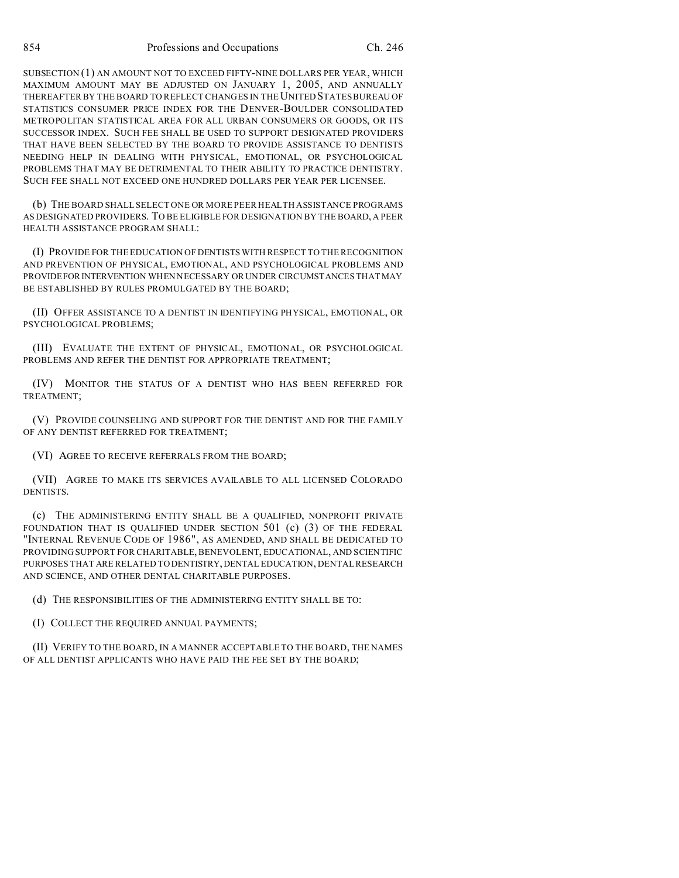SUBSECTION (1) AN AMOUNT NOT TO EXCEED FIFTY-NINE DOLLARS PER YEAR, WHICH MAXIMUM AMOUNT MAY BE ADJUSTED ON JANUARY 1, 2005, AND ANNUALLY THEREAFTER BY THE BOARD TO REFLECT CHANGES IN THE UNITED STATES BUREAU OF STATISTICS CONSUMER PRICE INDEX FOR THE DENVER-BOULDER CONSOLIDATED METROPOLITAN STATISTICAL AREA FOR ALL URBAN CONSUMERS OR GOODS, OR ITS SUCCESSOR INDEX. SUCH FEE SHALL BE USED TO SUPPORT DESIGNATED PROVIDERS THAT HAVE BEEN SELECTED BY THE BOARD TO PROVIDE ASSISTANCE TO DENTISTS NEEDING HELP IN DEALING WITH PHYSICAL, EMOTIONAL, OR PSYCHOLOGICAL PROBLEMS THAT MAY BE DETRIMENTAL TO THEIR ABILITY TO PRACTICE DENTISTRY. SUCH FEE SHALL NOT EXCEED ONE HUNDRED DOLLARS PER YEAR PER LICENSEE.

(b) THE BOARD SHALL SELECT ONE OR MORE PEER HEALTH ASSISTANCE PROGRAMS AS DESIGNATED PROVIDERS. TO BE ELIGIBLE FOR DESIGNATION BY THE BOARD, A PEER HEALTH ASSISTANCE PROGRAM SHALL:

(I) PROVIDE FOR THE EDUCATION OF DENTISTS WITH RESPECT TO THE RECOGNITION AND PREVENTION OF PHYSICAL, EMOTIONAL, AND PSYCHOLOGICAL PROBLEMS AND PROVIDE FOR INTERVENTION WHEN NECESSARY OR UNDER CIRCUMSTANCES THAT MAY BE ESTABLISHED BY RULES PROMULGATED BY THE BOARD;

(II) OFFER ASSISTANCE TO A DENTIST IN IDENTIFYING PHYSICAL, EMOTIONAL, OR PSYCHOLOGICAL PROBLEMS;

(III) EVALUATE THE EXTENT OF PHYSICAL, EMOTIONAL, OR PSYCHOLOGICAL PROBLEMS AND REFER THE DENTIST FOR APPROPRIATE TREATMENT;

(IV) MONITOR THE STATUS OF A DENTIST WHO HAS BEEN REFERRED FOR TREATMENT;

(V) PROVIDE COUNSELING AND SUPPORT FOR THE DENTIST AND FOR THE FAMILY OF ANY DENTIST REFERRED FOR TREATMENT;

(VI) AGREE TO RECEIVE REFERRALS FROM THE BOARD;

(VII) AGREE TO MAKE ITS SERVICES AVAILABLE TO ALL LICENSED COLORADO DENTISTS.

(c) THE ADMINISTERING ENTITY SHALL BE A QUALIFIED, NONPROFIT PRIVATE FOUNDATION THAT IS QUALIFIED UNDER SECTION 501 (c) (3) OF THE FEDERAL "INTERNAL REVENUE CODE OF 1986", AS AMENDED, AND SHALL BE DEDICATED TO PROVIDING SUPPORT FOR CHARITABLE, BENEVOLENT, EDUCATIONAL, AND SCIENTIFIC PURPOSES THAT ARE RELATED TO DENTISTRY, DENTAL EDUCATION, DENTAL RESEARCH AND SCIENCE, AND OTHER DENTAL CHARITABLE PURPOSES.

(d) THE RESPONSIBILITIES OF THE ADMINISTERING ENTITY SHALL BE TO:

(I) COLLECT THE REQUIRED ANNUAL PAYMENTS;

(II) VERIFY TO THE BOARD, IN A MANNER ACCEPTABLE TO THE BOARD, THE NAMES OF ALL DENTIST APPLICANTS WHO HAVE PAID THE FEE SET BY THE BOARD;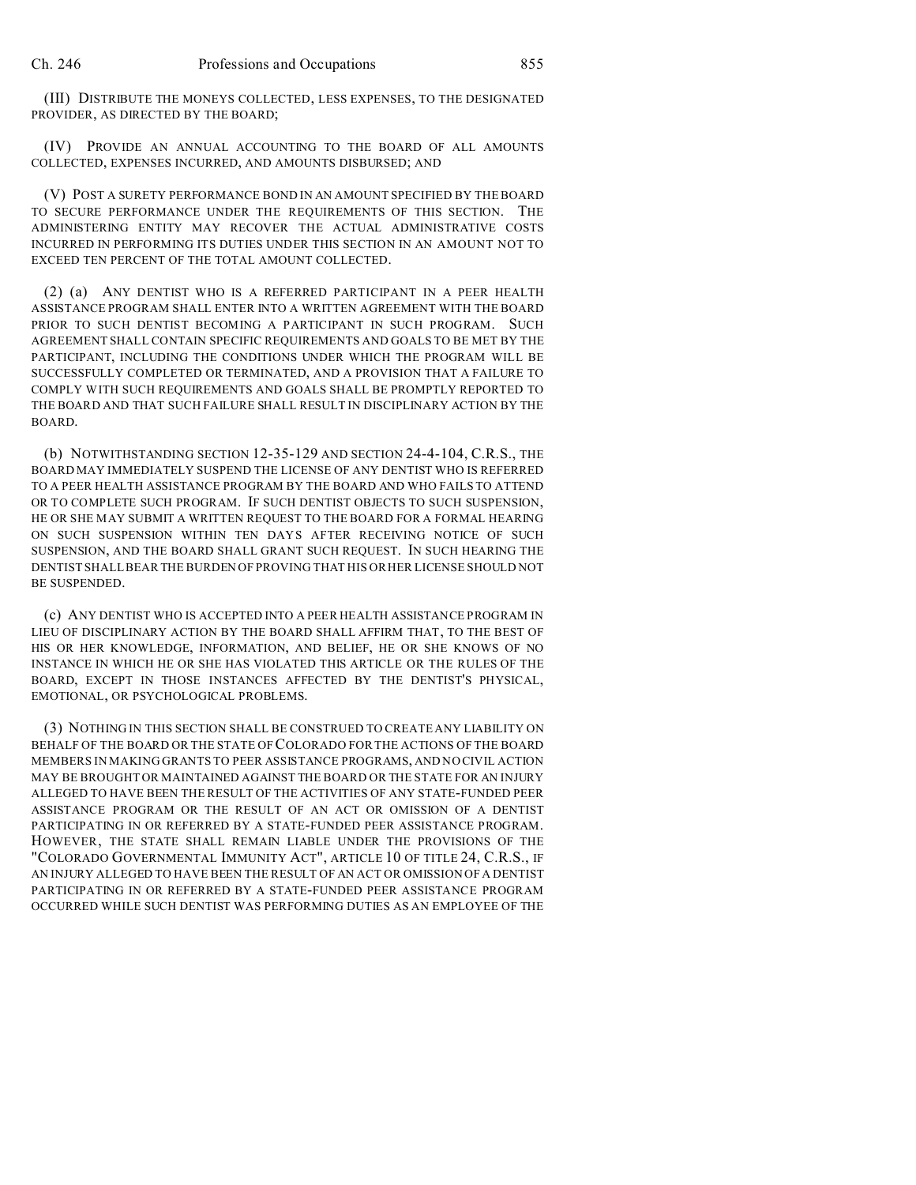(III) DISTRIBUTE THE MONEYS COLLECTED, LESS EXPENSES, TO THE DESIGNATED PROVIDER, AS DIRECTED BY THE BOARD;

(IV) PROVIDE AN ANNUAL ACCOUNTING TO THE BOARD OF ALL AMOUNTS COLLECTED, EXPENSES INCURRED, AND AMOUNTS DISBURSED; AND

(V) POST A SURETY PERFORMANCE BOND IN AN AMOUNT SPECIFIED BY THE BOARD TO SECURE PERFORMANCE UNDER THE REQUIREMENTS OF THIS SECTION. THE ADMINISTERING ENTITY MAY RECOVER THE ACTUAL ADMINISTRATIVE COSTS INCURRED IN PERFORMING ITS DUTIES UNDER THIS SECTION IN AN AMOUNT NOT TO EXCEED TEN PERCENT OF THE TOTAL AMOUNT COLLECTED.

(2) (a) ANY DENTIST WHO IS A REFERRED PARTICIPANT IN A PEER HEALTH ASSISTANCE PROGRAM SHALL ENTER INTO A WRITTEN AGREEMENT WITH THE BOARD PRIOR TO SUCH DENTIST BECOMING A PARTICIPANT IN SUCH PROGRAM. SUCH AGREEMENT SHALL CONTAIN SPECIFIC REQUIREMENTS AND GOALS TO BE MET BY THE PARTICIPANT, INCLUDING THE CONDITIONS UNDER WHICH THE PROGRAM WILL BE SUCCESSFULLY COMPLETED OR TERMINATED, AND A PROVISION THAT A FAILURE TO COMPLY WITH SUCH REQUIREMENTS AND GOALS SHALL BE PROMPTLY REPORTED TO THE BOARD AND THAT SUCH FAILURE SHALL RESULT IN DISCIPLINARY ACTION BY THE BOARD.

(b) NOTWITHSTANDING SECTION 12-35-129 AND SECTION 24-4-104, C.R.S., THE BOARD MAY IMMEDIATELY SUSPEND THE LICENSE OF ANY DENTIST WHO IS REFERRED TO A PEER HEALTH ASSISTANCE PROGRAM BY THE BOARD AND WHO FAILS TO ATTEND OR TO COMPLETE SUCH PROGRAM. IF SUCH DENTIST OBJECTS TO SUCH SUSPENSION, HE OR SHE MAY SUBMIT A WRITTEN REQUEST TO THE BOARD FOR A FORMAL HEARING ON SUCH SUSPENSION WITHIN TEN DAYS AFTER RECEIVING NOTICE OF SUCH SUSPENSION, AND THE BOARD SHALL GRANT SUCH REQUEST. IN SUCH HEARING THE DENTIST SHALL BEAR THE BURDEN OF PROVING THAT HIS OR HER LICENSE SHOULD NOT BE SUSPENDED.

(c) ANY DENTIST WHO IS ACCEPTED INTO A PEER HEALTH ASSISTANCE PROGRAM IN LIEU OF DISCIPLINARY ACTION BY THE BOARD SHALL AFFIRM THAT, TO THE BEST OF HIS OR HER KNOWLEDGE, INFORMATION, AND BELIEF, HE OR SHE KNOWS OF NO INSTANCE IN WHICH HE OR SHE HAS VIOLATED THIS ARTICLE OR THE RULES OF THE BOARD, EXCEPT IN THOSE INSTANCES AFFECTED BY THE DENTIST'S PHYSICAL, EMOTIONAL, OR PSYCHOLOGICAL PROBLEMS.

(3) NOTHING IN THIS SECTION SHALL BE CONSTRUED TO CREATE ANY LIABILITY ON BEHALF OF THE BOARD OR THE STATE OF COLORADO FOR THE ACTIONS OF THE BOARD MEMBERS IN MAKING GRANTS TO PEER ASSISTANCE PROGRAMS, AND NO CIVIL ACTION MAY BE BROUGHT OR MAINTAINED AGAINST THE BOARD OR THE STATE FOR AN INJURY ALLEGED TO HAVE BEEN THE RESULT OF THE ACTIVITIES OF ANY STATE-FUNDED PEER ASSISTANCE PROGRAM OR THE RESULT OF AN ACT OR OMISSION OF A DENTIST PARTICIPATING IN OR REFERRED BY A STATE-FUNDED PEER ASSISTANCE PROGRAM. HOWEVER, THE STATE SHALL REMAIN LIABLE UNDER THE PROVISIONS OF THE "COLORADO GOVERNMENTAL IMMUNITY ACT", ARTICLE 10 OF TITLE 24, C.R.S., IF AN INJURY ALLEGED TO HAVE BEEN THE RESULT OF AN ACT OR OMISSION OF A DENTIST PARTICIPATING IN OR REFERRED BY A STATE-FUNDED PEER ASSISTANCE PROGRAM OCCURRED WHILE SUCH DENTIST WAS PERFORMING DUTIES AS AN EMPLOYEE OF THE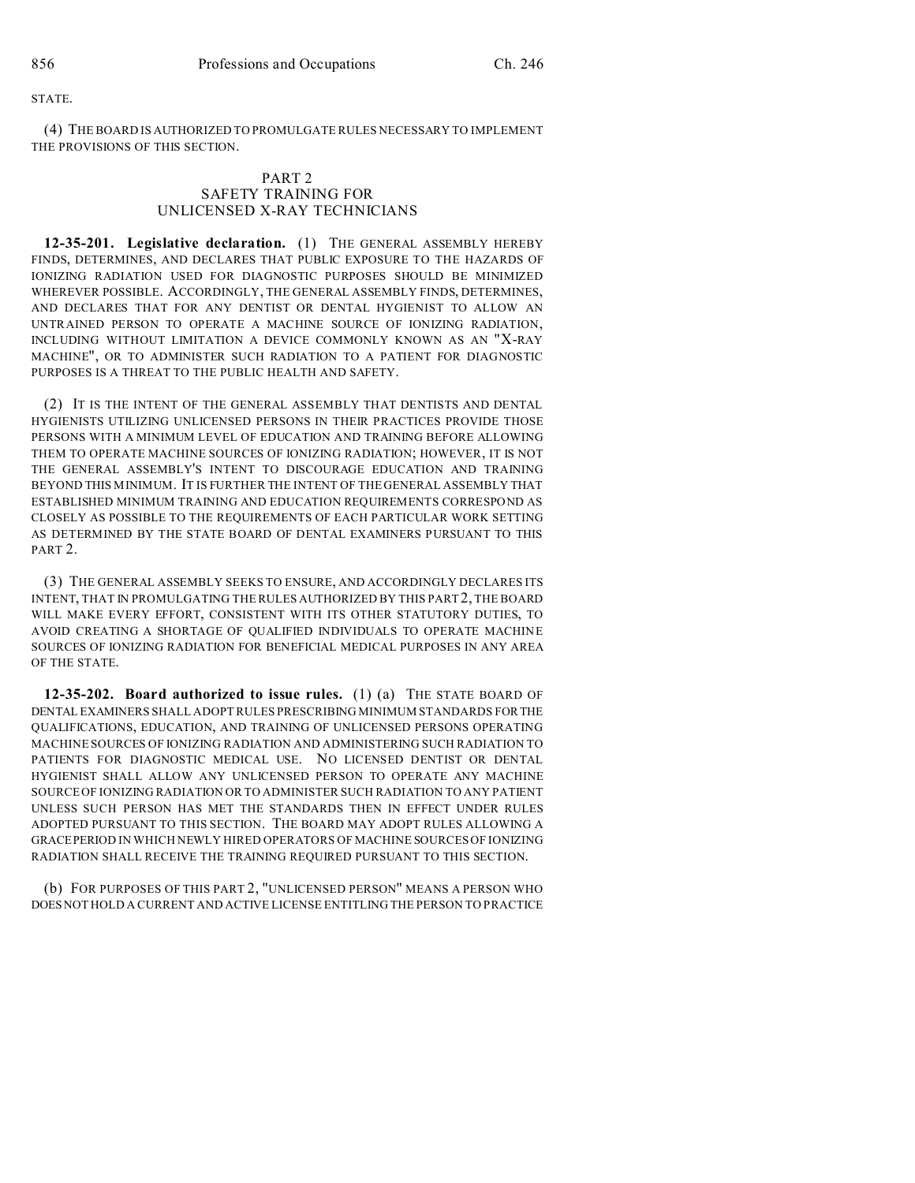STATE.

(4) THE BOARD IS AUTHORIZED TO PROMULGATE RULES NECESSARY TO IMPLEMENT THE PROVISIONS OF THIS SECTION.

## PART 2
## SAFETY TRAINING FOR UNLICENSED X-RAY TECHNICIANS

**12-35-201. Legislative declaration.** (1) THE GENERAL ASSEMBLY HEREBY FINDS, DETERMINES, AND DECLARES THAT PUBLIC EXPOSURE TO THE HAZARDS OF IONIZING RADIATION USED FOR DIAGNOSTIC PURPOSES SHOULD BE MINIMIZED WHEREVER POSSIBLE. ACCORDINGLY, THE GENERAL ASSEMBLY FINDS, DETERMINES, AND DECLARES THAT FOR ANY DENTIST OR DENTAL HYGIENIST TO ALLOW AN UNTRAINED PERSON TO OPERATE A MACHINE SOURCE OF IONIZING RADIATION, INCLUDING WITHOUT LIMITATION A DEVICE COMMONLY KNOWN AS AN "X-RAY MACHINE", OR TO ADMINISTER SUCH RADIATION TO A PATIENT FOR DIAGNOSTIC PURPOSES IS A THREAT TO THE PUBLIC HEALTH AND SAFETY.

(2) IT IS THE INTENT OF THE GENERAL ASSEMBLY THAT DENTISTS AND DENTAL HYGIENISTS UTILIZING UNLICENSED PERSONS IN THEIR PRACTICES PROVIDE THOSE PERSONS WITH A MINIMUM LEVEL OF EDUCATION AND TRAINING BEFORE ALLOWING THEM TO OPERATE MACHINE SOURCES OF IONIZING RADIATION; HOWEVER, IT IS NOT THE GENERAL ASSEMBLY'S INTENT TO DISCOURAGE EDUCATION AND TRAINING BEYOND THIS MINIMUM. IT IS FURTHER THE INTENT OF THE GENERAL ASSEMBLY THAT ESTABLISHED MINIMUM TRAINING AND EDUCATION REQUIREMENTS CORRESPOND AS CLOSELY AS POSSIBLE TO THE REQUIREMENTS OF EACH PARTICULAR WORK SETTING AS DETERMINED BY THE STATE BOARD OF DENTAL EXAMINERS PURSUANT TO THIS PART 2.

(3) THE GENERAL ASSEMBLY SEEKS TO ENSURE, AND ACCORDINGLY DECLARES ITS INTENT, THAT IN PROMULGATING THE RULES AUTHORIZED BY THIS PART 2, THE BOARD WILL MAKE EVERY EFFORT, CONSISTENT WITH ITS OTHER STATUTORY DUTIES, TO AVOID CREATING A SHORTAGE OF QUALIFIED INDIVIDUALS TO OPERATE MACHINE SOURCES OF IONIZING RADIATION FOR BENEFICIAL MEDICAL PURPOSES IN ANY AREA OF THE STATE.

**12-35-202. Board authorized to issue rules.** (1) (a) THE STATE BOARD OF DENTAL EXAMINERS SHALL ADOPT RULES PRESCRIBING MINIMUM STANDARDS FOR THE QUALIFICATIONS, EDUCATION, AND TRAINING OF UNLICENSED PERSONS OPERATING MACHINE SOURCES OF IONIZING RADIATION AND ADMINISTERING SUCH RADIATION TO PATIENTS FOR DIAGNOSTIC MEDICAL USE. NO LICENSED DENTIST OR DENTAL HYGIENIST SHALL ALLOW ANY UNLICENSED PERSON TO OPERATE ANY MACHINE SOURCE OF IONIZING RADIATION OR TO ADMINISTER SUCH RADIATION TO ANY PATIENT UNLESS SUCH PERSON HAS MET THE STANDARDS THEN IN EFFECT UNDER RULES ADOPTED PURSUANT TO THIS SECTION. THE BOARD MAY ADOPT RULES ALLOWING A GRACE PERIOD IN WHICH NEWLY HIRED OPERATORS OF MACHINE SOURCES OF IONIZING RADIATION SHALL RECEIVE THE TRAINING REQUIRED PURSUANT TO THIS SECTION.

(b) FOR PURPOSES OF THIS PART 2, "UNLICENSED PERSON" MEANS A PERSON WHO DOES NOT HOLD A CURRENT AND ACTIVE LICENSE ENTITLING THE PERSON TO PRACTICE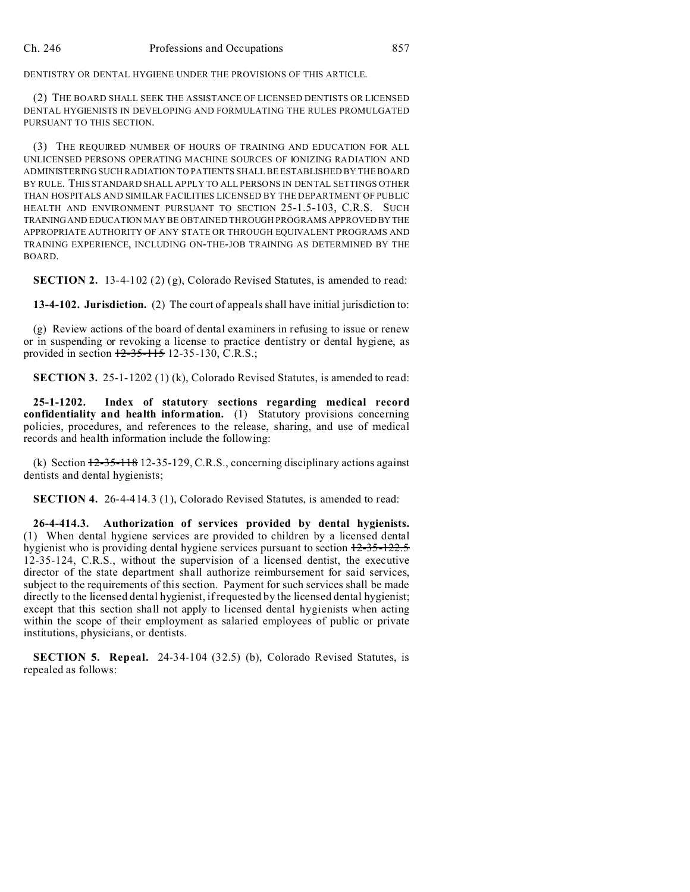DENTISTRY OR DENTAL HYGIENE UNDER THE PROVISIONS OF THIS ARTICLE.

(2) THE BOARD SHALL SEEK THE ASSISTANCE OF LICENSED DENTISTS OR LICENSED DENTAL HYGIENISTS IN DEVELOPING AND FORMULATING THE RULES PROMULGATED PURSUANT TO THIS SECTION.

(3) THE REQUIRED NUMBER OF HOURS OF TRAINING AND EDUCATION FOR ALL UNLICENSED PERSONS OPERATING MACHINE SOURCES OF IONIZING RADIATION AND ADMINISTERING SUCH RADIATION TO PATIENTS SHALL BE ESTABLISHED BY THE BOARD BY RULE. THIS STANDARD SHALL APPLY TO ALL PERSONS IN DENTAL SETTINGS OTHER THAN HOSPITALS AND SIMILAR FACILITIES LICENSED BY THE DEPARTMENT OF PUBLIC HEALTH AND ENVIRONMENT PURSUANT TO SECTION 25-1.5-103, C.R.S. SUCH TRAINING AND EDUCATION MAY BE OBTAINED THROUGH PROGRAMS APPROVED BY THE APPROPRIATE AUTHORITY OF ANY STATE OR THROUGH EQUIVALENT PROGRAMS AND TRAINING EXPERIENCE, INCLUDING ON-THE-JOB TRAINING AS DETERMINED BY THE BOARD.

**SECTION 2.** 13-4-102 (2) (g), Colorado Revised Statutes, is amended to read:

**13-4-102. Jurisdiction.** (2) The court of appeals shall have initial jurisdiction to:

(g) Review actions of the board of dental examiners in refusing to issue or renew or in suspending or revoking a license to practice dentistry or dental hygiene, as provided in section ~~12-35-115~~ 12-35-130, C.R.S.;

**SECTION 3.** 25-1-1202 (1) (k), Colorado Revised Statutes, is amended to read:

**25-1-1202. Index of statutory sections regarding medical record confidentiality and health information.** (1) Statutory provisions concerning policies, procedures, and references to the release, sharing, and use of medical records and health information include the following:

(k) Section ~~12-35-118~~ 12-35-129, C.R.S., concerning disciplinary actions against dentists and dental hygienists;

**SECTION 4.** 26-4-414.3 (1), Colorado Revised Statutes, is amended to read:

**26-4-414.3. Authorization of services provided by dental hygienists.** (1) When dental hygiene services are provided to children by a licensed dental hygienist who is providing dental hygiene services pursuant to section ~~12-35-122.5~~ 12-35-124, C.R.S., without the supervision of a licensed dentist, the executive director of the state department shall authorize reimbursement for said services, subject to the requirements of this section. Payment for such services shall be made directly to the licensed dental hygienist, if requested by the licensed dental hygienist; except that this section shall not apply to licensed dental hygienists when acting within the scope of their employment as salaried employees of public or private institutions, physicians, or dentists.

**SECTION 5. Repeal.** 24-34-104 (32.5) (b), Colorado Revised Statutes, is repealed as follows: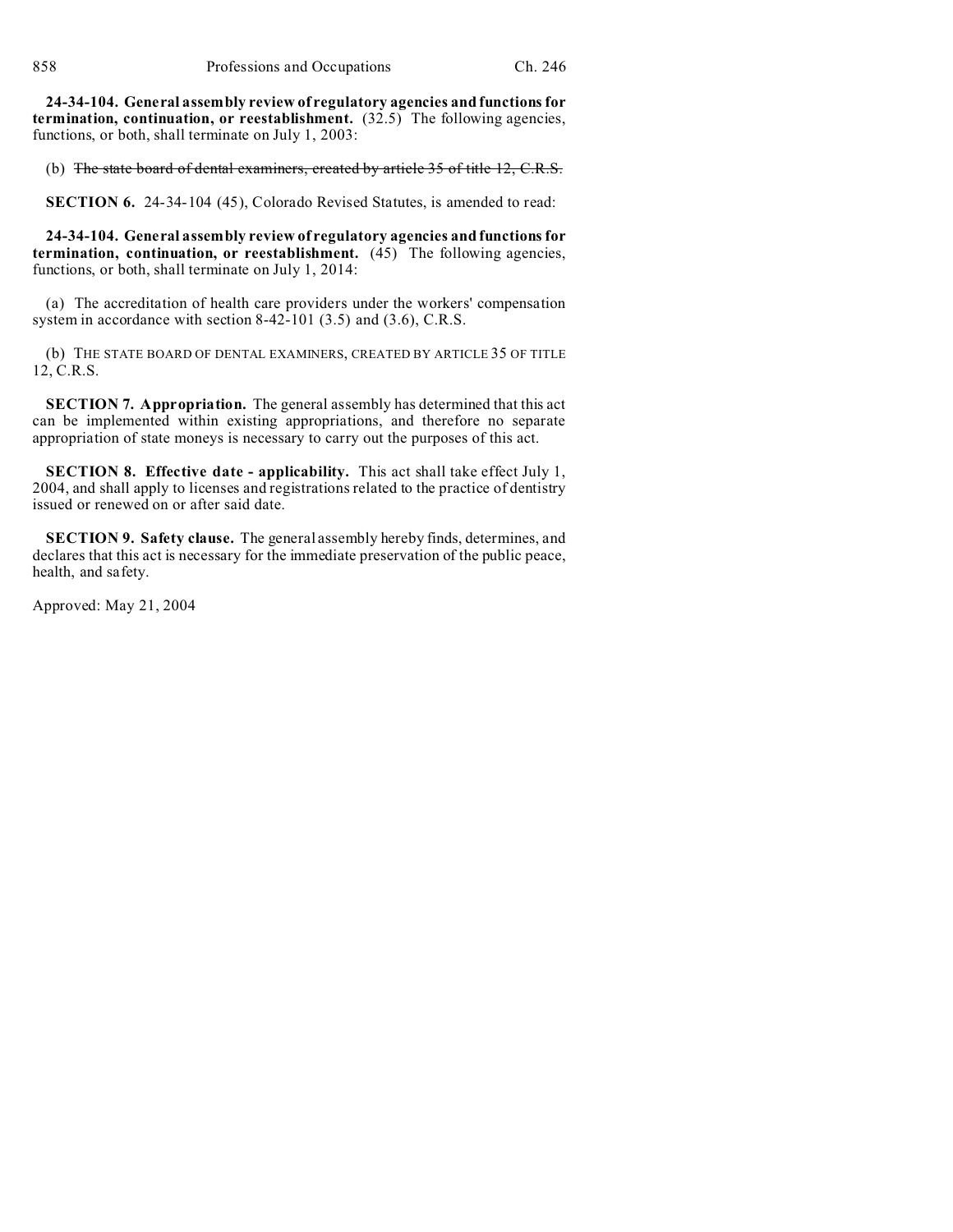**24-34-104. General assembly review of regulatory agencies and functions for termination, continuation, or reestablishment.** (32.5) The following agencies, functions, or both, shall terminate on July 1, 2003:

(b) ~~The state board of dental examiners, created by article 35 of title 12, C.R.S.~~

**SECTION 6.** 24-34-104 (45), Colorado Revised Statutes, is amended to read:

**24-34-104. General assembly review of regulatory agencies and functions for termination, continuation, or reestablishment.** (45) The following agencies, functions, or both, shall terminate on July 1, 2014:

(a) The accreditation of health care providers under the workers' compensation system in accordance with section 8-42-101 (3.5) and (3.6), C.R.S.

(b) THE STATE BOARD OF DENTAL EXAMINERS, CREATED BY ARTICLE 35 OF TITLE 12, C.R.S.

**SECTION 7. Appropriation.** The general assembly has determined that this act can be implemented within existing appropriations, and therefore no separate appropriation of state moneys is necessary to carry out the purposes of this act.

**SECTION 8. Effective date - applicability.** This act shall take effect July 1, 2004, and shall apply to licenses and registrations related to the practice of dentistry issued or renewed on or after said date.

**SECTION 9. Safety clause.** The general assembly hereby finds, determines, and declares that this act is necessary for the immediate preservation of the public peace, health, and safety.

Approved: May 21, 2004